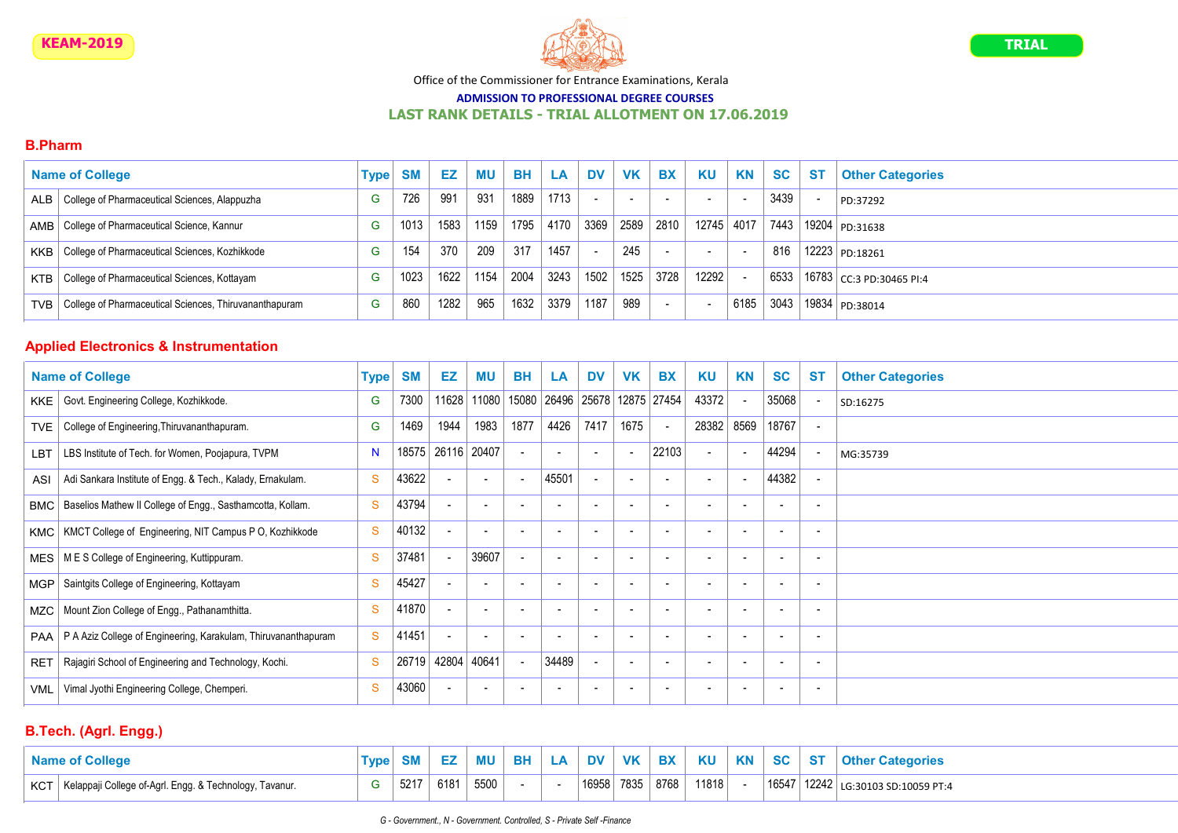KEAM-2019

TRIAL

Office of the Commissioner for Entrance Examinations, Kerala

ADMISSION TO PROFESSIONAL DEGREE COURSES

LAST RANK DETAILS - TRIAL ALLOTMENT ON 17.06.2019

## B.Pharm

| | Name of College | Type | SM | EZ | MU | BH | LA | DV | VK | BX | KU | KN | SC | ST | Other Categories |
|---|---|---|---|---|---|---|---|---|---|---|---|---|---|---|---|
| ALB | College of Pharmaceutical Sciences, Alappuzha | G | 726 | 991 | 931 | 1889 | 1713 | - | - | - | - | - | 3439 | - | PD:37292 |
| AMB | College of Pharmaceutical Science, Kannur | G | 1013 | 1583 | 1159 | 1795 | 4170 | 3369 | 2589 | 2810 | 12745 | 4017 | 7443 | 19204 | PD:31638 |
| KKB | College of Pharmaceutical Sciences, Kozhikkode | G | 154 | 370 | 209 | 317 | 1457 | - | 245 | - | - | - | 816 | 12223 | PD:18261 |
| KTB | College of Pharmaceutical Sciences, Kottayam | G | 1023 | 1622 | 1154 | 2004 | 3243 | 1502 | 1525 | 3728 | 12292 | - | 6533 | 16783 | CC:3 PD:30465 PI:4 |
| TVB | College of Pharmaceutical Sciences, Thiruvananthapuram | G | 860 | 1282 | 965 | 1632 | 3379 | 1187 | 989 | - | - | 6185 | 3043 | 19834 | PD:38014 |

## Applied Electronics & Instrumentation

| | Name of College | Type | SM | EZ | MU | BH | LA | DV | VK | BX | KU | KN | SC | ST | Other Categories |
|---|---|---|---|---|---|---|---|---|---|---|---|---|---|---|---|
| KKE | Govt. Engineering College, Kozhikkode. | G | 7300 | 11628 | 11080 | 15080 | 26496 | 25678 | 12875 | 27454 | 43372 | - | 35068 | - | SD:16275 |
| TVE | College of Engineering,Thiruvananthapuram. | G | 1469 | 1944 | 1983 | 1877 | 4426 | 7417 | 1675 | - | 28382 | 8569 | 18767 | - | |
| LBT | LBS Institute of Tech. for Women, Poojapura, TVPM | N | 18575 | 26116 | 20407 | - | - | - | - | 22103 | - | - | 44294 | - | MG:35739 |
| ASI | Adi Sankara Institute of Engg. & Tech., Kalady, Ernakulam. | S | 43622 | - | - | - | 45501 | - | - | - | - | - | 44382 | - | |
| BMC | Baselios Mathew II College of Engg., Sasthamcotta, Kollam. | S | 43794 | - | - | - | - | - | - | - | - | - | - | - | |
| KMC | KMCT College of Engineering, NIT Campus P O, Kozhikkode | S | 40132 | - | - | - | - | - | - | - | - | - | - | - | |
| MES | M E S College of Engineering, Kuttippuram. | S | 37481 | - | 39607 | - | - | - | - | - | - | - | - | - | |
| MGP | Saintgits College of Engineering, Kottayam | S | 45427 | - | - | - | - | - | - | - | - | - | - | - | |
| MZC | Mount Zion College of Engg., Pathanamthitta. | S | 41870 | - | - | - | - | - | - | - | - | - | - | - | |
| PAA | P A Aziz College of Engineering, Karakulam, Thiruvananthapuram | S | 41451 | - | - | - | - | - | - | - | - | - | - | - | |
| RET | Rajagiri School of Engineering and Technology, Kochi. | S | 26719 | 42804 | 40641 | - | 34489 | - | - | - | - | - | - | - | |
| VML | Vimal Jyothi Engineering College, Chemperi. | S | 43060 | - | - | - | - | - | - | - | - | - | - | - | |

## B.Tech. (Agrl. Engg.)

| | Name of College | Type | SM | EZ | MU | BH | LA | DV | VK | BX | KU | KN | SC | ST | Other Categories |
|---|---|---|---|---|---|---|---|---|---|---|---|---|---|---|---|
| KCT | Kelappaji College of-Agrl. Engg. & Technology, Tavanur. | G | 5217 | 6181 | 5500 | - | - | 16958 | 7835 | 8768 | 11818 | - | 16547 | 12242 | LG:30103 SD:10059 PT:4 |

*G - Government., N - Government. Controlled, S - Private Self -Finance*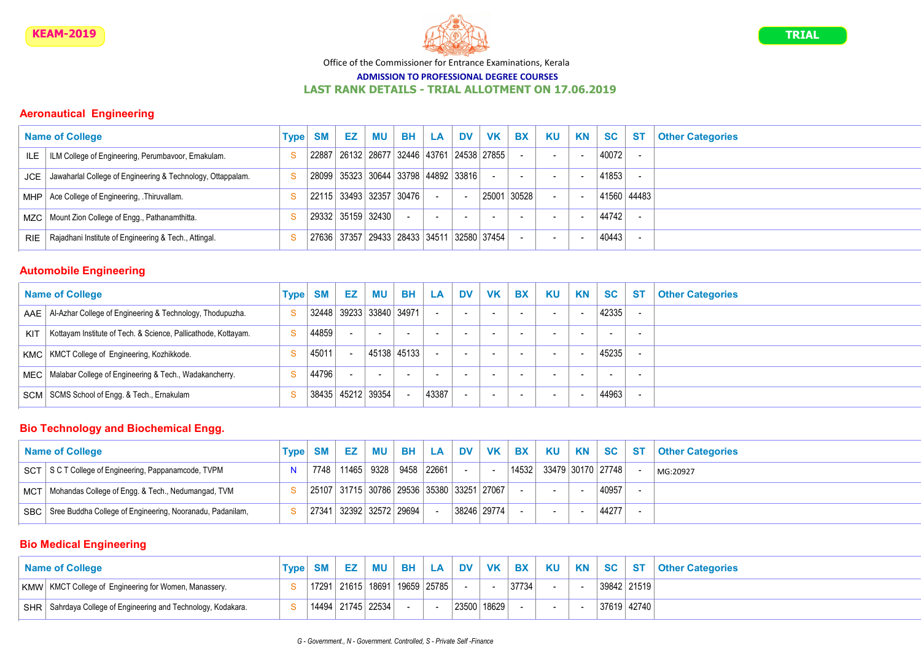KEAM-2019

TRIAL

Office of the Commissioner for Entrance Examinations, Kerala

ADMISSION TO PROFESSIONAL DEGREE COURSES

## LAST RANK DETAILS - TRIAL ALLOTMENT ON 17.06.2019

### Aeronautical Engineering

| | Name of College | Type | SM | EZ | MU | BH | LA | DV | VK | BX | KU | KN | SC | ST | Other Categories |
|---|---|---|---|---|---|---|---|---|---|---|---|---|---|---|---|
| ILE | ILM College of Engineering, Perumbavoor, Ernakulam. | S | 22887 | 26132 | 28677 | 32446 | 43761 | 24538 | 27855 | - | - | - | 40072 | - | |
| JCE | Jawaharlal College of Engineering & Technology, Ottappalam. | S | 28099 | 35323 | 30644 | 33798 | 44892 | 33816 | - | - | - | - | 41853 | - | |
| MHP | Ace College of Engineering, .Thiruvallam. | S | 22115 | 33493 | 32357 | 30476 | - | - | 25001 | 30528 | - | - | 41560 | 44483 | |
| MZC | Mount Zion College of Engg., Pathanamthitta. | S | 29332 | 35159 | 32430 | - | - | - | - | - | - | - | 44742 | - | |
| RIE | Rajadhani Institute of Engineering & Tech., Attingal. | S | 27636 | 37357 | 29433 | 28433 | 34511 | 32580 | 37454 | - | - | - | 40443 | - | |

### Automobile Engineering

| | Name of College | Type | SM | EZ | MU | BH | LA | DV | VK | BX | KU | KN | SC | ST | Other Categories |
|---|---|---|---|---|---|---|---|---|---|---|---|---|---|---|---|
| AAE | Al-Azhar College of Engineering & Technology, Thodupuzha. | S | 32448 | 39233 | 33840 | 34971 | - | - | - | - | - | - | 42335 | - | |
| KIT | Kottayam Institute of Tech. & Science, Pallicathode, Kottayam. | S | 44859 | - | - | - | - | - | - | - | - | - | - | - | |
| KMC | KMCT College of Engineering, Kozhikkode. | S | 45011 | - | 45138 | 45133 | - | - | - | - | - | - | 45235 | - | |
| MEC | Malabar College of Engineering & Tech., Wadakancherry. | S | 44796 | - | - | - | - | - | - | - | - | - | - | - | |
| SCM | SCMS School of Engg. & Tech., Ernakulam | S | 38435 | 45212 | 39354 | - | 43387 | - | - | - | - | - | 44963 | - | |

### Bio Technology and Biochemical Engg.

| | Name of College | Type | SM | EZ | MU | BH | LA | DV | VK | BX | KU | KN | SC | ST | Other Categories |
|---|---|---|---|---|---|---|---|---|---|---|---|---|---|---|---|
| SCT | S C T College of Engineering, Pappanamcode, TVPM | N | 7748 | 11465 | 9328 | 9458 | 22661 | - | - | 14532 | 33479 | 30170 | 27748 | - | MG:20927 |
| MCT | Mohandas College of Engg. & Tech., Nedumangad, TVM | S | 25107 | 31715 | 30786 | 29536 | 35380 | 33251 | 27067 | - | - | - | 40957 | - | |
| SBC | Sree Buddha College of Engineering, Nooranadu, Padanilam, | S | 27341 | 32392 | 32572 | 29694 | - | 38246 | 29774 | - | - | - | 44277 | - | |

### Bio Medical Engineering

| | Name of College | Type | SM | EZ | MU | BH | LA | DV | VK | BX | KU | KN | SC | ST | Other Categories |
|---|---|---|---|---|---|---|---|---|---|---|---|---|---|---|---|
| KMW | KMCT College of Engineering for Women, Manassery. | S | 17291 | 21615 | 18691 | 19659 | 25785 | - | - | 37734 | - | - | 39842 | 21519 | |
| SHR | Sahrdaya College of Engineering and Technology, Kodakara. | S | 14494 | 21745 | 22534 | - | - | 23500 | 18629 | - | - | - | 37619 | 42740 | |

*G - Government., N - Government. Controlled, S - Private Self -Finance*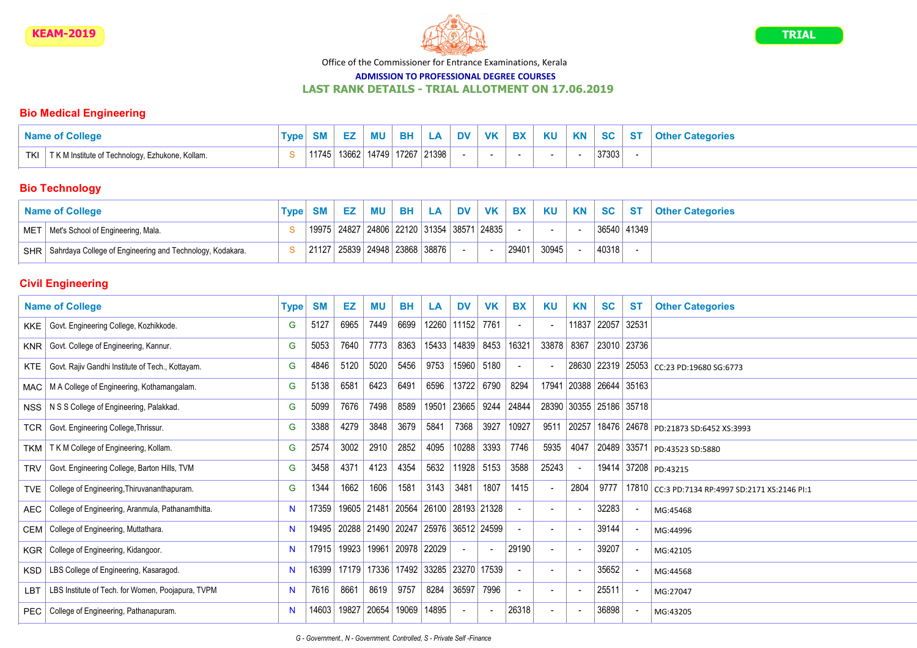KEAM-2019

TRIAL

Office of the Commissioner for Entrance Examinations, Kerala

ADMISSION TO PROFESSIONAL DEGREE COURSES

## LAST RANK DETAILS - TRIAL ALLOTMENT ON 17.06.2019

### Bio Medical Engineering

| Name of College | | Type | SM | EZ | MU | BH | LA | DV | VK | BX | KU | KN | SC | ST | Other Categories |
|---|---|---|---|---|---|---|---|---|---|---|---|---|---|---|---|
| TKI | T K M Institute of Technology, Ezhukone, Kollam. | S | 11745 | 13662 | 14749 | 17267 | 21398 | - | - | - | - | - | 37303 | - | |

### Bio Technology

| Name of College | | Type | SM | EZ | MU | BH | LA | DV | VK | BX | KU | KN | SC | ST | Other Categories |
|---|---|---|---|---|---|---|---|---|---|---|---|---|---|---|---|
| MET | Met's School of Engineering, Mala. | S | 19975 | 24827 | 24806 | 22120 | 31354 | 38571 | 24835 | - | - | - | 36540 | 41349 | |
| SHR | Sahrdaya College of Engineering and Technology, Kodakara. | S | 21127 | 25839 | 24948 | 23868 | 38876 | - | - | 29401 | 30945 | - | 40318 | - | |

### Civil Engineering

| Name of College | | Type | SM | EZ | MU | BH | LA | DV | VK | BX | KU | KN | SC | ST | Other Categories |
|---|---|---|---|---|---|---|---|---|---|---|---|---|---|---|---|
| KKE | Govt. Engineering College, Kozhikkode. | G | 5127 | 6965 | 7449 | 6699 | 12260 | 11152 | 7761 | - | - | 11837 | 22057 | 32531 | |
| KNR | Govt. College of Engineering, Kannur. | G | 5053 | 7640 | 7773 | 8363 | 15433 | 14839 | 8453 | 16321 | 33878 | 8367 | 23010 | 23736 | |
| KTE | Govt. Rajiv Gandhi Institute of Tech., Kottayam. | G | 4846 | 5120 | 5020 | 5456 | 9753 | 15960 | 5180 | - | - | 28630 | 22319 | 25053 | CC:23 PD:19680 SG:6773 |
| MAC | M A College of Engineering, Kothamangalam. | G | 5138 | 6581 | 6423 | 6491 | 6596 | 13722 | 6790 | 8294 | 17941 | 20388 | 26644 | 35163 | |
| NSS | N S S College of Engineering, Palakkad. | G | 5099 | 7676 | 7498 | 8589 | 19501 | 23665 | 9244 | 24844 | 28390 | 30355 | 25186 | 35718 | |
| TCR | Govt. Engineering College,Thrissur. | G | 3388 | 4279 | 3848 | 3679 | 5841 | 7368 | 3927 | 10927 | 9511 | 20257 | 18476 | 24678 | PD:21873 SD:6452 XS:3993 |
| TKM | T K M College of Engineering, Kollam. | G | 2574 | 3002 | 2910 | 2852 | 4095 | 10288 | 3393 | 7746 | 5935 | 4047 | 20489 | 33571 | PD:43523 SD:5880 |
| TRV | Govt. Engineering College, Barton Hills, TVM | G | 3458 | 4371 | 4123 | 4354 | 5632 | 11928 | 5153 | 3588 | 25243 | - | 19414 | 37208 | PD:43215 |
| TVE | College of Engineering,Thiruvananthapuram. | G | 1344 | 1662 | 1606 | 1581 | 3143 | 3481 | 1807 | 1415 | - | 2804 | 9777 | 17810 | CC:3 PD:7134 RP:4997 SD:2171 XS:2146 PI:1 |
| AEC | College of Engineering, Aranmula, Pathanamthitta. | N | 17359 | 19605 | 21481 | 20564 | 26100 | 28193 | 21328 | - | - | - | 32283 | - | MG:45468 |
| CEM | College of Engineering, Muttathara. | N | 19495 | 20288 | 21490 | 20247 | 25976 | 36512 | 24599 | - | - | - | 39144 | - | MG:44996 |
| KGR | College of Engineering, Kidangoor. | N | 17915 | 19923 | 19961 | 20978 | 22029 | - | - | 29190 | - | - | 39207 | - | MG:42105 |
| KSD | LBS College of Engineering, Kasaragod. | N | 16399 | 17179 | 17336 | 17492 | 33285 | 23270 | 17539 | - | - | - | 35652 | - | MG:44568 |
| LBT | LBS Institute of Tech. for Women, Poojapura, TVPM | N | 7616 | 8661 | 8619 | 9757 | 8284 | 36597 | 7996 | - | - | - | 25511 | - | MG:27047 |
| PEC | College of Engineering, Pathanapuram. | N | 14603 | 19827 | 20654 | 19069 | 14895 | - | - | 26318 | - | - | 36898 | - | MG:43205 |

*G - Government., N - Government. Controlled, S - Private Self -Finance*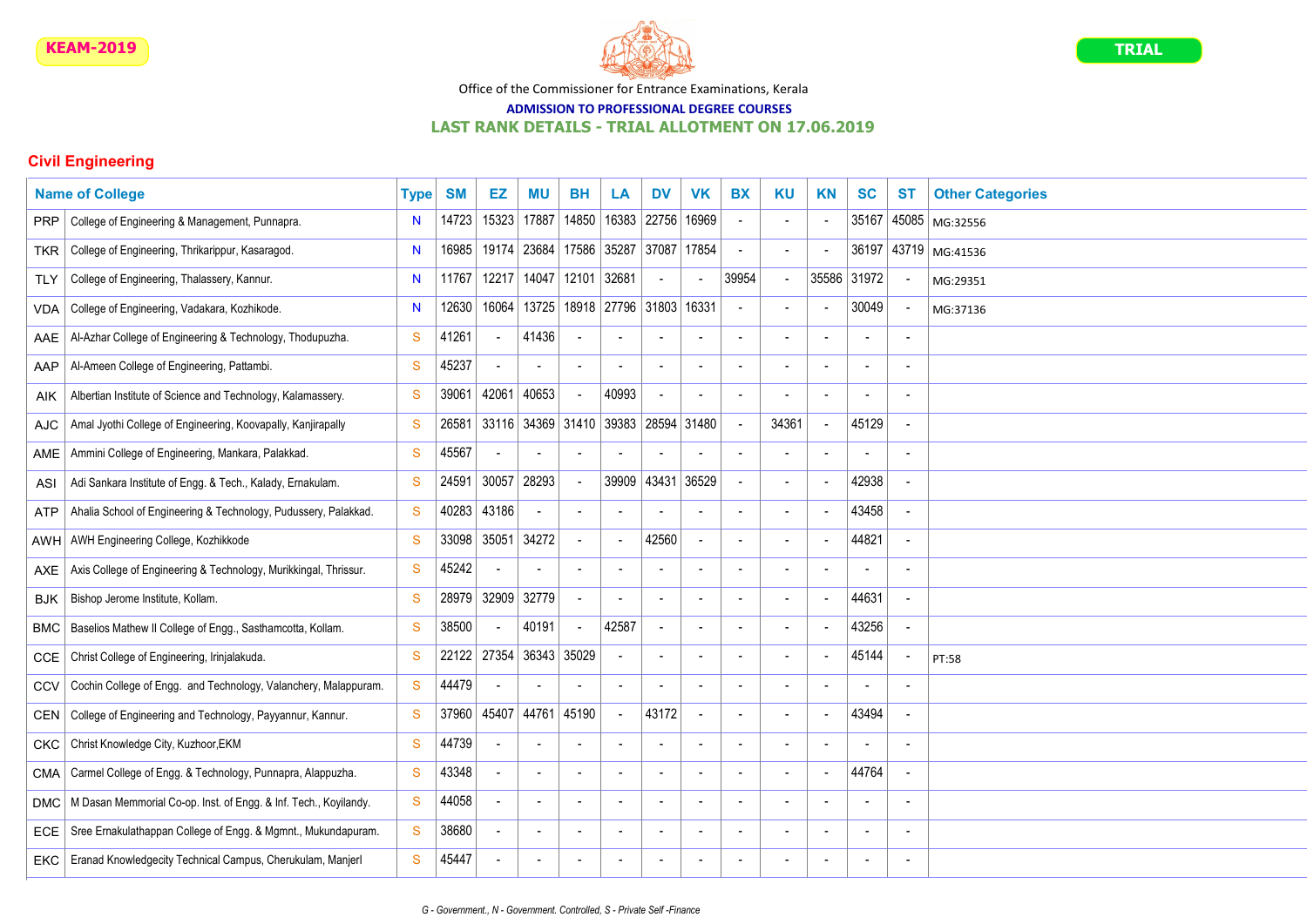KEAM-2019

TRIAL

Office of the Commissioner for Entrance Examinations, Kerala

ADMISSION TO PROFESSIONAL DEGREE COURSES

## LAST RANK DETAILS - TRIAL ALLOTMENT ON 17.06.2019

### Civil Engineering

| Name of College | | Type | SM | EZ | MU | BH | LA | DV | VK | BX | KU | KN | SC | ST | Other Categories |
|---|---|---|---|---|---|---|---|---|---|---|---|---|---|---|---|
| PRP | College of Engineering & Management, Punnapra. | N | 14723 | 15323 | 17887 | 14850 | 16383 | 22756 | 16969 | - | - | - | 35167 | 45085 | MG:32556 |
| TKR | College of Engineering, Thrikarippur, Kasaragod. | N | 16985 | 19174 | 23684 | 17586 | 35287 | 37087 | 17854 | - | - | - | 36197 | 43719 | MG:41536 |
| TLY | College of Engineering, Thalassery, Kannur. | N | 11767 | 12217 | 14047 | 12101 | 32681 | - | - | 39954 | - | 35586 | 31972 | - | MG:29351 |
| VDA | College of Engineering, Vadakara, Kozhikode. | N | 12630 | 16064 | 13725 | 18918 | 27796 | 31803 | 16331 | - | - | - | 30049 | - | MG:37136 |
| AAE | Al-Azhar College of Engineering & Technology, Thodupuzha. | S | 41261 | - | 41436 | - | - | - | - | - | - | - | - | - | |
| AAP | Al-Ameen College of Engineering, Pattambi. | S | 45237 | - | - | - | - | - | - | - | - | - | - | - | |
| AIK | Albertian Institute of Science and Technology, Kalamassery. | S | 39061 | 42061 | 40653 | - | 40993 | - | - | - | - | - | - | - | |
| AJC | Amal Jyothi College of Engineering, Koovapally, Kanjirapally | S | 26581 | 33116 | 34369 | 31410 | 39383 | 28594 | 31480 | - | 34361 | - | 45129 | - | |
| AME | Ammini College of Engineering, Mankara, Palakkad. | S | 45567 | - | - | - | - | - | - | - | - | - | - | - | |
| ASI | Adi Sankara Institute of Engg. & Tech., Kalady, Ernakulam. | S | 24591 | 30057 | 28293 | - | 39909 | 43431 | 36529 | - | - | - | 42938 | - | |
| ATP | Ahalia School of Engineering & Technology, Pudussery, Palakkad. | S | 40283 | 43186 | - | - | - | - | - | - | - | - | 43458 | - | |
| AWH | AWH Engineering College, Kozhikkode | S | 33098 | 35051 | 34272 | - | - | 42560 | - | - | - | - | 44821 | - | |
| AXE | Axis College of Engineering & Technology, Murikkingal, Thrissur. | S | 45242 | - | - | - | - | - | - | - | - | - | - | - | |
| BJK | Bishop Jerome Institute, Kollam. | S | 28979 | 32909 | 32779 | - | - | - | - | - | - | - | 44631 | - | |
| BMC | Baselios Mathew II College of Engg., Sasthamcotta, Kollam. | S | 38500 | - | 40191 | - | 42587 | - | - | - | - | - | 43256 | - | |
| CCE | Christ College of Engineering, Irinjalakuda. | S | 22122 | 27354 | 36343 | 35029 | - | - | - | - | - | - | 45144 | - | PT:58 |
| CCV | Cochin College of Engg. and Technology, Valanchery, Malappuram. | S | 44479 | - | - | - | - | - | - | - | - | - | - | - | |
| CEN | College of Engineering and Technology, Payyannur, Kannur. | S | 37960 | 45407 | 44761 | 45190 | - | 43172 | - | - | - | - | 43494 | - | |
| CKC | Christ Knowledge City, Kuzhoor,EKM | S | 44739 | - | - | - | - | - | - | - | - | - | - | - | |
| CMA | Carmel College of Engg. & Technology, Punnapra, Alappuzha. | S | 43348 | - | - | - | - | - | - | - | - | - | 44764 | - | |
| DMC | M Dasan Memmorial Co-op. Inst. of Engg. & Inf. Tech., Koyilandy. | S | 44058 | - | - | - | - | - | - | - | - | - | - | - | |
| ECE | Sree Ernakulathappan College of Engg. & Mgmnt., Mukundapuram. | S | 38680 | - | - | - | - | - | - | - | - | - | - | - | |
| EKC | Eranad Knowledgecity Technical Campus, Cherukulam, Manjerl | S | 45447 | - | - | - | - | - | - | - | - | - | - | - | |

*G - Government., N - Government. Controlled, S - Private Self -Finance*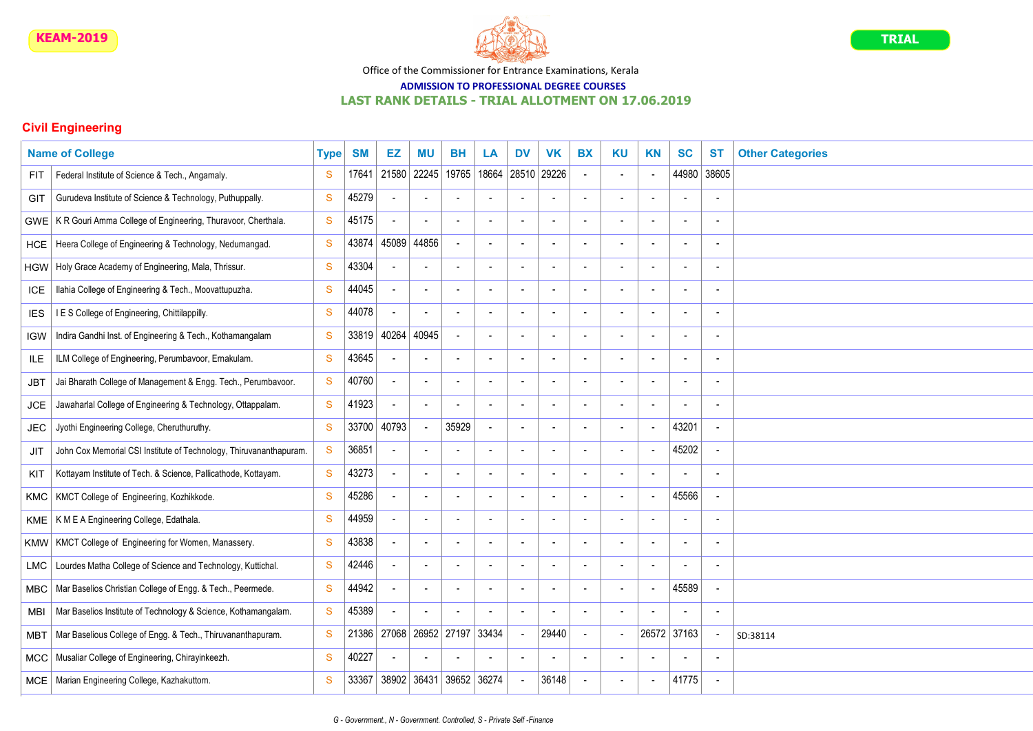KEAM-2019

TRIAL

Office of the Commissioner for Entrance Examinations, Kerala

ADMISSION TO PROFESSIONAL DEGREE COURSES

## LAST RANK DETAILS - TRIAL ALLOTMENT ON 17.06.2019

### Civil Engineering

| Name of College | | Type | SM | EZ | MU | BH | LA | DV | VK | BX | KU | KN | SC | ST | Other Categories |
|---|---|---|---|---|---|---|---|---|---|---|---|---|---|---|---|
| FIT | Federal Institute of Science & Tech., Angamaly. | S | 17641 | 21580 | 22245 | 19765 | 18664 | 28510 | 29226 | - | - | - | 44980 | 38605 | |
| GIT | Gurudeva Institute of Science & Technology, Puthuppally. | S | 45279 | - | - | - | - | - | - | - | - | - | - | - | |
| GWE | K R Gouri Amma College of Engineering, Thuravoor, Cherthala. | S | 45175 | - | - | - | - | - | - | - | - | - | - | - | |
| HCE | Heera College of Engineering & Technology, Nedumangad. | S | 43874 | 45089 | 44856 | - | - | - | - | - | - | - | - | - | |
| HGW | Holy Grace Academy of Engineering, Mala, Thrissur. | S | 43304 | - | - | - | - | - | - | - | - | - | - | - | |
| ICE | Ilahia College of Engineering & Tech., Moovattupuzha. | S | 44045 | - | - | - | - | - | - | - | - | - | - | - | |
| IES | I E S College of Engineering, Chittilappilly. | S | 44078 | - | - | - | - | - | - | - | - | - | - | - | |
| IGW | Indira Gandhi Inst. of Engineering & Tech., Kothamangalam | S | 33819 | 40264 | 40945 | - | - | - | - | - | - | - | - | - | |
| ILE | ILM College of Engineering, Perumbavoor, Ernakulam. | S | 43645 | - | - | - | - | - | - | - | - | - | - | - | |
| JBT | Jai Bharath College of Management & Engg. Tech., Perumbavoor. | S | 40760 | - | - | - | - | - | - | - | - | - | - | - | |
| JCE | Jawaharlal College of Engineering & Technology, Ottappalam. | S | 41923 | - | - | - | - | - | - | - | - | - | - | - | |
| JEC | Jyothi Engineering College, Cheruthuruthy. | S | 33700 | 40793 | - | 35929 | - | - | - | - | - | - | 43201 | - | |
| JIT | John Cox Memorial CSI Institute of Technology, Thiruvananthapuram. | S | 36851 | - | - | - | - | - | - | - | - | - | 45202 | - | |
| KIT | Kottayam Institute of Tech. & Science, Pallicathode, Kottayam. | S | 43273 | - | - | - | - | - | - | - | - | - | - | - | |
| KMC | KMCT College of Engineering, Kozhikkode. | S | 45286 | - | - | - | - | - | - | - | - | - | 45566 | - | |
| KME | K M E A Engineering College, Edathala. | S | 44959 | - | - | - | - | - | - | - | - | - | - | - | |
| KMW | KMCT College of Engineering for Women, Manassery. | S | 43838 | - | - | - | - | - | - | - | - | - | - | - | |
| LMC | Lourdes Matha College of Science and Technology, Kuttichal. | S | 42446 | - | - | - | - | - | - | - | - | - | - | - | |
| MBC | Mar Baselios Christian College of Engg. & Tech., Peermede. | S | 44942 | - | - | - | - | - | - | - | - | - | 45589 | - | |
| MBI | Mar Baselios Institute of Technology & Science, Kothamangalam. | S | 45389 | - | - | - | - | - | - | - | - | - | - | - | |
| MBT | Mar Baselious College of Engg. & Tech., Thiruvananthapuram. | S | 21386 | 27068 | 26952 | 27197 | 33434 | - | 29440 | - | - | 26572 | 37163 | - | SD:38114 |
| MCC | Musaliar College of Engineering, Chirayinkeezh. | S | 40227 | - | - | - | - | - | - | - | - | - | - | - | |
| MCE | Marian Engineering College, Kazhakuttom. | S | 33367 | 38902 | 36431 | 39652 | 36274 | - | 36148 | - | - | - | 41775 | - | |

*G - Government., N - Government. Controlled, S - Private Self -Finance*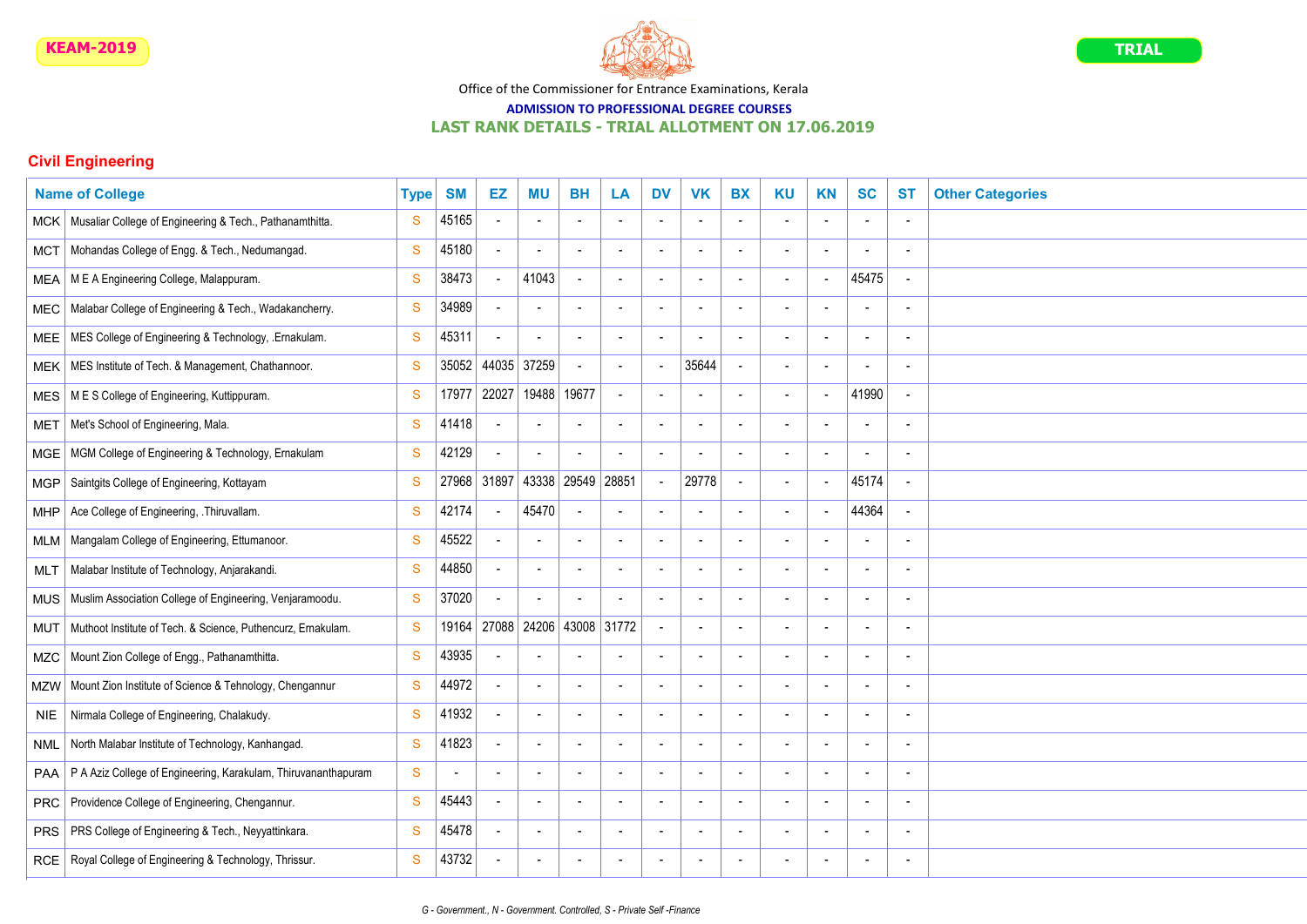KEAM-2019

TRIAL

Office of the Commissioner for Entrance Examinations, Kerala

ADMISSION TO PROFESSIONAL DEGREE COURSES

LAST RANK DETAILS - TRIAL ALLOTMENT ON 17.06.2019

## Civil Engineering

| Name of College | | Type | SM | EZ | MU | BH | LA | DV | VK | BX | KU | KN | SC | ST | Other Categories |
|---|---|---|---|---|---|---|---|---|---|---|---|---|---|---|---|
| MCK | Musaliar College of Engineering & Tech., Pathanamthitta. | S | 45165 | - | - | - | - | - | - | - | - | - | - | - | |
| MCT | Mohandas College of Engg. & Tech., Nedumangad. | S | 45180 | - | - | - | - | - | - | - | - | - | - | - | |
| MEA | M E A Engineering College, Malappuram. | S | 38473 | - | 41043 | - | - | - | - | - | - | - | 45475 | - | |
| MEC | Malabar College of Engineering & Tech., Wadakancherry. | S | 34989 | - | - | - | - | - | - | - | - | - | - | - | |
| MEE | MES College of Engineering & Technology, .Ernakulam. | S | 45311 | - | - | - | - | - | - | - | - | - | - | - | |
| MEK | MES Institute of Tech. & Management, Chathannoor. | S | 35052 | 44035 | 37259 | - | - | - | 35644 | - | - | - | - | - | |
| MES | M E S College of Engineering, Kuttippuram. | S | 17977 | 22027 | 19488 | 19677 | - | - | - | - | - | - | 41990 | - | |
| MET | Met's School of Engineering, Mala. | S | 41418 | - | - | - | - | - | - | - | - | - | - | - | |
| MGE | MGM College of Engineering & Technology, Ernakulam | S | 42129 | - | - | - | - | - | - | - | - | - | - | - | |
| MGP | Saintgits College of Engineering, Kottayam | S | 27968 | 31897 | 43338 | 29549 | 28851 | - | 29778 | - | - | - | 45174 | - | |
| MHP | Ace College of Engineering, .Thiruvallam. | S | 42174 | - | 45470 | - | - | - | - | - | - | - | 44364 | - | |
| MLM | Mangalam College of Engineering, Ettumanoor. | S | 45522 | - | - | - | - | - | - | - | - | - | - | - | |
| MLT | Malabar Institute of Technology, Anjarakandi. | S | 44850 | - | - | - | - | - | - | - | - | - | - | - | |
| MUS | Muslim Association College of Engineering, Venjaramoodu. | S | 37020 | - | - | - | - | - | - | - | - | - | - | - | |
| MUT | Muthoot Institute of Tech. & Science, Puthencurz, Ernakulam. | S | 19164 | 27088 | 24206 | 43008 | 31772 | - | - | - | - | - | - | - | |
| MZC | Mount Zion College of Engg., Pathanamthitta. | S | 43935 | - | - | - | - | - | - | - | - | - | - | - | |
| MZW | Mount Zion Institute of Science & Tehnology, Chengannur | S | 44972 | - | - | - | - | - | - | - | - | - | - | - | |
| NIE | Nirmala College of Engineering, Chalakudy. | S | 41932 | - | - | - | - | - | - | - | - | - | - | - | |
| NML | North Malabar Institute of Technology, Kanhangad. | S | 41823 | - | - | - | - | - | - | - | - | - | - | - | |
| PAA | P A Aziz College of Engineering, Karakulam, Thiruvananthapuram | S | - | - | - | - | - | - | - | - | - | - | - | - | |
| PRC | Providence College of Engineering, Chengannur. | S | 45443 | - | - | - | - | - | - | - | - | - | - | - | |
| PRS | PRS College of Engineering & Tech., Neyyattinkara. | S | 45478 | - | - | - | - | - | - | - | - | - | - | - | |
| RCE | Royal College of Engineering & Technology, Thrissur. | S | 43732 | - | - | - | - | - | - | - | - | - | - | - | |

*G - Government., N - Government. Controlled, S - Private Self -Finance*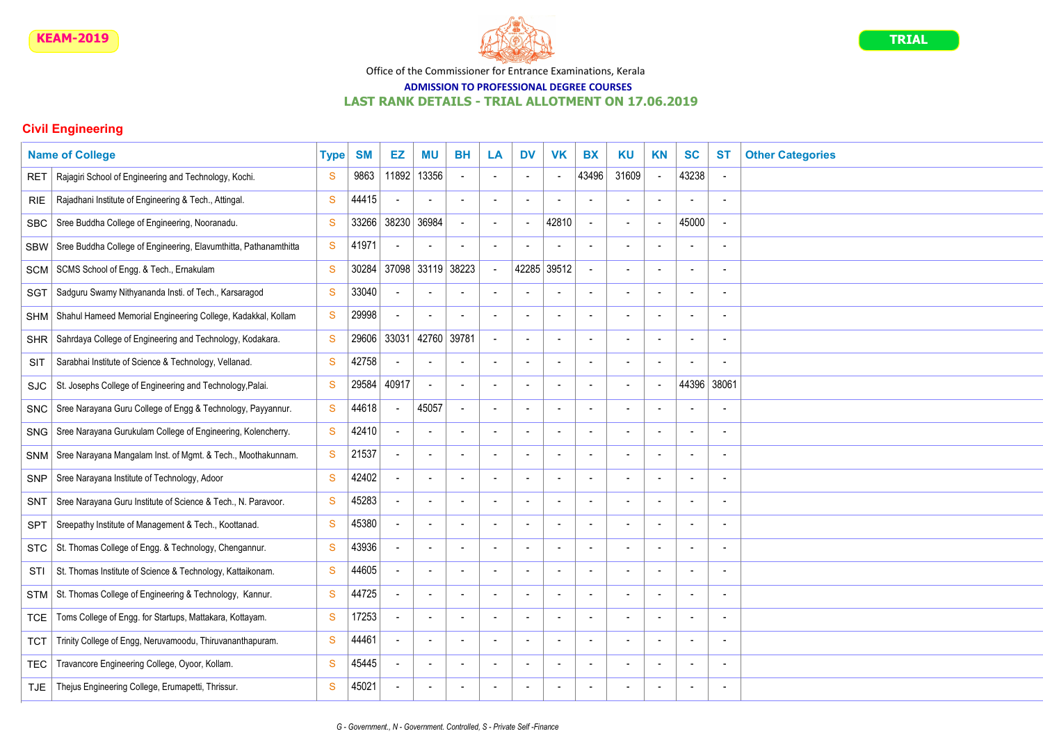KEAM-2019

TRIAL

Office of the Commissioner for Entrance Examinations, Kerala

ADMISSION TO PROFESSIONAL DEGREE COURSES

## LAST RANK DETAILS - TRIAL ALLOTMENT ON 17.06.2019

### Civil Engineering

| Name of College | | Type | SM | EZ | MU | BH | LA | DV | VK | BX | KU | KN | SC | ST | Other Categories |
|---|---|---|---|---|---|---|---|---|---|---|---|---|---|---|---|
| RET | Rajagiri School of Engineering and Technology, Kochi. | S | 9863 | 11892 | 13356 | - | - | - | - | 43496 | 31609 | - | 43238 | - | |
| RIE | Rajadhani Institute of Engineering & Tech., Attingal. | S | 44415 | - | - | - | - | - | - | - | - | - | - | - | |
| SBC | Sree Buddha College of Engineering, Nooranadu. | S | 33266 | 38230 | 36984 | - | - | - | 42810 | - | - | - | 45000 | - | |
| SBW | Sree Buddha College of Engineering, Elavumthitta, Pathanamthitta | S | 41971 | - | - | - | - | - | - | - | - | - | - | - | |
| SCM | SCMS School of Engg. & Tech., Ernakulam | S | 30284 | 37098 | 33119 | 38223 | - | 42285 | 39512 | - | - | - | - | - | |
| SGT | Sadguru Swamy Nithyananda Insti. of Tech., Karsaragod | S | 33040 | - | - | - | - | - | - | - | - | - | - | - | |
| SHM | Shahul Hameed Memorial Engineering College, Kadakkal, Kollam | S | 29998 | - | - | - | - | - | - | - | - | - | - | - | |
| SHR | Sahrdaya College of Engineering and Technology, Kodakara. | S | 29606 | 33031 | 42760 | 39781 | - | - | - | - | - | - | - | - | |
| SIT | Sarabhai Institute of Science & Technology, Vellanad. | S | 42758 | - | - | - | - | - | - | - | - | - | - | - | |
| SJC | St. Josephs College of Engineering and Technology,Palai. | S | 29584 | 40917 | - | - | - | - | - | - | - | - | 44396 | 38061 | |
| SNC | Sree Narayana Guru College of Engg & Technology, Payyannur. | S | 44618 | - | 45057 | - | - | - | - | - | - | - | - | - | |
| SNG | Sree Narayana Gurukulam College of Engineering, Kolencherry. | S | 42410 | - | - | - | - | - | - | - | - | - | - | - | |
| SNM | Sree Narayana Mangalam Inst. of Mgmt. & Tech., Moothakunnam. | S | 21537 | - | - | - | - | - | - | - | - | - | - | - | |
| SNP | Sree Narayana Institute of Technology, Adoor | S | 42402 | - | - | - | - | - | - | - | - | - | - | - | |
| SNT | Sree Narayana Guru Institute of Science & Tech., N. Paravoor. | S | 45283 | - | - | - | - | - | - | - | - | - | - | - | |
| SPT | Sreepathy Institute of Management & Tech., Koottanad. | S | 45380 | - | - | - | - | - | - | - | - | - | - | - | |
| STC | St. Thomas College of Engg. & Technology, Chengannur. | S | 43936 | - | - | - | - | - | - | - | - | - | - | - | |
| STI | St. Thomas Institute of Science & Technology, Kattaikonam. | S | 44605 | - | - | - | - | - | - | - | - | - | - | - | |
| STM | St. Thomas College of Engineering & Technology, Kannur. | S | 44725 | - | - | - | - | - | - | - | - | - | - | - | |
| TCE | Toms College of Engg. for Startups, Mattakara, Kottayam. | S | 17253 | - | - | - | - | - | - | - | - | - | - | - | |
| TCT | Trinity College of Engg, Neruvamoodu, Thiruvananthapuram. | S | 44461 | - | - | - | - | - | - | - | - | - | - | - | |
| TEC | Travancore Engineering College, Oyoor, Kollam. | S | 45445 | - | - | - | - | - | - | - | - | - | - | - | |
| TJE | Thejus Engineering College, Erumapetti, Thrissur. | S | 45021 | - | - | - | - | - | - | - | - | - | - | - | |

*G - Government., N - Government. Controlled, S - Private Self -Finance*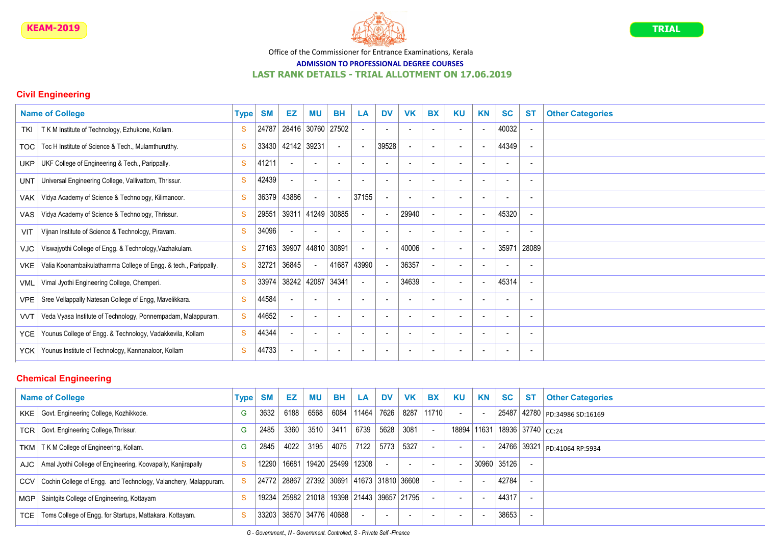KEAM-2019

TRIAL

Office of the Commissioner for Entrance Examinations, Kerala

ADMISSION TO PROFESSIONAL DEGREE COURSES

## LAST RANK DETAILS - TRIAL ALLOTMENT ON 17.06.2019

### Civil Engineering

| Name of College | | Type | SM | EZ | MU | BH | LA | DV | VK | BX | KU | KN | SC | ST | Other Categories |
|---|---|---|---|---|---|---|---|---|---|---|---|---|---|---|---|
| TKI | T K M Institute of Technology, Ezhukone, Kollam. | S | 24787 | 28416 | 30760 | 27502 | - | - | - | - | - | - | 40032 | - | |
| TOC | Toc H Institute of Science & Tech., Mulamthurutthy. | S | 33430 | 42142 | 39231 | - | - | 39528 | - | - | - | - | 44349 | - | |
| UKP | UKF College of Engineering & Tech., Parippally. | S | 41211 | - | - | - | - | - | - | - | - | - | - | - | |
| UNT | Universal Engineering College, Vallivattom, Thrissur. | S | 42439 | - | - | - | - | - | - | - | - | - | - | - | |
| VAK | Vidya Academy of Science & Technology, Kilimanoor. | S | 36379 | 43886 | - | - | 37155 | - | - | - | - | - | - | - | |
| VAS | Vidya Academy of Science & Technology, Thrissur. | S | 29551 | 39311 | 41249 | 30885 | - | - | 29940 | - | - | - | 45320 | - | |
| VIT | Vijnan Institute of Science & Technology, Piravam. | S | 34096 | - | - | - | - | - | - | - | - | - | - | - | |
| VJC | Viswajyothi College of Engg. & Technology,Vazhakulam. | S | 27163 | 39907 | 44810 | 30891 | - | - | 40006 | - | - | - | 35971 | 28089 | |
| VKE | Valia Koonambaikulathamma College of Engg. & tech., Parippally. | S | 32721 | 36845 | - | 41687 | 43990 | - | 36357 | - | - | - | - | - | |
| VML | Vimal Jyothi Engineering College, Chemperi. | S | 33974 | 38242 | 42087 | 34341 | - | - | 34639 | - | - | - | 45314 | - | |
| VPE | Sree Vellappally Natesan College of Engg, Mavelikkara. | S | 44584 | - | - | - | - | - | - | - | - | - | - | - | |
| VVT | Veda Vyasa Institute of Technology, Ponnempadam, Malappuram. | S | 44652 | - | - | - | - | - | - | - | - | - | - | - | |
| YCE | Younus College of Engg. & Technology, Vadakkevila, Kollam | S | 44344 | - | - | - | - | - | - | - | - | - | - | - | |
| YCK | Younus Institute of Technology, Kannanaloor, Kollam | S | 44733 | - | - | - | - | - | - | - | - | - | - | - | |

### Chemical Engineering

| Name of College | | Type | SM | EZ | MU | BH | LA | DV | VK | BX | KU | KN | SC | ST | Other Categories |
|---|---|---|---|---|---|---|---|---|---|---|---|---|---|---|---|
| KKE | Govt. Engineering College, Kozhikkode. | G | 3632 | 6188 | 6568 | 6084 | 11464 | 7626 | 8287 | 11710 | - | - | 25487 | 42780 | PD:34986 SD:16169 |
| TCR | Govt. Engineering College,Thrissur. | G | 2485 | 3360 | 3510 | 3411 | 6739 | 5628 | 3081 | - | 18894 | 11631 | 18936 | 37740 | CC:24 |
| TKM | T K M College of Engineering, Kollam. | G | 2845 | 4022 | 3195 | 4075 | 7122 | 5773 | 5327 | - | - | - | 24766 | 39321 | PD:41064 RP:5934 |
| AJC | Amal Jyothi College of Engineering, Koovapally, Kanjirapally | S | 12290 | 16681 | 19420 | 25499 | 12308 | - | - | - | - | 30960 | 35126 | - | |
| CCV | Cochin College of Engg. and Technology, Valanchery, Malappuram. | S | 24772 | 28867 | 27392 | 30691 | 41673 | 31810 | 36608 | - | - | - | 42784 | - | |
| MGP | Saintgits College of Engineering, Kottayam | S | 19234 | 25982 | 21018 | 19398 | 21443 | 39657 | 21795 | - | - | - | 44317 | - | |
| TCE | Toms College of Engg. for Startups, Mattakara, Kottayam. | S | 33203 | 38570 | 34776 | 40688 | - | - | - | - | - | - | 38653 | - | |

*G - Government., N - Government. Controlled, S - Private Self -Finance*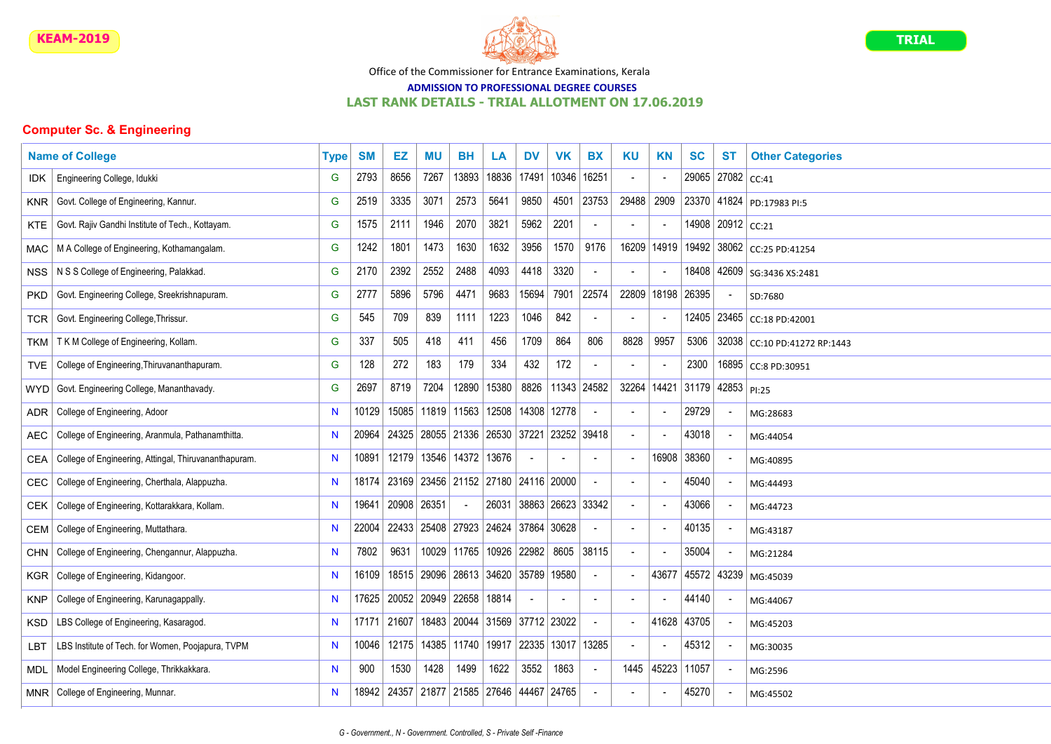KEAM-2019

TRIAL

Office of the Commissioner for Entrance Examinations, Kerala

ADMISSION TO PROFESSIONAL DEGREE COURSES

## LAST RANK DETAILS - TRIAL ALLOTMENT ON 17.06.2019

### Computer Sc. & Engineering

| Name of College | | Type | SM | EZ | MU | BH | LA | DV | VK | BX | KU | KN | SC | ST | Other Categories |
|---|---|---|---|---|---|---|---|---|---|---|---|---|---|---|---|
| IDK | Engineering College, Idukki | G | 2793 | 8656 | 7267 | 13893 | 18836 | 17491 | 10346 | 16251 | - | - | 29065 | 27082 | CC:41 |
| KNR | Govt. College of Engineering, Kannur. | G | 2519 | 3335 | 3071 | 2573 | 5641 | 9850 | 4501 | 23753 | 29488 | 2909 | 23370 | 41824 | PD:17983 PI:5 |
| KTE | Govt. Rajiv Gandhi Institute of Tech., Kottayam. | G | 1575 | 2111 | 1946 | 2070 | 3821 | 5962 | 2201 | - | - | - | 14908 | 20912 | CC:21 |
| MAC | M A College of Engineering, Kothamangalam. | G | 1242 | 1801 | 1473 | 1630 | 1632 | 3956 | 1570 | 9176 | 16209 | 14919 | 19492 | 38062 | CC:25 PD:41254 |
| NSS | N S S College of Engineering, Palakkad. | G | 2170 | 2392 | 2552 | 2488 | 4093 | 4418 | 3320 | - | - | - | 18408 | 42609 | SG:3436 XS:2481 |
| PKD | Govt. Engineering College, Sreekrishnapuram. | G | 2777 | 5896 | 5796 | 4471 | 9683 | 15694 | 7901 | 22574 | 22809 | 18198 | 26395 | - | SD:7680 |
| TCR | Govt. Engineering College,Thrissur. | G | 545 | 709 | 839 | 1111 | 1223 | 1046 | 842 | - | - | - | 12405 | 23465 | CC:18 PD:42001 |
| TKM | T K M College of Engineering, Kollam. | G | 337 | 505 | 418 | 411 | 456 | 1709 | 864 | 806 | 8828 | 9957 | 5306 | 32038 | CC:10 PD:41272 RP:1443 |
| TVE | College of Engineering,Thiruvananthapuram. | G | 128 | 272 | 183 | 179 | 334 | 432 | 172 | - | - | - | 2300 | 16895 | CC:8 PD:30951 |
| WYD | Govt. Engineering College, Mananthavady. | G | 2697 | 8719 | 7204 | 12890 | 15380 | 8826 | 11343 | 24582 | 32264 | 14421 | 31179 | 42853 | PI:25 |
| ADR | College of Engineering, Adoor | N | 10129 | 15085 | 11819 | 11563 | 12508 | 14308 | 12778 | - | - | - | 29729 | - | MG:28683 |
| AEC | College of Engineering, Aranmula, Pathanamthitta. | N | 20964 | 24325 | 28055 | 21336 | 26530 | 37221 | 23252 | 39418 | - | - | 43018 | - | MG:44054 |
| CEA | College of Engineering, Attingal, Thiruvananthapuram. | N | 10891 | 12179 | 13546 | 14372 | 13676 | - | - | - | - | 16908 | 38360 | - | MG:40895 |
| CEC | College of Engineering, Cherthala, Alappuzha. | N | 18174 | 23169 | 23456 | 21152 | 27180 | 24116 | 20000 | - | - | - | 45040 | - | MG:44493 |
| CEK | College of Engineering, Kottarakkara, Kollam. | N | 19641 | 20908 | 26351 | - | 26031 | 38863 | 26623 | 33342 | - | - | 43066 | - | MG:44723 |
| CEM | College of Engineering, Muttathara. | N | 22004 | 22433 | 25408 | 27923 | 24624 | 37864 | 30628 | - | - | - | 40135 | - | MG:43187 |
| CHN | College of Engineering, Chengannur, Alappuzha. | N | 7802 | 9631 | 10029 | 11765 | 10926 | 22982 | 8605 | 38115 | - | - | 35004 | - | MG:21284 |
| KGR | College of Engineering, Kidangoor. | N | 16109 | 18515 | 29096 | 28613 | 34620 | 35789 | 19580 | - | - | 43677 | 45572 | 43239 | MG:45039 |
| KNP | College of Engineering, Karunagappally. | N | 17625 | 20052 | 20949 | 22658 | 18814 | - | - | - | - | - | 44140 | - | MG:44067 |
| KSD | LBS College of Engineering, Kasaragod. | N | 17171 | 21607 | 18483 | 20044 | 31569 | 37712 | 23022 | - | - | 41628 | 43705 | - | MG:45203 |
| LBT | LBS Institute of Tech. for Women, Poojapura, TVPM | N | 10046 | 12175 | 14385 | 11740 | 19917 | 22335 | 13017 | 13285 | - | - | 45312 | - | MG:30035 |
| MDL | Model Engineering College, Thrikkakkara. | N | 900 | 1530 | 1428 | 1499 | 1622 | 3552 | 1863 | - | 1445 | 45223 | 11057 | - | MG:2596 |
| MNR | College of Engineering, Munnar. | N | 18942 | 24357 | 21877 | 21585 | 27646 | 44467 | 24765 | - | - | - | 45270 | - | MG:45502 |

*G - Government., N - Government. Controlled, S - Private Self -Finance*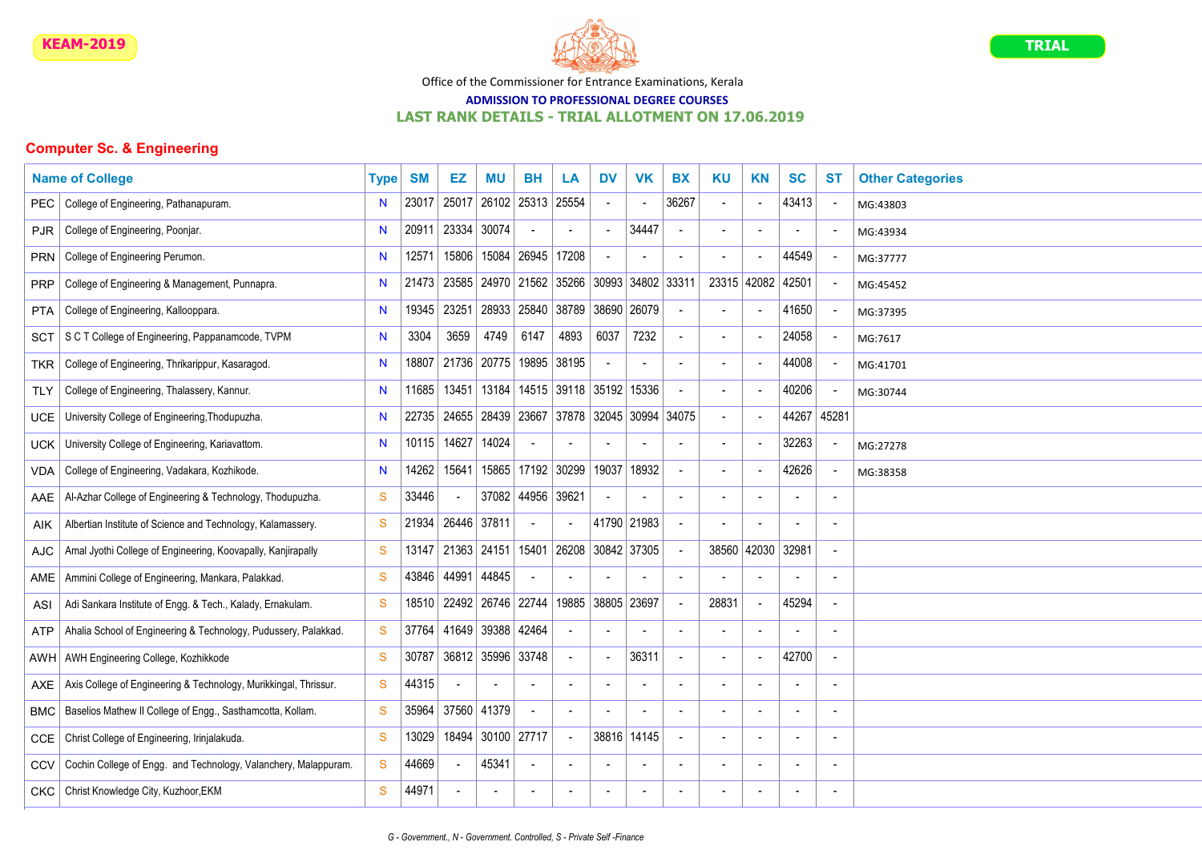KEAM-2019

TRIAL

Office of the Commissioner for Entrance Examinations, Kerala

ADMISSION TO PROFESSIONAL DEGREE COURSES

## LAST RANK DETAILS - TRIAL ALLOTMENT ON 17.06.2019

### Computer Sc. & Engineering

| | Name of College | Type | SM | EZ | MU | BH | LA | DV | VK | BX | KU | KN | SC | ST | Other Categories |
|---|---|---|---|---|---|---|---|---|---|---|---|---|---|---|---|
| PEC | College of Engineering, Pathanapuram. | N | 23017 | 25017 | 26102 | 25313 | 25554 | - | - | 36267 | - | - | 43413 | - | MG:43803 |
| PJR | College of Engineering, Poonjar. | N | 20911 | 23334 | 30074 | - | - | - | 34447 | - | - | - | - | - | MG:43934 |
| PRN | College of Engineering Perumon. | N | 12571 | 15806 | 15084 | 26945 | 17208 | - | - | - | - | - | 44549 | - | MG:37777 |
| PRP | College of Engineering & Management, Punnapra. | N | 21473 | 23585 | 24970 | 21562 | 35266 | 30993 | 34802 | 33311 | 23315 | 42082 | 42501 | - | MG:45452 |
| PTA | College of Engineering, Kallooppara. | N | 19345 | 23251 | 28933 | 25840 | 38789 | 38690 | 26079 | - | - | - | 41650 | - | MG:37395 |
| SCT | S C T College of Engineering, Pappanamcode, TVPM | N | 3304 | 3659 | 4749 | 6147 | 4893 | 6037 | 7232 | - | - | - | 24058 | - | MG:7617 |
| TKR | College of Engineering, Thrikarippur, Kasaragod. | N | 18807 | 21736 | 20775 | 19895 | 38195 | - | - | - | - | - | 44008 | - | MG:41701 |
| TLY | College of Engineering, Thalassery, Kannur. | N | 11685 | 13451 | 13184 | 14515 | 39118 | 35192 | 15336 | - | - | - | 40206 | - | MG:30744 |
| UCE | University College of Engineering,Thodupuzha. | N | 22735 | 24655 | 28439 | 23667 | 37878 | 32045 | 30994 | 34075 | - | - | 44267 | 45281 | |
| UCK | University College of Engineering, Kariavattom. | N | 10115 | 14627 | 14024 | - | - | - | - | - | - | - | 32263 | - | MG:27278 |
| VDA | College of Engineering, Vadakara, Kozhikode. | N | 14262 | 15641 | 15865 | 17192 | 30299 | 19037 | 18932 | - | - | - | 42626 | - | MG:38358 |
| AAE | Al-Azhar College of Engineering & Technology, Thodupuzha. | S | 33446 | - | 37082 | 44956 | 39621 | - | - | - | - | - | - | - | |
| AIK | Albertian Institute of Science and Technology, Kalamassery. | S | 21934 | 26446 | 37811 | - | - | 41790 | 21983 | - | - | - | - | - | |
| AJC | Amal Jyothi College of Engineering, Koovapally, Kanjirapally | S | 13147 | 21363 | 24151 | 15401 | 26208 | 30842 | 37305 | - | 38560 | 42030 | 32981 | - | |
| AME | Ammini College of Engineering, Mankara, Palakkad. | S | 43846 | 44991 | 44845 | - | - | - | - | - | - | - | - | - | |
| ASI | Adi Sankara Institute of Engg. & Tech., Kalady, Ernakulam. | S | 18510 | 22492 | 26746 | 22744 | 19885 | 38805 | 23697 | - | 28831 | - | 45294 | - | |
| ATP | Ahalia School of Engineering & Technology, Pudussery, Palakkad. | S | 37764 | 41649 | 39388 | 42464 | - | - | - | - | - | - | - | - | |
| AWH | AWH Engineering College, Kozhikkode | S | 30787 | 36812 | 35996 | 33748 | - | - | 36311 | - | - | - | 42700 | - | |
| AXE | Axis College of Engineering & Technology, Murikkingal, Thrissur. | S | 44315 | - | - | - | - | - | - | - | - | - | - | - | |
| BMC | Baselios Mathew II College of Engg., Sasthamcotta, Kollam. | S | 35964 | 37560 | 41379 | - | - | - | - | - | - | - | - | - | |
| CCE | Christ College of Engineering, Irinjalakuda. | S | 13029 | 18494 | 30100 | 27717 | - | 38816 | 14145 | - | - | - | - | - | |
| CCV | Cochin College of Engg. and Technology, Valanchery, Malappuram. | S | 44669 | - | 45341 | - | - | - | - | - | - | - | - | - | |
| CKC | Christ Knowledge City, Kuzhoor,EKM | S | 44971 | - | - | - | - | - | - | - | - | - | - | - | |

*G - Government., N - Government. Controlled, S - Private Self -Finance*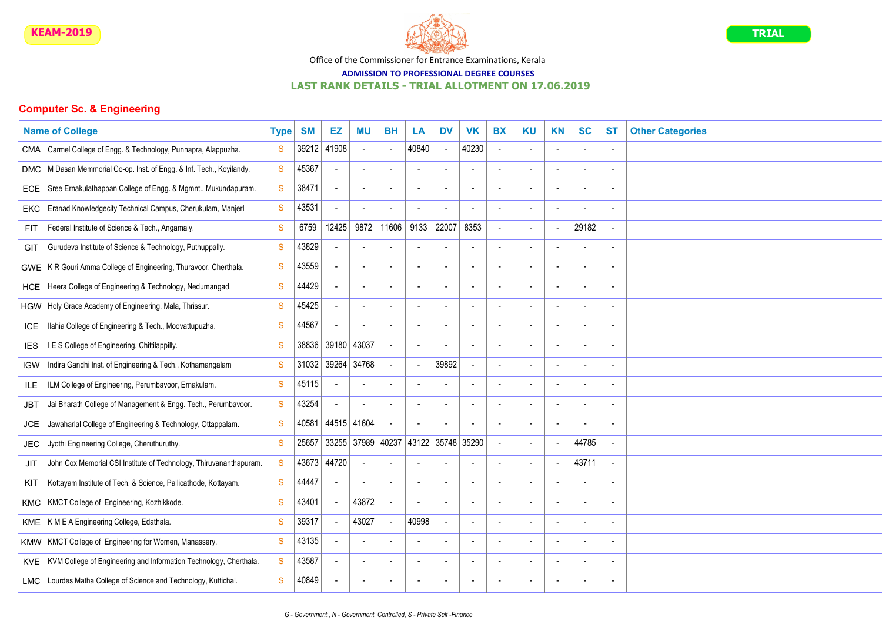KEAM-2019

TRIAL

Office of the Commissioner for Entrance Examinations, Kerala

ADMISSION TO PROFESSIONAL DEGREE COURSES

LAST RANK DETAILS - TRIAL ALLOTMENT ON 17.06.2019

## Computer Sc. & Engineering

| | Name of College | Type | SM | EZ | MU | BH | LA | DV | VK | BX | KU | KN | SC | ST | Other Categories |
|---|---|---|---|---|---|---|---|---|---|---|---|---|---|---|---|
| CMA | Carmel College of Engg. & Technology, Punnapra, Alappuzha. | S | 39212 | 41908 | - | - | 40840 | - | 40230 | - | - | - | - | - | |
| DMC | M Dasan Memmorial Co-op. Inst. of Engg. & Inf. Tech., Koyilandy. | S | 45367 | - | - | - | - | - | - | - | - | - | - | - | |
| ECE | Sree Ernakulathappan College of Engg. & Mgmnt., Mukundapuram. | S | 38471 | - | - | - | - | - | - | - | - | - | - | - | |
| EKC | Eranad Knowledgecity Technical Campus, Cherukulam, Manjerl | S | 43531 | - | - | - | - | - | - | - | - | - | - | - | |
| FIT | Federal Institute of Science & Tech., Angamaly. | S | 6759 | 12425 | 9872 | 11606 | 9133 | 22007 | 8353 | - | - | - | 29182 | - | |
| GIT | Gurudeva Institute of Science & Technology, Puthuppally. | S | 43829 | - | - | - | - | - | - | - | - | - | - | - | |
| GWE | K R Gouri Amma College of Engineering, Thuravoor, Cherthala. | S | 43559 | - | - | - | - | - | - | - | - | - | - | - | |
| HCE | Heera College of Engineering & Technology, Nedumangad. | S | 44429 | - | - | - | - | - | - | - | - | - | - | - | |
| HGW | Holy Grace Academy of Engineering, Mala, Thrissur. | S | 45425 | - | - | - | - | - | - | - | - | - | - | - | |
| ICE | Ilahia College of Engineering & Tech., Moovattupuzha. | S | 44567 | - | - | - | - | - | - | - | - | - | - | - | |
| IES | I E S College of Engineering, Chittilappilly. | S | 38836 | 39180 | 43037 | - | - | - | - | - | - | - | - | - | |
| IGW | Indira Gandhi Inst. of Engineering & Tech., Kothamangalam | S | 31032 | 39264 | 34768 | - | - | 39892 | - | - | - | - | - | - | |
| ILE | ILM College of Engineering, Perumbavoor, Ernakulam. | S | 45115 | - | - | - | - | - | - | - | - | - | - | - | |
| JBT | Jai Bharath College of Management & Engg. Tech., Perumbavoor. | S | 43254 | - | - | - | - | - | - | - | - | - | - | - | |
| JCE | Jawaharlal College of Engineering & Technology, Ottappalam. | S | 40581 | 44515 | 41604 | - | - | - | - | - | - | - | - | - | |
| JEC | Jyothi Engineering College, Cheruthuruthy. | S | 25657 | 33255 | 37989 | 40237 | 43122 | 35748 | 35290 | - | - | - | 44785 | - | |
| JIT | John Cox Memorial CSI Institute of Technology, Thiruvananthapuram. | S | 43673 | 44720 | - | - | - | - | - | - | - | - | 43711 | - | |
| KIT | Kottayam Institute of Tech. & Science, Pallicathode, Kottayam. | S | 44447 | - | - | - | - | - | - | - | - | - | - | - | |
| KMC | KMCT College of Engineering, Kozhikkode. | S | 43401 | - | 43872 | - | - | - | - | - | - | - | - | - | |
| KME | K M E A Engineering College, Edathala. | S | 39317 | - | 43027 | - | 40998 | - | - | - | - | - | - | - | |
| KMW | KMCT College of Engineering for Women, Manassery. | S | 43135 | - | - | - | - | - | - | - | - | - | - | - | |
| KVE | KVM College of Engineering and Information Technology, Cherthala. | S | 43587 | - | - | - | - | - | - | - | - | - | - | - | |
| LMC | Lourdes Matha College of Science and Technology, Kuttichal. | S | 40849 | - | - | - | - | - | - | - | - | - | - | - | |

*G - Government., N - Government. Controlled, S - Private Self -Finance*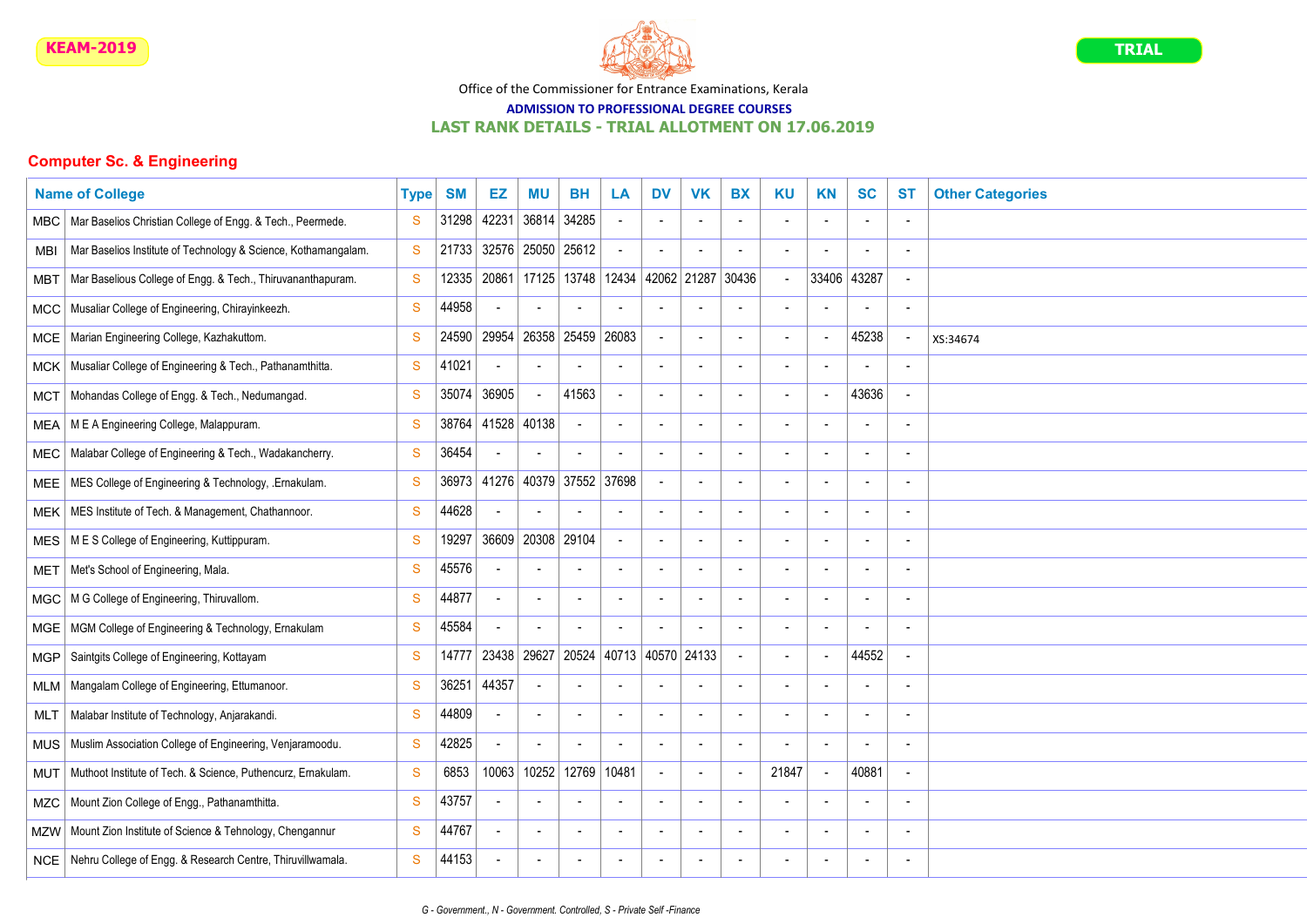KEAM-2019

TRIAL

Office of the Commissioner for Entrance Examinations, Kerala

ADMISSION TO PROFESSIONAL DEGREE COURSES

## LAST RANK DETAILS - TRIAL ALLOTMENT ON 17.06.2019

### Computer Sc. & Engineering

| Name of College | | Type | SM | EZ | MU | BH | LA | DV | VK | BX | KU | KN | SC | ST | Other Categories |
|---|---|---|---|---|---|---|---|---|---|---|---|---|---|---|---|
| MBC | Mar Baselios Christian College of Engg. & Tech., Peermede. | S | 31298 | 42231 | 36814 | 34285 | - | - | - | - | - | - | - | - | |
| MBI | Mar Baselios Institute of Technology & Science, Kothamangalam. | S | 21733 | 32576 | 25050 | 25612 | - | - | - | - | - | - | - | - | |
| MBT | Mar Baselious College of Engg. & Tech., Thiruvananthapuram. | S | 12335 | 20861 | 17125 | 13748 | 12434 | 42062 | 21287 | 30436 | - | 33406 | 43287 | - | |
| MCC | Musaliar College of Engineering, Chirayinkeezh. | S | 44958 | - | - | - | - | - | - | - | - | - | - | - | |
| MCE | Marian Engineering College, Kazhakuttom. | S | 24590 | 29954 | 26358 | 25459 | 26083 | - | - | - | - | - | 45238 | - | XS:34674 |
| MCK | Musaliar College of Engineering & Tech., Pathanamthitta. | S | 41021 | - | - | - | - | - | - | - | - | - | - | - | |
| MCT | Mohandas College of Engg. & Tech., Nedumangad. | S | 35074 | 36905 | - | 41563 | - | - | - | - | - | - | 43636 | - | |
| MEA | M E A Engineering College, Malappuram. | S | 38764 | 41528 | 40138 | - | - | - | - | - | - | - | - | - | |
| MEC | Malabar College of Engineering & Tech., Wadakancherry. | S | 36454 | - | - | - | - | - | - | - | - | - | - | - | |
| MEE | MES College of Engineering & Technology, .Ernakulam. | S | 36973 | 41276 | 40379 | 37552 | 37698 | - | - | - | - | - | - | - | |
| MEK | MES Institute of Tech. & Management, Chathannoor. | S | 44628 | - | - | - | - | - | - | - | - | - | - | - | |
| MES | M E S College of Engineering, Kuttippuram. | S | 19297 | 36609 | 20308 | 29104 | - | - | - | - | - | - | - | - | |
| MET | Met's School of Engineering, Mala. | S | 45576 | - | - | - | - | - | - | - | - | - | - | - | |
| MGC | M G College of Engineering, Thiruvallom. | S | 44877 | - | - | - | - | - | - | - | - | - | - | - | |
| MGE | MGM College of Engineering & Technology, Ernakulam | S | 45584 | - | - | - | - | - | - | - | - | - | - | - | |
| MGP | Saintgits College of Engineering, Kottayam | S | 14777 | 23438 | 29627 | 20524 | 40713 | 40570 | 24133 | - | - | - | 44552 | - | |
| MLM | Mangalam College of Engineering, Ettumanoor. | S | 36251 | 44357 | - | - | - | - | - | - | - | - | - | - | |
| MLT | Malabar Institute of Technology, Anjarakandi. | S | 44809 | - | - | - | - | - | - | - | - | - | - | - | |
| MUS | Muslim Association College of Engineering, Venjaramoodu. | S | 42825 | - | - | - | - | - | - | - | - | - | - | - | |
| MUT | Muthoot Institute of Tech. & Science, Puthencurz, Ernakulam. | S | 6853 | 10063 | 10252 | 12769 | 10481 | - | - | - | 21847 | - | 40881 | - | |
| MZC | Mount Zion College of Engg., Pathanamthitta. | S | 43757 | - | - | - | - | - | - | - | - | - | - | - | |
| MZW | Mount Zion Institute of Science & Tehnology, Chengannur | S | 44767 | - | - | - | - | - | - | - | - | - | - | - | |
| NCE | Nehru College of Engg. & Research Centre, Thiruvillwamala. | S | 44153 | - | - | - | - | - | - | - | - | - | - | - | |

*G - Government., N - Government. Controlled, S - Private Self -Finance*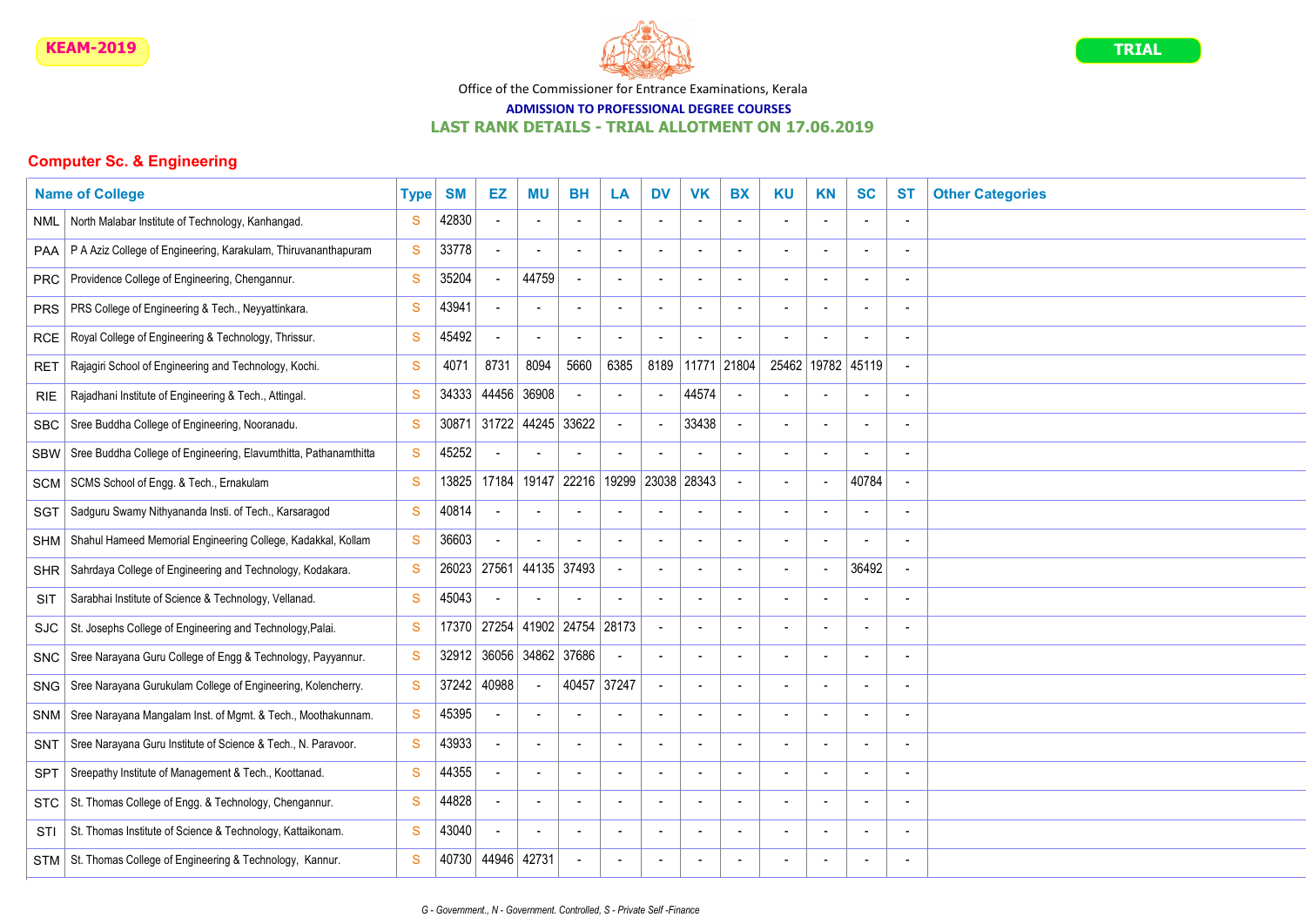KEAM-2019

TRIAL

Office of the Commissioner for Entrance Examinations, Kerala

ADMISSION TO PROFESSIONAL DEGREE COURSES

## LAST RANK DETAILS - TRIAL ALLOTMENT ON 17.06.2019

### Computer Sc. & Engineering

| | Name of College | Type | SM | EZ | MU | BH | LA | DV | VK | BX | KU | KN | SC | ST | Other Categories |
|---|---|---|---|---|---|---|---|---|---|---|---|---|---|---|---|
| NML | North Malabar Institute of Technology, Kanhangad. | S | 42830 | - | - | - | - | - | - | - | - | - | - | - | |
| PAA | P A Aziz College of Engineering, Karakulam, Thiruvananthapuram | S | 33778 | - | - | - | - | - | - | - | - | - | - | - | |
| PRC | Providence College of Engineering, Chengannur. | S | 35204 | - | 44759 | - | - | - | - | - | - | - | - | - | |
| PRS | PRS College of Engineering & Tech., Neyyattinkara. | S | 43941 | - | - | - | - | - | - | - | - | - | - | - | |
| RCE | Royal College of Engineering & Technology, Thrissur. | S | 45492 | - | - | - | - | - | - | - | - | - | - | - | |
| RET | Rajagiri School of Engineering and Technology, Kochi. | S | 4071 | 8731 | 8094 | 5660 | 6385 | 8189 | 11771 | 21804 | 25462 | 19782 | 45119 | - | |
| RIE | Rajadhani Institute of Engineering & Tech., Attingal. | S | 34333 | 44456 | 36908 | - | - | - | 44574 | - | - | - | - | - | |
| SBC | Sree Buddha College of Engineering, Nooranadu. | S | 30871 | 31722 | 44245 | 33622 | - | - | 33438 | - | - | - | - | - | |
| SBW | Sree Buddha College of Engineering, Elavumthitta, Pathanamthitta | S | 45252 | - | - | - | - | - | - | - | - | - | - | - | |
| SCM | SCMS School of Engg. & Tech., Ernakulam | S | 13825 | 17184 | 19147 | 22216 | 19299 | 23038 | 28343 | - | - | - | 40784 | - | |
| SGT | Sadguru Swamy Nithyananda Insti. of Tech., Karsaragod | S | 40814 | - | - | - | - | - | - | - | - | - | - | - | |
| SHM | Shahul Hameed Memorial Engineering College, Kadakkal, Kollam | S | 36603 | - | - | - | - | - | - | - | - | - | - | - | |
| SHR | Sahrdaya College of Engineering and Technology, Kodakara. | S | 26023 | 27561 | 44135 | 37493 | - | - | - | - | - | - | 36492 | - | |
| SIT | Sarabhai Institute of Science & Technology, Vellanad. | S | 45043 | - | - | - | - | - | - | - | - | - | - | - | |
| SJC | St. Josephs College of Engineering and Technology,Palai. | S | 17370 | 27254 | 41902 | 24754 | 28173 | - | - | - | - | - | - | - | |
| SNC | Sree Narayana Guru College of Engg & Technology, Payyannur. | S | 32912 | 36056 | 34862 | 37686 | - | - | - | - | - | - | - | - | |
| SNG | Sree Narayana Gurukulam College of Engineering, Kolencherry. | S | 37242 | 40988 | - | 40457 | 37247 | - | - | - | - | - | - | - | |
| SNM | Sree Narayana Mangalam Inst. of Mgmt. & Tech., Moothakunnam. | S | 45395 | - | - | - | - | - | - | - | - | - | - | - | |
| SNT | Sree Narayana Guru Institute of Science & Tech., N. Paravoor. | S | 43933 | - | - | - | - | - | - | - | - | - | - | - | |
| SPT | Sreepathy Institute of Management & Tech., Koottanad. | S | 44355 | - | - | - | - | - | - | - | - | - | - | - | |
| STC | St. Thomas College of Engg. & Technology, Chengannur. | S | 44828 | - | - | - | - | - | - | - | - | - | - | - | |
| STI | St. Thomas Institute of Science & Technology, Kattaikonam. | S | 43040 | - | - | - | - | - | - | - | - | - | - | - | |
| STM | St. Thomas College of Engineering & Technology, Kannur. | S | 40730 | 44946 | 42731 | - | - | - | - | - | - | - | - | - | |

*G - Government., N - Government. Controlled, S - Private Self -Finance*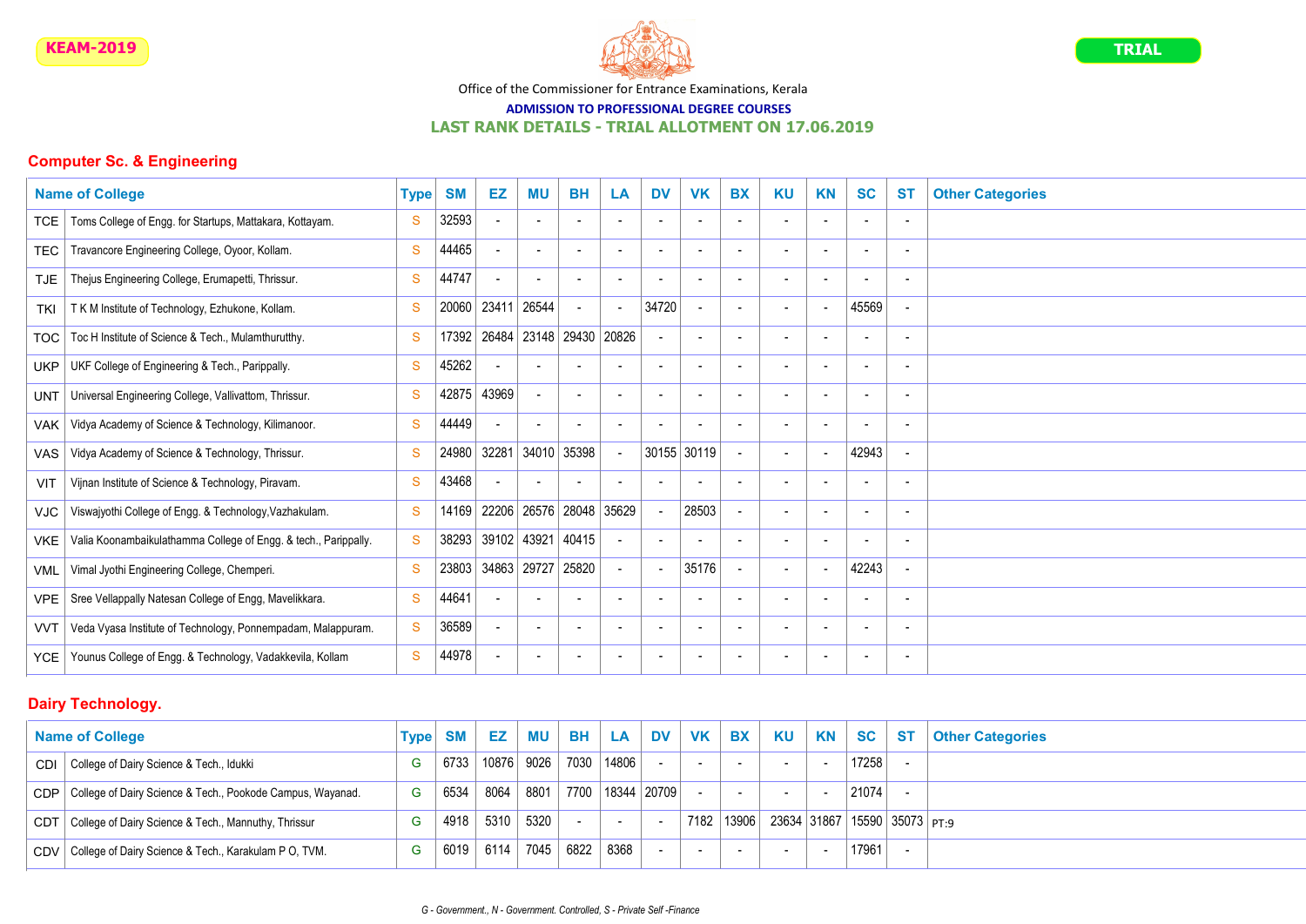KEAM-2019

TRIAL

Office of the Commissioner for Entrance Examinations, Kerala

ADMISSION TO PROFESSIONAL DEGREE COURSES

## LAST RANK DETAILS - TRIAL ALLOTMENT ON 17.06.2019

### Computer Sc. & Engineering

| | Name of College | Type | SM | EZ | MU | BH | LA | DV | VK | BX | KU | KN | SC | ST | Other Categories |
|---|---|---|---|---|---|---|---|---|---|---|---|---|---|---|---|
| TCE | Toms College of Engg. for Startups, Mattakara, Kottayam. | S | 32593 | - | - | - | - | - | - | - | - | - | - | - | |
| TEC | Travancore Engineering College, Oyoor, Kollam. | S | 44465 | - | - | - | - | - | - | - | - | - | - | - | |
| TJE | Thejus Engineering College, Erumapetti, Thrissur. | S | 44747 | - | - | - | - | - | - | - | - | - | - | - | |
| TKI | T K M Institute of Technology, Ezhukone, Kollam. | S | 20060 | 23411 | 26544 | - | - | 34720 | - | - | - | - | 45569 | - | |
| TOC | Toc H Institute of Science & Tech., Mulamthurutthy. | S | 17392 | 26484 | 23148 | 29430 | 20826 | - | - | - | - | - | - | - | |
| UKP | UKF College of Engineering & Tech., Parippally. | S | 45262 | - | - | - | - | - | - | - | - | - | - | - | |
| UNT | Universal Engineering College, Vallivattom, Thrissur. | S | 42875 | 43969 | - | - | - | - | - | - | - | - | - | - | |
| VAK | Vidya Academy of Science & Technology, Kilimanoor. | S | 44449 | - | - | - | - | - | - | - | - | - | - | - | |
| VAS | Vidya Academy of Science & Technology, Thrissur. | S | 24980 | 32281 | 34010 | 35398 | - | 30155 | 30119 | - | - | - | 42943 | - | |
| VIT | Vijnan Institute of Science & Technology, Piravam. | S | 43468 | - | - | - | - | - | - | - | - | - | - | - | |
| VJC | Viswajyothi College of Engg. & Technology,Vazhakulam. | S | 14169 | 22206 | 26576 | 28048 | 35629 | - | 28503 | - | - | - | - | - | |
| VKE | Valia Koonambaikulathamma College of Engg. & tech., Parippally. | S | 38293 | 39102 | 43921 | 40415 | - | - | - | - | - | - | - | - | |
| VML | Vimal Jyothi Engineering College, Chemperi. | S | 23803 | 34863 | 29727 | 25820 | - | - | 35176 | - | - | - | 42243 | - | |
| VPE | Sree Vellappally Natesan College of Engg, Mavelikkara. | S | 44641 | - | - | - | - | - | - | - | - | - | - | - | |
| VVT | Veda Vyasa Institute of Technology, Ponnempadam, Malappuram. | S | 36589 | - | - | - | - | - | - | - | - | - | - | - | |
| YCE | Younus College of Engg. & Technology, Vadakkevila, Kollam | S | 44978 | - | - | - | - | - | - | - | - | - | - | - | |

### Dairy Technology.

| | Name of College | Type | SM | EZ | MU | BH | LA | DV | VK | BX | KU | KN | SC | ST | Other Categories |
|---|---|---|---|---|---|---|---|---|---|---|---|---|---|---|---|
| CDI | College of Dairy Science & Tech., Idukki | G | 6733 | 10876 | 9026 | 7030 | 14806 | - | - | - | - | - | 17258 | - | |
| CDP | College of Dairy Science & Tech., Pookode Campus, Wayanad. | G | 6534 | 8064 | 8801 | 7700 | 18344 | 20709 | - | - | - | - | 21074 | - | |
| CDT | College of Dairy Science & Tech., Mannuthy, Thrissur | G | 4918 | 5310 | 5320 | - | - | - | 7182 | 13906 | 23634 | 31867 | 15590 | 35073 | PT:9 |
| CDV | College of Dairy Science & Tech., Karakulam P O, TVM. | G | 6019 | 6114 | 7045 | 6822 | 8368 | - | - | - | - | - | 17961 | - | |

*G - Government., N - Government. Controlled, S - Private Self -Finance*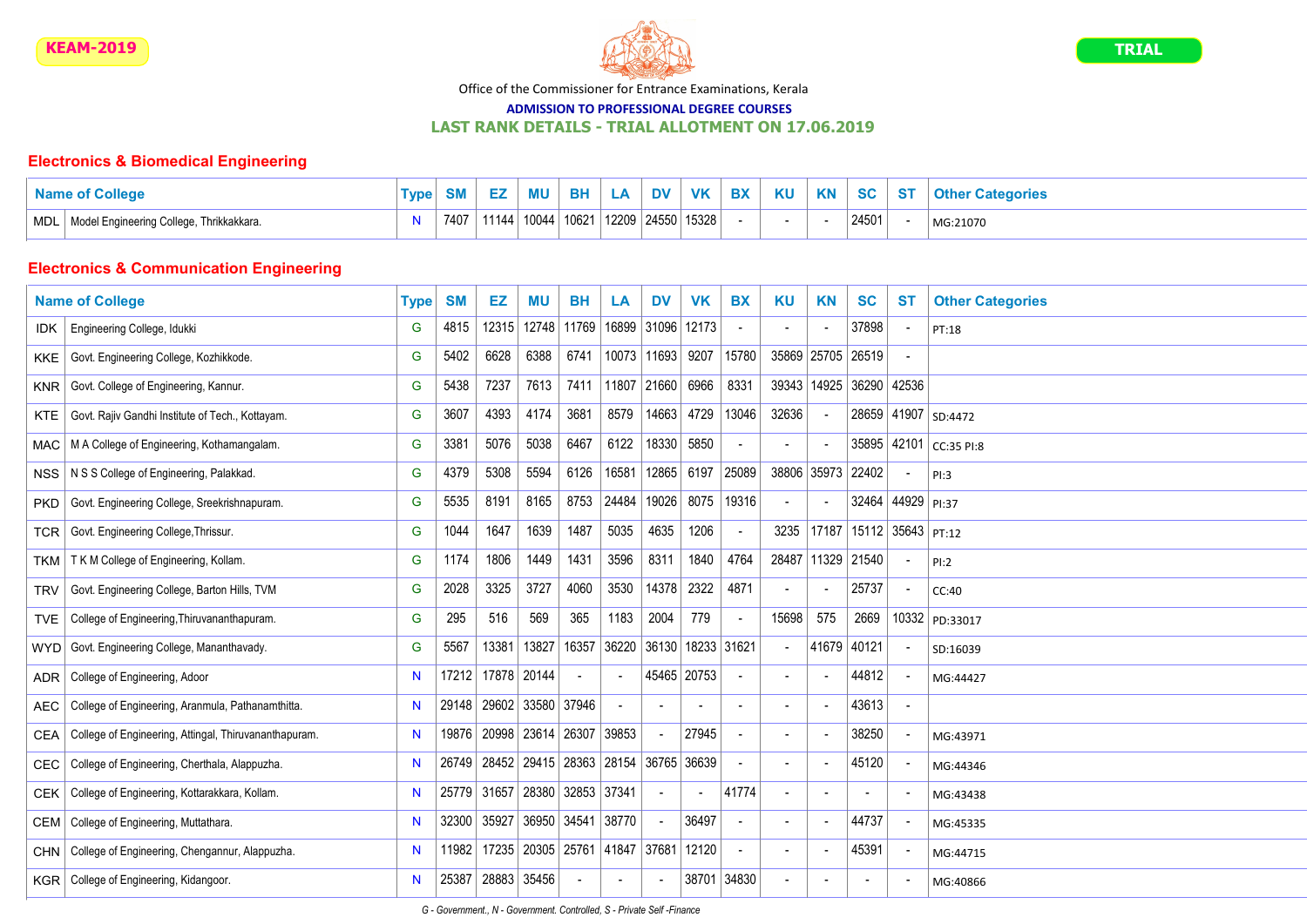KEAM-2019

TRIAL

Office of the Commissioner for Entrance Examinations, Kerala

ADMISSION TO PROFESSIONAL DEGREE COURSES

## LAST RANK DETAILS - TRIAL ALLOTMENT ON 17.06.2019

### Electronics & Biomedical Engineering

| Name of College | | Type | SM | EZ | MU | BH | LA | DV | VK | BX | KU | KN | SC | ST | Other Categories |
|---|---|---|---|---|---|---|---|---|---|---|---|---|---|---|---|
| MDL | Model Engineering College, Thrikkakkara. | N | 7407 | 11144 | 10044 | 10621 | 12209 | 24550 | 15328 | - | - | - | 24501 | - | MG:21070 |

### Electronics & Communication Engineering

| Name of College | | Type | SM | EZ | MU | BH | LA | DV | VK | BX | KU | KN | SC | ST | Other Categories |
|---|---|---|---|---|---|---|---|---|---|---|---|---|---|---|---|
| IDK | Engineering College, Idukki | G | 4815 | 12315 | 12748 | 11769 | 16899 | 31096 | 12173 | - | - | - | 37898 | - | PT:18 |
| KKE | Govt. Engineering College, Kozhikkode. | G | 5402 | 6628 | 6388 | 6741 | 10073 | 11693 | 9207 | 15780 | 35869 | 25705 | 26519 | - | |
| KNR | Govt. College of Engineering, Kannur. | G | 5438 | 7237 | 7613 | 7411 | 11807 | 21660 | 6966 | 8331 | 39343 | 14925 | 36290 | 42536 | |
| KTE | Govt. Rajiv Gandhi Institute of Tech., Kottayam. | G | 3607 | 4393 | 4174 | 3681 | 8579 | 14663 | 4729 | 13046 | 32636 | - | 28659 | 41907 | SD:4472 |
| MAC | M A College of Engineering, Kothamangalam. | G | 3381 | 5076 | 5038 | 6467 | 6122 | 18330 | 5850 | - | - | - | 35895 | 42101 | CC:35 PI:8 |
| NSS | N S S College of Engineering, Palakkad. | G | 4379 | 5308 | 5594 | 6126 | 16581 | 12865 | 6197 | 25089 | 38806 | 35973 | 22402 | - | PI:3 |
| PKD | Govt. Engineering College, Sreekrishnapuram. | G | 5535 | 8191 | 8165 | 8753 | 24484 | 19026 | 8075 | 19316 | - | - | 32464 | 44929 | PI:37 |
| TCR | Govt. Engineering College,Thrissur. | G | 1044 | 1647 | 1639 | 1487 | 5035 | 4635 | 1206 | - | 3235 | 17187 | 15112 | 35643 | PT:12 |
| TKM | T K M College of Engineering, Kollam. | G | 1174 | 1806 | 1449 | 1431 | 3596 | 8311 | 1840 | 4764 | 28487 | 11329 | 21540 | - | PI:2 |
| TRV | Govt. Engineering College, Barton Hills, TVM | G | 2028 | 3325 | 3727 | 4060 | 3530 | 14378 | 2322 | 4871 | - | - | 25737 | - | CC:40 |
| TVE | College of Engineering,Thiruvananthapuram. | G | 295 | 516 | 569 | 365 | 1183 | 2004 | 779 | - | 15698 | 575 | 2669 | 10332 | PD:33017 |
| WYD | Govt. Engineering College, Mananthavady. | G | 5567 | 13381 | 13827 | 16357 | 36220 | 36130 | 18233 | 31621 | - | 41679 | 40121 | - | SD:16039 |
| ADR | College of Engineering, Adoor | N | 17212 | 17878 | 20144 | - | - | 45465 | 20753 | - | - | - | 44812 | - | MG:44427 |
| AEC | College of Engineering, Aranmula, Pathanamthitta. | N | 29148 | 29602 | 33580 | 37946 | - | - | - | - | - | - | 43613 | - | |
| CEA | College of Engineering, Attingal, Thiruvananthapuram. | N | 19876 | 20998 | 23614 | 26307 | 39853 | - | 27945 | - | - | - | 38250 | - | MG:43971 |
| CEC | College of Engineering, Cherthala, Alappuzha. | N | 26749 | 28452 | 29415 | 28363 | 28154 | 36765 | 36639 | - | - | - | 45120 | - | MG:44346 |
| CEK | College of Engineering, Kottarakkara, Kollam. | N | 25779 | 31657 | 28380 | 32853 | 37341 | - | - | 41774 | - | - | - | - | MG:43438 |
| CEM | College of Engineering, Muttathara. | N | 32300 | 35927 | 36950 | 34541 | 38770 | - | 36497 | - | - | - | 44737 | - | MG:45335 |
| CHN | College of Engineering, Chengannur, Alappuzha. | N | 11982 | 17235 | 20305 | 25761 | 41847 | 37681 | 12120 | - | - | - | 45391 | - | MG:44715 |
| KGR | College of Engineering, Kidangoor. | N | 25387 | 28883 | 35456 | - | - | - | 38701 | 34830 | - | - | - | - | MG:40866 |

*G - Government., N - Government. Controlled, S - Private Self -Finance*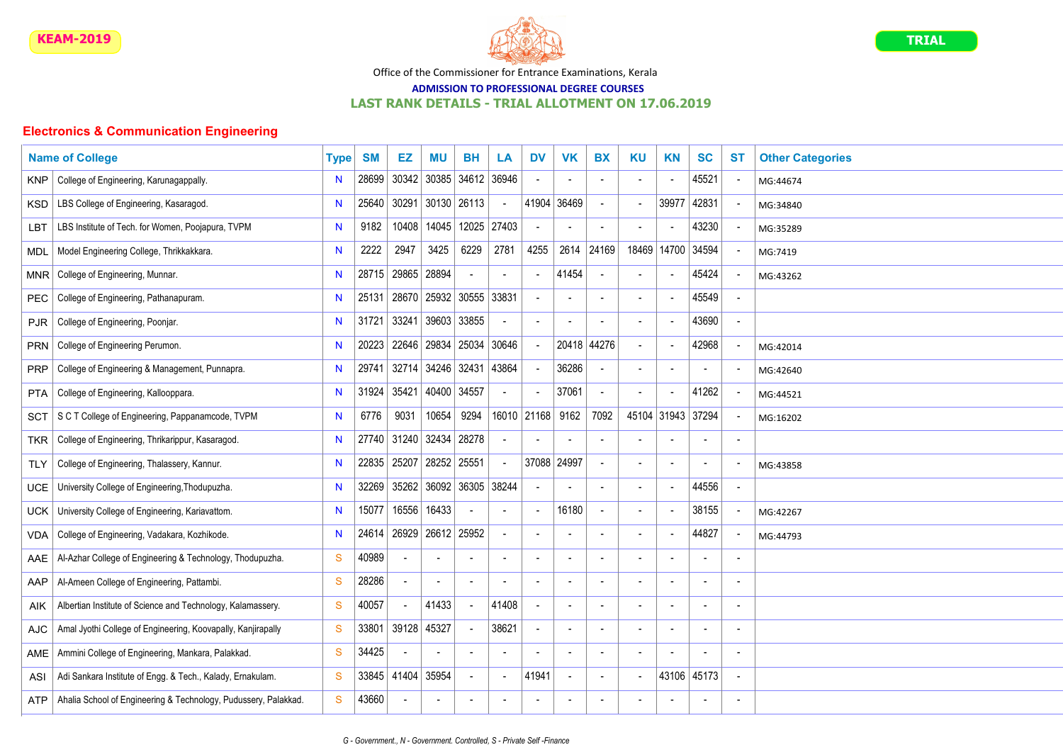KEAM-2019

TRIAL

Office of the Commissioner for Entrance Examinations, Kerala

ADMISSION TO PROFESSIONAL DEGREE COURSES

LAST RANK DETAILS - TRIAL ALLOTMENT ON 17.06.2019

## Electronics & Communication Engineering

| | Name of College | Type | SM | EZ | MU | BH | LA | DV | VK | BX | KU | KN | SC | ST | Other Categories |
|---|---|---|---|---|---|---|---|---|---|---|---|---|---|---|---|
| KNP | College of Engineering, Karunagappally. | N | 28699 | 30342 | 30385 | 34612 | 36946 | - | - | - | - | - | 45521 | - | MG:44674 |
| KSD | LBS College of Engineering, Kasaragod. | N | 25640 | 30291 | 30130 | 26113 | - | 41904 | 36469 | - | - | 39977 | 42831 | - | MG:34840 |
| LBT | LBS Institute of Tech. for Women, Poojapura, TVPM | N | 9182 | 10408 | 14045 | 12025 | 27403 | - | - | - | - | - | 43230 | - | MG:35289 |
| MDL | Model Engineering College, Thrikkakkara. | N | 2222 | 2947 | 3425 | 6229 | 2781 | 4255 | 2614 | 24169 | 18469 | 14700 | 34594 | - | MG:7419 |
| MNR | College of Engineering, Munnar. | N | 28715 | 29865 | 28894 | - | - | - | 41454 | - | - | - | 45424 | - | MG:43262 |
| PEC | College of Engineering, Pathanapuram. | N | 25131 | 28670 | 25932 | 30555 | 33831 | - | - | - | - | - | 45549 | - | |
| PJR | College of Engineering, Poonjar. | N | 31721 | 33241 | 39603 | 33855 | - | - | - | - | - | - | 43690 | - | |
| PRN | College of Engineering Perumon. | N | 20223 | 22646 | 29834 | 25034 | 30646 | - | 20418 | 44276 | - | - | 42968 | - | MG:42014 |
| PRP | College of Engineering & Management, Punnapra. | N | 29741 | 32714 | 34246 | 32431 | 43864 | - | 36286 | - | - | - | - | - | MG:42640 |
| PTA | College of Engineering, Kallooppara. | N | 31924 | 35421 | 40400 | 34557 | - | - | 37061 | - | - | - | 41262 | - | MG:44521 |
| SCT | S C T College of Engineering, Pappanamcode, TVPM | N | 6776 | 9031 | 10654 | 9294 | 16010 | 21168 | 9162 | 7092 | 45104 | 31943 | 37294 | - | MG:16202 |
| TKR | College of Engineering, Thrikarippur, Kasaragod. | N | 27740 | 31240 | 32434 | 28278 | - | - | - | - | - | - | - | - | |
| TLY | College of Engineering, Thalassery, Kannur. | N | 22835 | 25207 | 28252 | 25551 | - | 37088 | 24997 | - | - | - | - | - | MG:43858 |
| UCE | University College of Engineering,Thodupuzha. | N | 32269 | 35262 | 36092 | 36305 | 38244 | - | - | - | - | - | 44556 | - | |
| UCK | University College of Engineering, Kariavattom. | N | 15077 | 16556 | 16433 | - | - | - | 16180 | - | - | - | 38155 | - | MG:42267 |
| VDA | College of Engineering, Vadakara, Kozhikode. | N | 24614 | 26929 | 26612 | 25952 | - | - | - | - | - | - | 44827 | - | MG:44793 |
| AAE | Al-Azhar College of Engineering & Technology, Thodupuzha. | S | 40989 | - | - | - | - | - | - | - | - | - | - | - | |
| AAP | Al-Ameen College of Engineering, Pattambi. | S | 28286 | - | - | - | - | - | - | - | - | - | - | - | |
| AIK | Albertian Institute of Science and Technology, Kalamassery. | S | 40057 | - | 41433 | - | 41408 | - | - | - | - | - | - | - | |
| AJC | Amal Jyothi College of Engineering, Koovapally, Kanjirapally | S | 33801 | 39128 | 45327 | - | 38621 | - | - | - | - | - | - | - | |
| AME | Ammini College of Engineering, Mankara, Palakkad. | S | 34425 | - | - | - | - | - | - | - | - | - | - | - | |
| ASI | Adi Sankara Institute of Engg. & Tech., Kalady, Ernakulam. | S | 33845 | 41404 | 35954 | - | - | 41941 | - | - | - | 43106 | 45173 | - | |
| ATP | Ahalia School of Engineering & Technology, Pudussery, Palakkad. | S | 43660 | - | - | - | - | - | - | - | - | - | - | - | |

*G - Government., N - Government. Controlled, S - Private Self -Finance*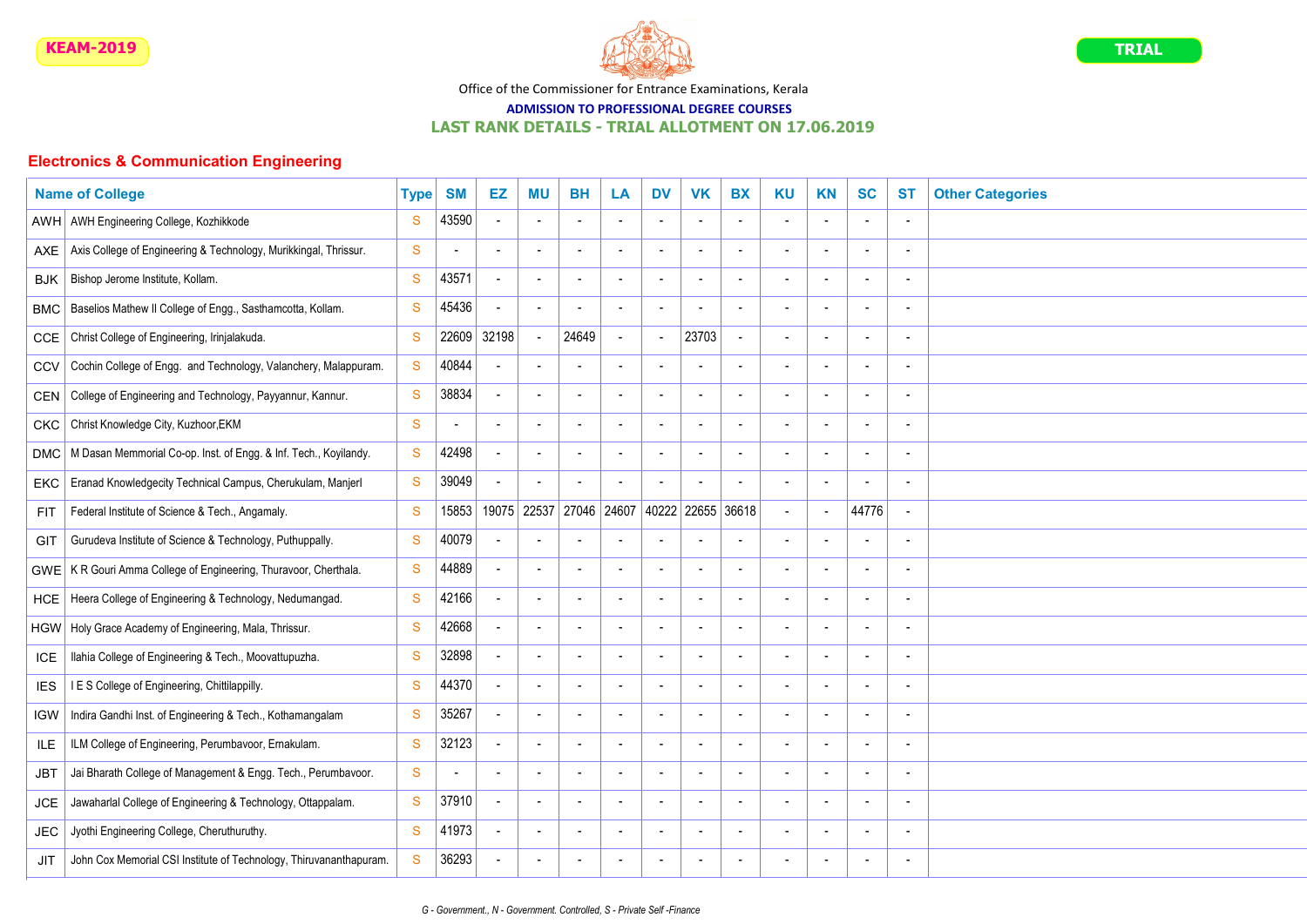KEAM-2019

TRIAL

Office of the Commissioner for Entrance Examinations, Kerala

**ADMISSION TO PROFESSIONAL DEGREE COURSES**

## LAST RANK DETAILS - TRIAL ALLOTMENT ON 17.06.2019

### Electronics & Communication Engineering

| | Name of College | Type | SM | EZ | MU | BH | LA | DV | VK | BX | KU | KN | SC | ST | Other Categories |
|---|---|---|---|---|---|---|---|---|---|---|---|---|---|---|---|
| AWH | AWH Engineering College, Kozhikkode | S | 43590 | - | - | - | - | - | - | - | - | - | - | - | |
| AXE | Axis College of Engineering & Technology, Murikkingal, Thrissur. | S | - | - | - | - | - | - | - | - | - | - | - | - | |
| BJK | Bishop Jerome Institute, Kollam. | S | 43571 | - | - | - | - | - | - | - | - | - | - | - | |
| BMC | Baselios Mathew II College of Engg., Sasthamcotta, Kollam. | S | 45436 | - | - | - | - | - | - | - | - | - | - | - | |
| CCE | Christ College of Engineering, Irinjalakuda. | S | 22609 | 32198 | - | 24649 | - | - | 23703 | - | - | - | - | - | |
| CCV | Cochin College of Engg. and Technology, Valanchery, Malappuram. | S | 40844 | - | - | - | - | - | - | - | - | - | - | - | |
| CEN | College of Engineering and Technology, Payyannur, Kannur. | S | 38834 | - | - | - | - | - | - | - | - | - | - | - | |
| CKC | Christ Knowledge City, Kuzhoor,EKM | S | - | - | - | - | - | - | - | - | - | - | - | - | |
| DMC | M Dasan Memmorial Co-op. Inst. of Engg. & Inf. Tech., Koyilandy. | S | 42498 | - | - | - | - | - | - | - | - | - | - | - | |
| EKC | Eranad Knowledgecity Technical Campus, Cherukulam, Manjeri | S | 39049 | - | - | - | - | - | - | - | - | - | - | - | |
| FIT | Federal Institute of Science & Tech., Angamaly. | S | 15853 | 19075 | 22537 | 27046 | 24607 | 40222 | 22655 | 36618 | - | - | 44776 | - | |
| GIT | Gurudeva Institute of Science & Technology, Puthuppally. | S | 40079 | - | - | - | - | - | - | - | - | - | - | - | |
| GWE | K R Gouri Amma College of Engineering, Thuravoor, Cherthala. | S | 44889 | - | - | - | - | - | - | - | - | - | - | - | |
| HCE | Heera College of Engineering & Technology, Nedumangad. | S | 42166 | - | - | - | - | - | - | - | - | - | - | - | |
| HGW | Holy Grace Academy of Engineering, Mala, Thrissur. | S | 42668 | - | - | - | - | - | - | - | - | - | - | - | |
| ICE | Ilahia College of Engineering & Tech., Moovattupuzha. | S | 32898 | - | - | - | - | - | - | - | - | - | - | - | |
| IES | I E S College of Engineering, Chittilappilly. | S | 44370 | - | - | - | - | - | - | - | - | - | - | - | |
| IGW | Indira Gandhi Inst. of Engineering & Tech., Kothamangalam | S | 35267 | - | - | - | - | - | - | - | - | - | - | - | |
| ILE | ILM College of Engineering, Perumbavoor, Ernakulam. | S | 32123 | - | - | - | - | - | - | - | - | - | - | - | |
| JBT | Jai Bharath College of Management & Engg. Tech., Perumbavoor. | S | - | - | - | - | - | - | - | - | - | - | - | - | |
| JCE | Jawaharlal College of Engineering & Technology, Ottappalam. | S | 37910 | - | - | - | - | - | - | - | - | - | - | - | |
| JEC | Jyothi Engineering College, Cheruthuruthy. | S | 41973 | - | - | - | - | - | - | - | - | - | - | - | |
| JIT | John Cox Memorial CSI Institute of Technology, Thiruvananthapuram. | S | 36293 | - | - | - | - | - | - | - | - | - | - | - | |

*G - Government., N - Government. Controlled, S - Private Self -Finance*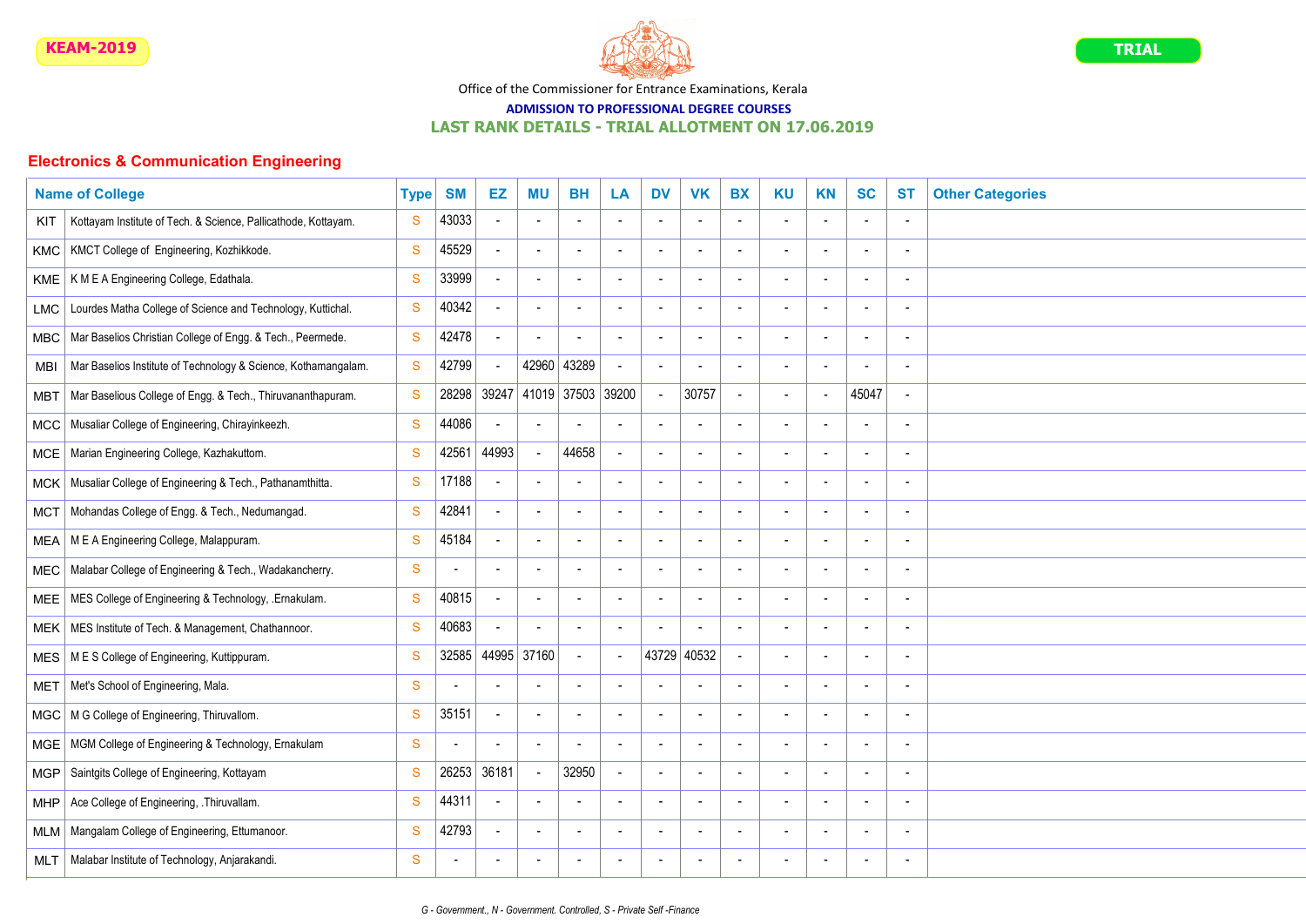KEAM-2019

TRIAL

Office of the Commissioner for Entrance Examinations, Kerala

ADMISSION TO PROFESSIONAL DEGREE COURSES

## LAST RANK DETAILS - TRIAL ALLOTMENT ON 17.06.2019

### Electronics & Communication Engineering

| Name of College | | Type | SM | EZ | MU | BH | LA | DV | VK | BX | KU | KN | SC | ST | Other Categories |
|---|---|---|---|---|---|---|---|---|---|---|---|---|---|---|---|
| KIT | Kottayam Institute of Tech. & Science, Pallicathode, Kottayam. | S | 43033 | - | - | - | - | - | - | - | - | - | - | - | |
| KMC | KMCT College of Engineering, Kozhikkode. | S | 45529 | - | - | - | - | - | - | - | - | - | - | - | |
| KME | K M E A Engineering College, Edathala. | S | 33999 | - | - | - | - | - | - | - | - | - | - | - | |
| LMC | Lourdes Matha College of Science and Technology, Kuttichal. | S | 40342 | - | - | - | - | - | - | - | - | - | - | - | |
| MBC | Mar Baselios Christian College of Engg. & Tech., Peermede. | S | 42478 | - | - | - | - | - | - | - | - | - | - | - | |
| MBI | Mar Baselios Institute of Technology & Science, Kothamangalam. | S | 42799 | - | 42960 | 43289 | - | - | - | - | - | - | - | - | |
| MBT | Mar Baselious College of Engg. & Tech., Thiruvananthapuram. | S | 28298 | 39247 | 41019 | 37503 | 39200 | - | 30757 | - | - | - | 45047 | - | |
| MCC | Musaliar College of Engineering, Chirayinkeezh. | S | 44086 | - | - | - | - | - | - | - | - | - | - | - | |
| MCE | Marian Engineering College, Kazhakuttom. | S | 42561 | 44993 | - | 44658 | - | - | - | - | - | - | - | - | |
| MCK | Musaliar College of Engineering & Tech., Pathanamthitta. | S | 17188 | - | - | - | - | - | - | - | - | - | - | - | |
| MCT | Mohandas College of Engg. & Tech., Nedumangad. | S | 42841 | - | - | - | - | - | - | - | - | - | - | - | |
| MEA | M E A Engineering College, Malappuram. | S | 45184 | - | - | - | - | - | - | - | - | - | - | - | |
| MEC | Malabar College of Engineering & Tech., Wadakancherry. | S | - | - | - | - | - | - | - | - | - | - | - | - | |
| MEE | MES College of Engineering & Technology, .Ernakulam. | S | 40815 | - | - | - | - | - | - | - | - | - | - | - | |
| MEK | MES Institute of Tech. & Management, Chathannoor. | S | 40683 | - | - | - | - | - | - | - | - | - | - | - | |
| MES | M E S College of Engineering, Kuttippuram. | S | 32585 | 44995 | 37160 | - | - | 43729 | 40532 | - | - | - | - | - | |
| MET | Met's School of Engineering, Mala. | S | - | - | - | - | - | - | - | - | - | - | - | - | |
| MGC | M G College of Engineering, Thiruvallom. | S | 35151 | - | - | - | - | - | - | - | - | - | - | - | |
| MGE | MGM College of Engineering & Technology, Ernakulam | S | - | - | - | - | - | - | - | - | - | - | - | - | |
| MGP | Saintgits College of Engineering, Kottayam | S | 26253 | 36181 | - | 32950 | - | - | - | - | - | - | - | - | |
| MHP | Ace College of Engineering, .Thiruvallam. | S | 44311 | - | - | - | - | - | - | - | - | - | - | - | |
| MLM | Mangalam College of Engineering, Ettumanoor. | S | 42793 | - | - | - | - | - | - | - | - | - | - | - | |
| MLT | Malabar Institute of Technology, Anjarakandi. | S | - | - | - | - | - | - | - | - | - | - | - | - | |

*G - Government., N - Government. Controlled, S - Private Self -Finance*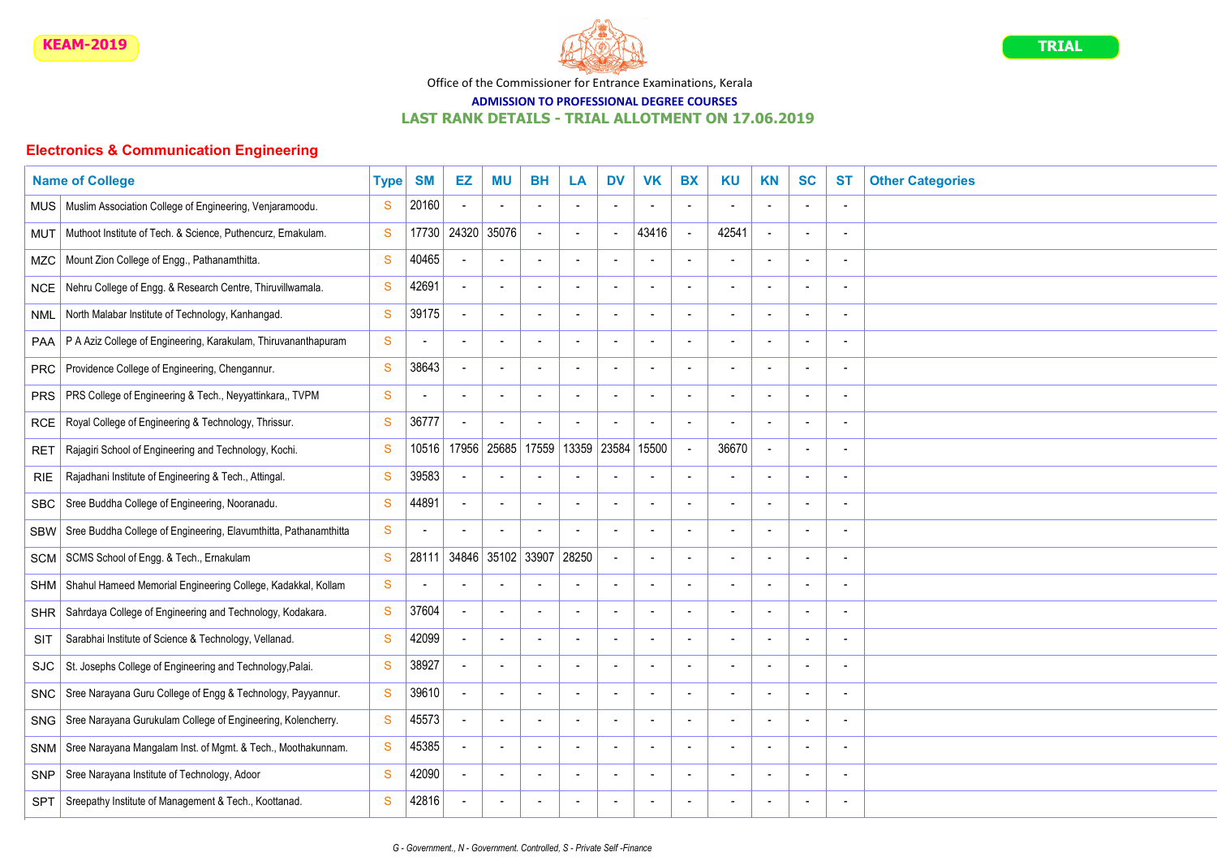KEAM-2019

TRIAL

Office of the Commissioner for Entrance Examinations, Kerala

ADMISSION TO PROFESSIONAL DEGREE COURSES

## LAST RANK DETAILS - TRIAL ALLOTMENT ON 17.06.2019

### Electronics & Communication Engineering

| Name of College | | Type | SM | EZ | MU | BH | LA | DV | VK | BX | KU | KN | SC | ST | Other Categories |
|---|---|---|---|---|---|---|---|---|---|---|---|---|---|---|---|
| MUS | Muslim Association College of Engineering, Venjaramoodu. | S | 20160 | - | - | - | - | - | - | - | - | - | - | - | |
| MUT | Muthoot Institute of Tech. & Science, Puthencurz, Ernakulam. | S | 17730 | 24320 | 35076 | - | - | - | 43416 | - | 42541 | - | - | - | |
| MZC | Mount Zion College of Engg., Pathanamthitta. | S | 40465 | - | - | - | - | - | - | - | - | - | - | - | |
| NCE | Nehru College of Engg. & Research Centre, Thiruvillwamala. | S | 42691 | - | - | - | - | - | - | - | - | - | - | - | |
| NML | North Malabar Institute of Technology, Kanhangad. | S | 39175 | - | - | - | - | - | - | - | - | - | - | - | |
| PAA | P A Aziz College of Engineering, Karakulam, Thiruvananthapuram | S | - | - | - | - | - | - | - | - | - | - | - | - | |
| PRC | Providence College of Engineering, Chengannur. | S | 38643 | - | - | - | - | - | - | - | - | - | - | - | |
| PRS | PRS College of Engineering & Tech., Neyyattinkara,, TVPM | S | - | - | - | - | - | - | - | - | - | - | - | - | |
| RCE | Royal College of Engineering & Technology, Thrissur. | S | 36777 | - | - | - | - | - | - | - | - | - | - | - | |
| RET | Rajagiri School of Engineering and Technology, Kochi. | S | 10516 | 17956 | 25685 | 17559 | 13359 | 23584 | 15500 | - | 36670 | - | - | - | |
| RIE | Rajadhani Institute of Engineering & Tech., Attingal. | S | 39583 | - | - | - | - | - | - | - | - | - | - | - | |
| SBC | Sree Buddha College of Engineering, Nooranadu. | S | 44891 | - | - | - | - | - | - | - | - | - | - | - | |
| SBW | Sree Buddha College of Engineering, Elavumthitta, Pathanamthitta | S | - | - | - | - | - | - | - | - | - | - | - | - | |
| SCM | SCMS School of Engg. & Tech., Ernakulam | S | 28111 | 34846 | 35102 | 33907 | 28250 | - | - | - | - | - | - | - | |
| SHM | Shahul Hameed Memorial Engineering College, Kadakkal, Kollam | S | - | - | - | - | - | - | - | - | - | - | - | - | |
| SHR | Sahrdaya College of Engineering and Technology, Kodakara. | S | 37604 | - | - | - | - | - | - | - | - | - | - | - | |
| SIT | Sarabhai Institute of Science & Technology, Vellanad. | S | 42099 | - | - | - | - | - | - | - | - | - | - | - | |
| SJC | St. Josephs College of Engineering and Technology,Palai. | S | 38927 | - | - | - | - | - | - | - | - | - | - | - | |
| SNC | Sree Narayana Guru College of Engg & Technology, Payyannur. | S | 39610 | - | - | - | - | - | - | - | - | - | - | - | |
| SNG | Sree Narayana Gurukulam College of Engineering, Kolencherry. | S | 45573 | - | - | - | - | - | - | - | - | - | - | - | |
| SNM | Sree Narayana Mangalam Inst. of Mgmt. & Tech., Moothakunnam. | S | 45385 | - | - | - | - | - | - | - | - | - | - | - | |
| SNP | Sree Narayana Institute of Technology, Adoor | S | 42090 | - | - | - | - | - | - | - | - | - | - | - | |
| SPT | Sreepathy Institute of Management & Tech., Koottanad. | S | 42816 | - | - | - | - | - | - | - | - | - | - | - | |

*G - Government., N - Government. Controlled, S - Private Self -Finance*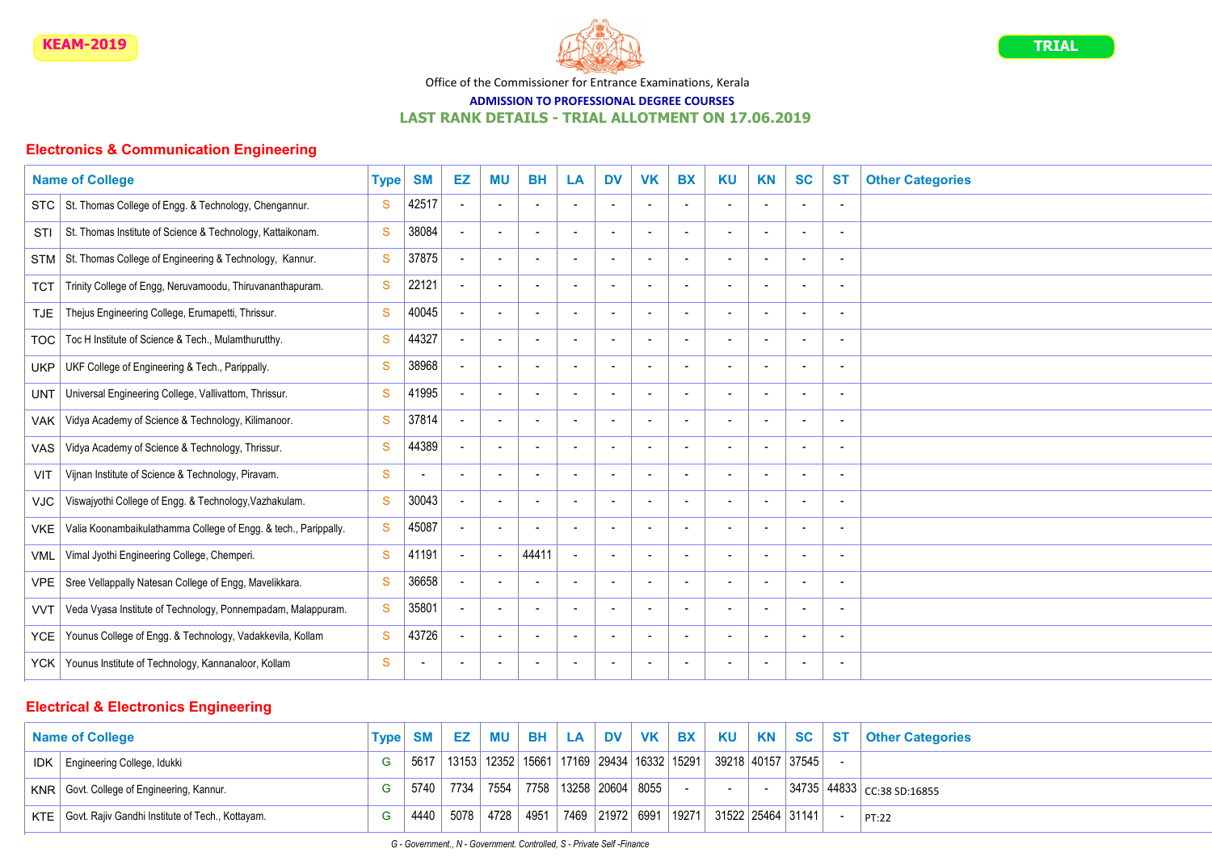KEAM-2019

TRIAL

Office of the Commissioner for Entrance Examinations, Kerala

ADMISSION TO PROFESSIONAL DEGREE COURSES

## LAST RANK DETAILS - TRIAL ALLOTMENT ON 17.06.2019

### Electronics & Communication Engineering

| | Name of College | Type | SM | EZ | MU | BH | LA | DV | VK | BX | KU | KN | SC | ST | Other Categories |
|---|---|---|---|---|---|---|---|---|---|---|---|---|---|---|---|
| STC | St. Thomas College of Engg. & Technology, Chengannur. | S | 42517 | - | - | - | - | - | - | - | - | - | - | - | |
| STI | St. Thomas Institute of Science & Technology, Kattaikonam. | S | 38084 | - | - | - | - | - | - | - | - | - | - | - | |
| STM | St. Thomas College of Engineering & Technology, Kannur. | S | 37875 | - | - | - | - | - | - | - | - | - | - | - | |
| TCT | Trinity College of Engg, Neruvamoodu, Thiruvananthapuram. | S | 22121 | - | - | - | - | - | - | - | - | - | - | - | |
| TJE | Thejus Engineering College, Erumapetti, Thrissur. | S | 40045 | - | - | - | - | - | - | - | - | - | - | - | |
| TOC | Toc H Institute of Science & Tech., Mulamthurutthy. | S | 44327 | - | - | - | - | - | - | - | - | - | - | - | |
| UKP | UKF College of Engineering & Tech., Parippally. | S | 38968 | - | - | - | - | - | - | - | - | - | - | - | |
| UNT | Universal Engineering College, Vallivattom, Thrissur. | S | 41995 | - | - | - | - | - | - | - | - | - | - | - | |
| VAK | Vidya Academy of Science & Technology, Kilimanoor. | S | 37814 | - | - | - | - | - | - | - | - | - | - | - | |
| VAS | Vidya Academy of Science & Technology, Thrissur. | S | 44389 | - | - | - | - | - | - | - | - | - | - | - | |
| VIT | Vijnan Institute of Science & Technology, Piravam. | S | - | - | - | - | - | - | - | - | - | - | - | - | |
| VJC | Viswajyothi College of Engg. & Technology,Vazhakulam. | S | 30043 | - | - | - | - | - | - | - | - | - | - | - | |
| VKE | Valia Koonambaikulathamma College of Engg. & tech., Parippally. | S | 45087 | - | - | - | - | - | - | - | - | - | - | - | |
| VML | Vimal Jyothi Engineering College, Chemperi. | S | 41191 | - | - | 44411 | - | - | - | - | - | - | - | - | |
| VPE | Sree Vellappally Natesan College of Engg, Mavelikkara. | S | 36658 | - | - | - | - | - | - | - | - | - | - | - | |
| VVT | Veda Vyasa Institute of Technology, Ponnempadam, Malappuram. | S | 35801 | - | - | - | - | - | - | - | - | - | - | - | |
| YCE | Younus College of Engg. & Technology, Vadakkevila, Kollam | S | 43726 | - | - | - | - | - | - | - | - | - | - | - | |
| YCK | Younus Institute of Technology, Kannanaloor, Kollam | S | - | - | - | - | - | - | - | - | - | - | - | - | |

### Electrical & Electronics Engineering

| | Name of College | Type | SM | EZ | MU | BH | LA | DV | VK | BX | KU | KN | SC | ST | Other Categories |
|---|---|---|---|---|---|---|---|---|---|---|---|---|---|---|---|
| IDK | Engineering College, Idukki | G | 5617 | 13153 | 12352 | 15661 | 17169 | 29434 | 16332 | 15291 | 39218 | 40157 | 37545 | - | |
| KNR | Govt. College of Engineering, Kannur. | G | 5740 | 7734 | 7554 | 7758 | 13258 | 20604 | 8055 | - | - | - | 34735 | 44833 | CC:38 SD:16855 |
| KTE | Govt. Rajiv Gandhi Institute of Tech., Kottayam. | G | 4440 | 5078 | 4728 | 4951 | 7469 | 21972 | 6991 | 19271 | 31522 | 25464 | 31141 | - | PT:22 |

*G - Government., N - Government. Controlled, S - Private Self -Finance*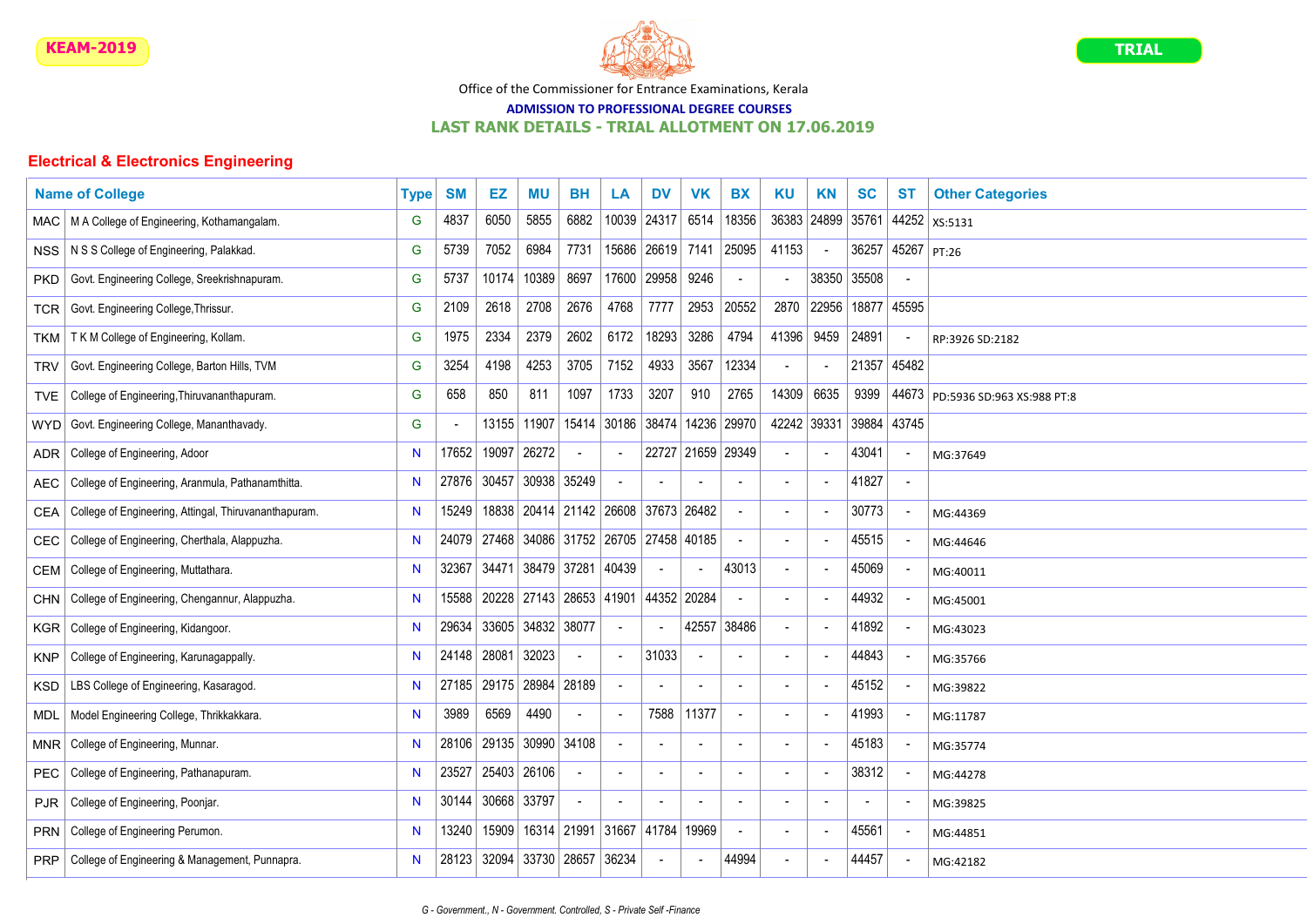KEAM-2019

TRIAL

Office of the Commissioner for Entrance Examinations, Kerala

ADMISSION TO PROFESSIONAL DEGREE COURSES

LAST RANK DETAILS - TRIAL ALLOTMENT ON 17.06.2019

### Electrical & Electronics Engineering

| Name of College | | Type | SM | EZ | MU | BH | LA | DV | VK | BX | KU | KN | SC | ST | Other Categories |
|---|---|---|---|---|---|---|---|---|---|---|---|---|---|---|---|
| MAC | M A College of Engineering, Kothamangalam. | G | 4837 | 6050 | 5855 | 6882 | 10039 | 24317 | 6514 | 18356 | 36383 | 24899 | 35761 | 44252 | XS:5131 |
| NSS | N S S College of Engineering, Palakkad. | G | 5739 | 7052 | 6984 | 7731 | 15686 | 26619 | 7141 | 25095 | 41153 | - | 36257 | 45267 | PT:26 |
| PKD | Govt. Engineering College, Sreekrishnapuram. | G | 5737 | 10174 | 10389 | 8697 | 17600 | 29958 | 9246 | - | - | 38350 | 35508 | - | |
| TCR | Govt. Engineering College,Thrissur. | G | 2109 | 2618 | 2708 | 2676 | 4768 | 7777 | 2953 | 20552 | 2870 | 22956 | 18877 | 45595 | |
| TKM | T K M College of Engineering, Kollam. | G | 1975 | 2334 | 2379 | 2602 | 6172 | 18293 | 3286 | 4794 | 41396 | 9459 | 24891 | - | RP:3926 SD:2182 |
| TRV | Govt. Engineering College, Barton Hills, TVM | G | 3254 | 4198 | 4253 | 3705 | 7152 | 4933 | 3567 | 12334 | - | - | 21357 | 45482 | |
| TVE | College of Engineering,Thiruvananthapuram. | G | 658 | 850 | 811 | 1097 | 1733 | 3207 | 910 | 2765 | 14309 | 6635 | 9399 | 44673 | PD:5936 SD:963 XS:988 PT:8 |
| WYD | Govt. Engineering College, Mananthavady. | G | - | 13155 | 11907 | 15414 | 30186 | 38474 | 14236 | 29970 | 42242 | 39331 | 39884 | 43745 | |
| ADR | College of Engineering, Adoor | N | 17652 | 19097 | 26272 | - | - | 22727 | 21659 | 29349 | - | - | 43041 | - | MG:37649 |
| AEC | College of Engineering, Aranmula, Pathanamthitta. | N | 27876 | 30457 | 30938 | 35249 | - | - | - | - | - | - | 41827 | - | |
| CEA | College of Engineering, Attingal, Thiruvananthapuram. | N | 15249 | 18838 | 20414 | 21142 | 26608 | 37673 | 26482 | - | - | - | 30773 | - | MG:44369 |
| CEC | College of Engineering, Cherthala, Alappuzha. | N | 24079 | 27468 | 34086 | 31752 | 26705 | 27458 | 40185 | - | - | - | 45515 | - | MG:44646 |
| CEM | College of Engineering, Muttathara. | N | 32367 | 34471 | 38479 | 37281 | 40439 | - | - | 43013 | - | - | 45069 | - | MG:40011 |
| CHN | College of Engineering, Chengannur, Alappuzha. | N | 15588 | 20228 | 27143 | 28653 | 41901 | 44352 | 20284 | - | - | - | 44932 | - | MG:45001 |
| KGR | College of Engineering, Kidangoor. | N | 29634 | 33605 | 34832 | 38077 | - | - | 42557 | 38486 | - | - | 41892 | - | MG:43023 |
| KNP | College of Engineering, Karunagappally. | N | 24148 | 28081 | 32023 | - | - | 31033 | - | - | - | - | 44843 | - | MG:35766 |
| KSD | LBS College of Engineering, Kasaragod. | N | 27185 | 29175 | 28984 | 28189 | - | - | - | - | - | - | 45152 | - | MG:39822 |
| MDL | Model Engineering College, Thrikkakkara. | N | 3989 | 6569 | 4490 | - | - | 7588 | 11377 | - | - | - | 41993 | - | MG:11787 |
| MNR | College of Engineering, Munnar. | N | 28106 | 29135 | 30990 | 34108 | - | - | - | - | - | - | 45183 | - | MG:35774 |
| PEC | College of Engineering, Pathanapuram. | N | 23527 | 25403 | 26106 | - | - | - | - | - | - | - | 38312 | - | MG:44278 |
| PJR | College of Engineering, Poonjar. | N | 30144 | 30668 | 33797 | - | - | - | - | - | - | - | - | - | MG:39825 |
| PRN | College of Engineering Perumon. | N | 13240 | 15909 | 16314 | 21991 | 31667 | 41784 | 19969 | - | - | - | 45561 | - | MG:44851 |
| PRP | College of Engineering & Management, Punnapra. | N | 28123 | 32094 | 33730 | 28657 | 36234 | - | - | 44994 | - | - | 44457 | - | MG:42182 |

*G - Government., N - Government. Controlled, S - Private Self -Finance*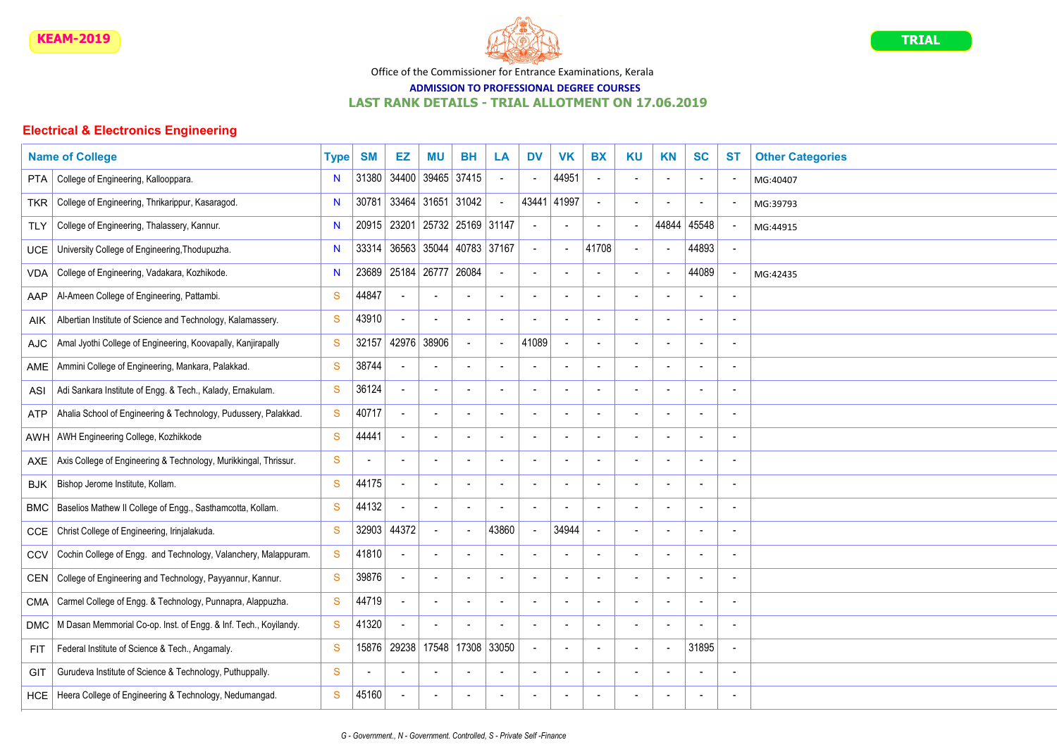KEAM-2019

TRIAL

Office of the Commissioner for Entrance Examinations, Kerala

ADMISSION TO PROFESSIONAL DEGREE COURSES

LAST RANK DETAILS - TRIAL ALLOTMENT ON 17.06.2019

## Electrical & Electronics Engineering

| Name of College | | Type | SM | EZ | MU | BH | LA | DV | VK | BX | KU | KN | SC | ST | Other Categories |
|---|---|---|---|---|---|---|---|---|---|---|---|---|---|---|---|
| PTA | College of Engineering, Kallooppara. | N | 31380 | 34400 | 39465 | 37415 | - | - | 44951 | - | - | - | - | - | MG:40407 |
| TKR | College of Engineering, Thrikarippur, Kasaragod. | N | 30781 | 33464 | 31651 | 31042 | - | 43441 | 41997 | - | - | - | - | - | MG:39793 |
| TLY | College of Engineering, Thalassery, Kannur. | N | 20915 | 23201 | 25732 | 25169 | 31147 | - | - | - | - | 44844 | 45548 | - | MG:44915 |
| UCE | University College of Engineering,Thodupuzha. | N | 33314 | 36563 | 35044 | 40783 | 37167 | - | - | 41708 | - | - | 44893 | - | |
| VDA | College of Engineering, Vadakara, Kozhikode. | N | 23689 | 25184 | 26777 | 26084 | - | - | - | - | - | - | 44089 | - | MG:42435 |
| AAP | Al-Ameen College of Engineering, Pattambi. | S | 44847 | - | - | - | - | - | - | - | - | - | - | - | |
| AIK | Albertian Institute of Science and Technology, Kalamassery. | S | 43910 | - | - | - | - | - | - | - | - | - | - | - | |
| AJC | Amal Jyothi College of Engineering, Koovapally, Kanjirapally | S | 32157 | 42976 | 38906 | - | - | 41089 | - | - | - | - | - | - | |
| AME | Ammini College of Engineering, Mankara, Palakkad. | S | 38744 | - | - | - | - | - | - | - | - | - | - | - | |
| ASI | Adi Sankara Institute of Engg. & Tech., Kalady, Ernakulam. | S | 36124 | - | - | - | - | - | - | - | - | - | - | - | |
| ATP | Ahalia School of Engineering & Technology, Pudussery, Palakkad. | S | 40717 | - | - | - | - | - | - | - | - | - | - | - | |
| AWH | AWH Engineering College, Kozhikkode | S | 44441 | - | - | - | - | - | - | - | - | - | - | - | |
| AXE | Axis College of Engineering & Technology, Murikkingal, Thrissur. | S | - | - | - | - | - | - | - | - | - | - | - | - | |
| BJK | Bishop Jerome Institute, Kollam. | S | 44175 | - | - | - | - | - | - | - | - | - | - | - | |
| BMC | Baselios Mathew II College of Engg., Sasthamcotta, Kollam. | S | 44132 | - | - | - | - | - | - | - | - | - | - | - | |
| CCE | Christ College of Engineering, Irinjalakuda. | S | 32903 | 44372 | - | - | 43860 | - | 34944 | - | - | - | - | - | |
| CCV | Cochin College of Engg. and Technology, Valanchery, Malappuram. | S | 41810 | - | - | - | - | - | - | - | - | - | - | - | |
| CEN | College of Engineering and Technology, Payyannur, Kannur. | S | 39876 | - | - | - | - | - | - | - | - | - | - | - | |
| CMA | Carmel College of Engg. & Technology, Punnapra, Alappuzha. | S | 44719 | - | - | - | - | - | - | - | - | - | - | - | |
| DMC | M Dasan Memmorial Co-op. Inst. of Engg. & Inf. Tech., Koyilandy. | S | 41320 | - | - | - | - | - | - | - | - | - | - | - | |
| FIT | Federal Institute of Science & Tech., Angamaly. | S | 15876 | 29238 | 17548 | 17308 | 33050 | - | - | - | - | - | 31895 | - | |
| GIT | Gurudeva Institute of Science & Technology, Puthuppally. | S | - | - | - | - | - | - | - | - | - | - | - | - | |
| HCE | Heera College of Engineering & Technology, Nedumangad. | S | 45160 | - | - | - | - | - | - | - | - | - | - | - | |

*G - Government., N - Government. Controlled, S - Private Self -Finance*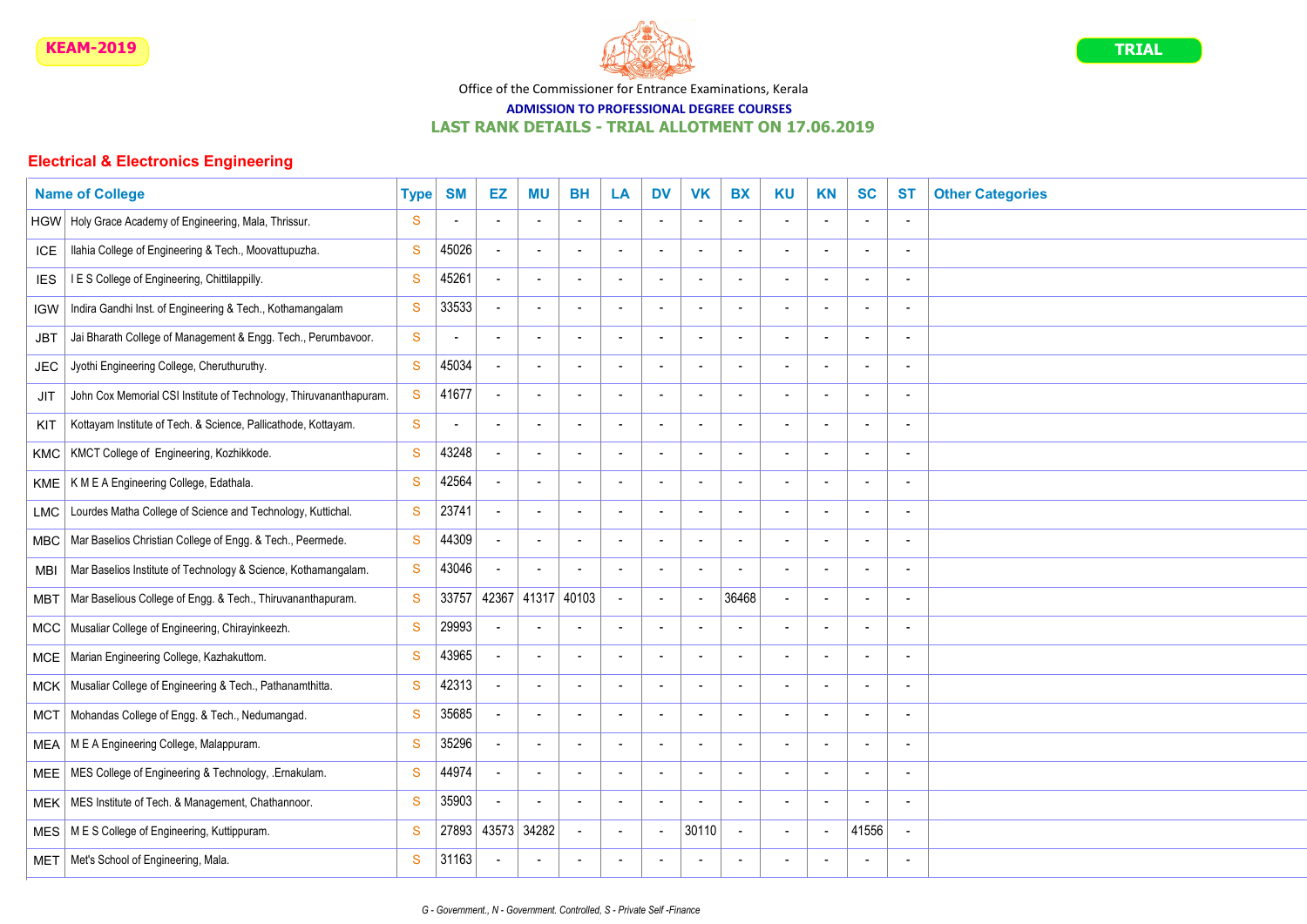KEAM-2019

TRIAL

Office of the Commissioner for Entrance Examinations, Kerala

ADMISSION TO PROFESSIONAL DEGREE COURSES

## LAST RANK DETAILS - TRIAL ALLOTMENT ON 17.06.2019

### Electrical & Electronics Engineering

| Name of College | | Type | SM | EZ | MU | BH | LA | DV | VK | BX | KU | KN | SC | ST | Other Categories |
|---|---|---|---|---|---|---|---|---|---|---|---|---|---|---|---|
| HGW | Holy Grace Academy of Engineering, Mala, Thrissur. | S | - | - | - | - | - | - | - | - | - | - | - | - | |
| ICE | Ilahia College of Engineering & Tech., Moovattupuzha. | S | 45026 | - | - | - | - | - | - | - | - | - | - | - | |
| IES | I E S College of Engineering, Chittilappilly. | S | 45261 | - | - | - | - | - | - | - | - | - | - | - | |
| IGW | Indira Gandhi Inst. of Engineering & Tech., Kothamangalam | S | 33533 | - | - | - | - | - | - | - | - | - | - | - | |
| JBT | Jai Bharath College of Management & Engg. Tech., Perumbavoor. | S | - | - | - | - | - | - | - | - | - | - | - | - | |
| JEC | Jyothi Engineering College, Cheruthuruthy. | S | 45034 | - | - | - | - | - | - | - | - | - | - | - | |
| JIT | John Cox Memorial CSI Institute of Technology, Thiruvananthapuram. | S | 41677 | - | - | - | - | - | - | - | - | - | - | - | |
| KIT | Kottayam Institute of Tech. & Science, Pallicathode, Kottayam. | S | - | - | - | - | - | - | - | - | - | - | - | - | |
| KMC | KMCT College of Engineering, Kozhikkode. | S | 43248 | - | - | - | - | - | - | - | - | - | - | - | |
| KME | K M E A Engineering College, Edathala. | S | 42564 | - | - | - | - | - | - | - | - | - | - | - | |
| LMC | Lourdes Matha College of Science and Technology, Kuttichal. | S | 23741 | - | - | - | - | - | - | - | - | - | - | - | |
| MBC | Mar Baselios Christian College of Engg. & Tech., Peermede. | S | 44309 | - | - | - | - | - | - | - | - | - | - | - | |
| MBI | Mar Baselios Institute of Technology & Science, Kothamangalam. | S | 43046 | - | - | - | - | - | - | - | - | - | - | - | |
| MBT | Mar Baselious College of Engg. & Tech., Thiruvananthapuram. | S | 33757 | 42367 | 41317 | 40103 | - | - | - | 36468 | - | - | - | - | |
| MCC | Musaliar College of Engineering, Chirayinkeezh. | S | 29993 | - | - | - | - | - | - | - | - | - | - | - | |
| MCE | Marian Engineering College, Kazhakuttom. | S | 43965 | - | - | - | - | - | - | - | - | - | - | - | |
| MCK | Musaliar College of Engineering & Tech., Pathanamthitta. | S | 42313 | - | - | - | - | - | - | - | - | - | - | - | |
| MCT | Mohandas College of Engg. & Tech., Nedumangad. | S | 35685 | - | - | - | - | - | - | - | - | - | - | - | |
| MEA | M E A Engineering College, Malappuram. | S | 35296 | - | - | - | - | - | - | - | - | - | - | - | |
| MEE | MES College of Engineering & Technology, .Ernakulam. | S | 44974 | - | - | - | - | - | - | - | - | - | - | - | |
| MEK | MES Institute of Tech. & Management, Chathannoor. | S | 35903 | - | - | - | - | - | - | - | - | - | - | - | |
| MES | M E S College of Engineering, Kuttippuram. | S | 27893 | 43573 | 34282 | - | - | - | 30110 | - | - | - | 41556 | - | |
| MET | Met's School of Engineering, Mala. | S | 31163 | - | - | - | - | - | - | - | - | - | - | - | |

*G - Government., N - Government. Controlled, S - Private Self -Finance*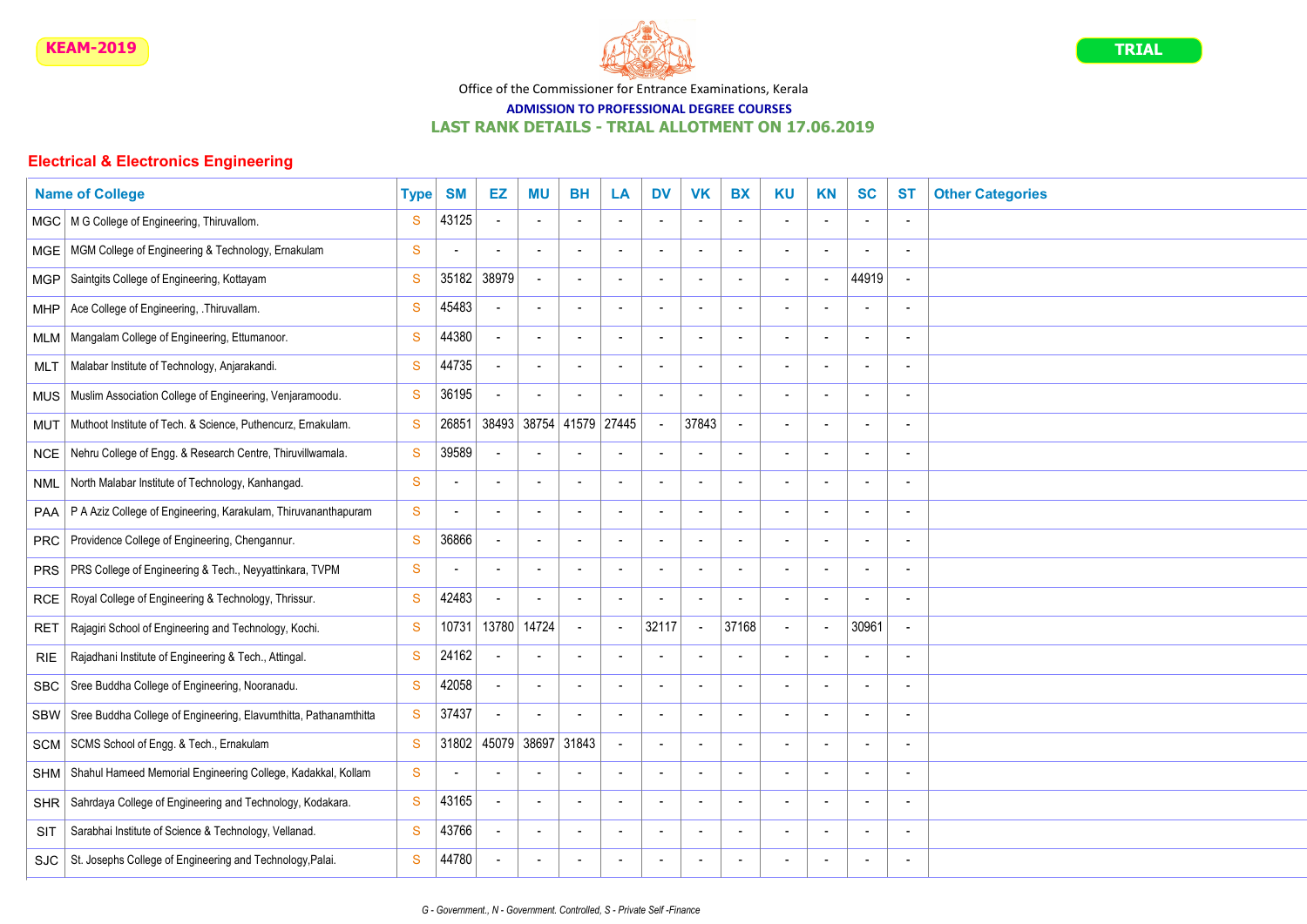KEAM-2019

TRIAL

Office of the Commissioner for Entrance Examinations, Kerala

ADMISSION TO PROFESSIONAL DEGREE COURSES

## LAST RANK DETAILS - TRIAL ALLOTMENT ON 17.06.2019

### Electrical & Electronics Engineering

| | Name of College | Type | SM | EZ | MU | BH | LA | DV | VK | BX | KU | KN | SC | ST | Other Categories |
|---|---|---|---|---|---|---|---|---|---|---|---|---|---|---|---|
| MGC | M G College of Engineering, Thiruvallom. | S | 43125 | - | - | - | - | - | - | - | - | - | - | - | |
| MGE | MGM College of Engineering & Technology, Ernakulam | S | - | - | - | - | - | - | - | - | - | - | - | - | |
| MGP | Saintgits College of Engineering, Kottayam | S | 35182 | 38979 | - | - | - | - | - | - | - | - | 44919 | - | |
| MHP | Ace College of Engineering, .Thiruvallam. | S | 45483 | - | - | - | - | - | - | - | - | - | - | - | |
| MLM | Mangalam College of Engineering, Ettumanoor. | S | 44380 | - | - | - | - | - | - | - | - | - | - | - | |
| MLT | Malabar Institute of Technology, Anjarakandi. | S | 44735 | - | - | - | - | - | - | - | - | - | - | - | |
| MUS | Muslim Association College of Engineering, Venjaramoodu. | S | 36195 | - | - | - | - | - | - | - | - | - | - | - | |
| MUT | Muthoot Institute of Tech. & Science, Puthencurz, Ernakulam. | S | 26851 | 38493 | 38754 | 41579 | 27445 | - | 37843 | - | - | - | - | - | |
| NCE | Nehru College of Engg. & Research Centre, Thiruvillwamala. | S | 39589 | - | - | - | - | - | - | - | - | - | - | - | |
| NML | North Malabar Institute of Technology, Kanhangad. | S | - | - | - | - | - | - | - | - | - | - | - | - | |
| PAA | P A Aziz College of Engineering, Karakulam, Thiruvananthapuram | S | - | - | - | - | - | - | - | - | - | - | - | - | |
| PRC | Providence College of Engineering, Chengannur. | S | 36866 | - | - | - | - | - | - | - | - | - | - | - | |
| PRS | PRS College of Engineering & Tech., Neyyattinkara, TVPM | S | - | - | - | - | - | - | - | - | - | - | - | - | |
| RCE | Royal College of Engineering & Technology, Thrissur. | S | 42483 | - | - | - | - | - | - | - | - | - | - | - | |
| RET | Rajagiri School of Engineering and Technology, Kochi. | S | 10731 | 13780 | 14724 | - | - | 32117 | - | 37168 | - | - | 30961 | - | |
| RIE | Rajadhani Institute of Engineering & Tech., Attingal. | S | 24162 | - | - | - | - | - | - | - | - | - | - | - | |
| SBC | Sree Buddha College of Engineering, Nooranadu. | S | 42058 | - | - | - | - | - | - | - | - | - | - | - | |
| SBW | Sree Buddha College of Engineering, Elavumthitta, Pathanamthitta | S | 37437 | - | - | - | - | - | - | - | - | - | - | - | |
| SCM | SCMS School of Engg. & Tech., Ernakulam | S | 31802 | 45079 | 38697 | 31843 | - | - | - | - | - | - | - | - | |
| SHM | Shahul Hameed Memorial Engineering College, Kadakkal, Kollam | S | - | - | - | - | - | - | - | - | - | - | - | - | |
| SHR | Sahrdaya College of Engineering and Technology, Kodakara. | S | 43165 | - | - | - | - | - | - | - | - | - | - | - | |
| SIT | Sarabhai Institute of Science & Technology, Vellanad. | S | 43766 | - | - | - | - | - | - | - | - | - | - | - | |
| SJC | St. Josephs College of Engineering and Technology,Palai. | S | 44780 | - | - | - | - | - | - | - | - | - | - | - | |

*G - Government., N - Government. Controlled, S - Private Self -Finance*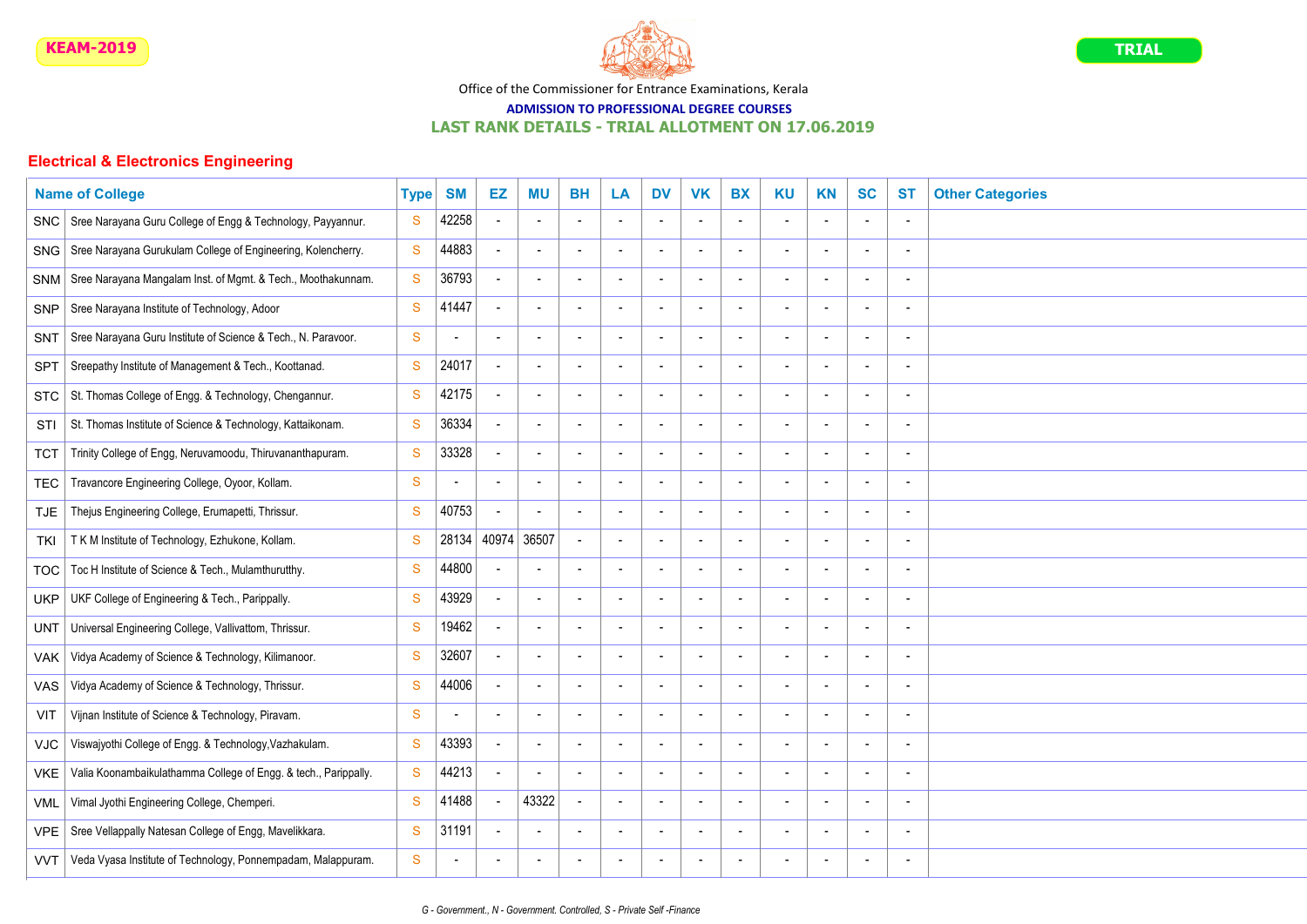KEAM-2019

TRIAL

Office of the Commissioner for Entrance Examinations, Kerala

ADMISSION TO PROFESSIONAL DEGREE COURSES

## LAST RANK DETAILS - TRIAL ALLOTMENT ON 17.06.2019

### Electrical & Electronics Engineering

| Name of College | | Type | SM | EZ | MU | BH | LA | DV | VK | BX | KU | KN | SC | ST | Other Categories |
|---|---|---|---|---|---|---|---|---|---|---|---|---|---|---|---|
| SNC | Sree Narayana Guru College of Engg & Technology, Payyannur. | S | 42258 | - | - | - | - | - | - | - | - | - | - | - | |
| SNG | Sree Narayana Gurukulam College of Engineering, Kolencherry. | S | 44883 | - | - | - | - | - | - | - | - | - | - | - | |
| SNM | Sree Narayana Mangalam Inst. of Mgmt. & Tech., Moothakunnam. | S | 36793 | - | - | - | - | - | - | - | - | - | - | - | |
| SNP | Sree Narayana Institute of Technology, Adoor | S | 41447 | - | - | - | - | - | - | - | - | - | - | - | |
| SNT | Sree Narayana Guru Institute of Science & Tech., N. Paravoor. | S | - | - | - | - | - | - | - | - | - | - | - | - | |
| SPT | Sreepathy Institute of Management & Tech., Koottanad. | S | 24017 | - | - | - | - | - | - | - | - | - | - | - | |
| STC | St. Thomas College of Engg. & Technology, Chengannur. | S | 42175 | - | - | - | - | - | - | - | - | - | - | - | |
| STI | St. Thomas Institute of Science & Technology, Kattaikonam. | S | 36334 | - | - | - | - | - | - | - | - | - | - | - | |
| TCT | Trinity College of Engg, Neruvamoodu, Thiruvananthapuram. | S | 33328 | - | - | - | - | - | - | - | - | - | - | - | |
| TEC | Travancore Engineering College, Oyoor, Kollam. | S | - | - | - | - | - | - | - | - | - | - | - | - | |
| TJE | Thejus Engineering College, Erumapetti, Thrissur. | S | 40753 | - | - | - | - | - | - | - | - | - | - | - | |
| TKI | T K M Institute of Technology, Ezhukone, Kollam. | S | 28134 | 40974 | 36507 | - | - | - | - | - | - | - | - | - | |
| TOC | Toc H Institute of Science & Tech., Mulamthurutthy. | S | 44800 | - | - | - | - | - | - | - | - | - | - | - | |
| UKP | UKF College of Engineering & Tech., Parippally. | S | 43929 | - | - | - | - | - | - | - | - | - | - | - | |
| UNT | Universal Engineering College, Vallivattom, Thrissur. | S | 19462 | - | - | - | - | - | - | - | - | - | - | - | |
| VAK | Vidya Academy of Science & Technology, Kilimanoor. | S | 32607 | - | - | - | - | - | - | - | - | - | - | - | |
| VAS | Vidya Academy of Science & Technology, Thrissur. | S | 44006 | - | - | - | - | - | - | - | - | - | - | - | |
| VIT | Vijnan Institute of Science & Technology, Piravam. | S | - | - | - | - | - | - | - | - | - | - | - | - | |
| VJC | Viswajyothi College of Engg. & Technology,Vazhakulam. | S | 43393 | - | - | - | - | - | - | - | - | - | - | - | |
| VKE | Valia Koonambaikulathamma College of Engg. & tech., Parippally. | S | 44213 | - | - | - | - | - | - | - | - | - | - | - | |
| VML | Vimal Jyothi Engineering College, Chemperi. | S | 41488 | - | 43322 | - | - | - | - | - | - | - | - | - | |
| VPE | Sree Vellappally Natesan College of Engg, Mavelikkara. | S | 31191 | - | - | - | - | - | - | - | - | - | - | - | |
| VVT | Veda Vyasa Institute of Technology, Ponnempadam, Malappuram. | S | - | - | - | - | - | - | - | - | - | - | - | - | |

*G - Government., N - Government. Controlled, S - Private Self -Finance*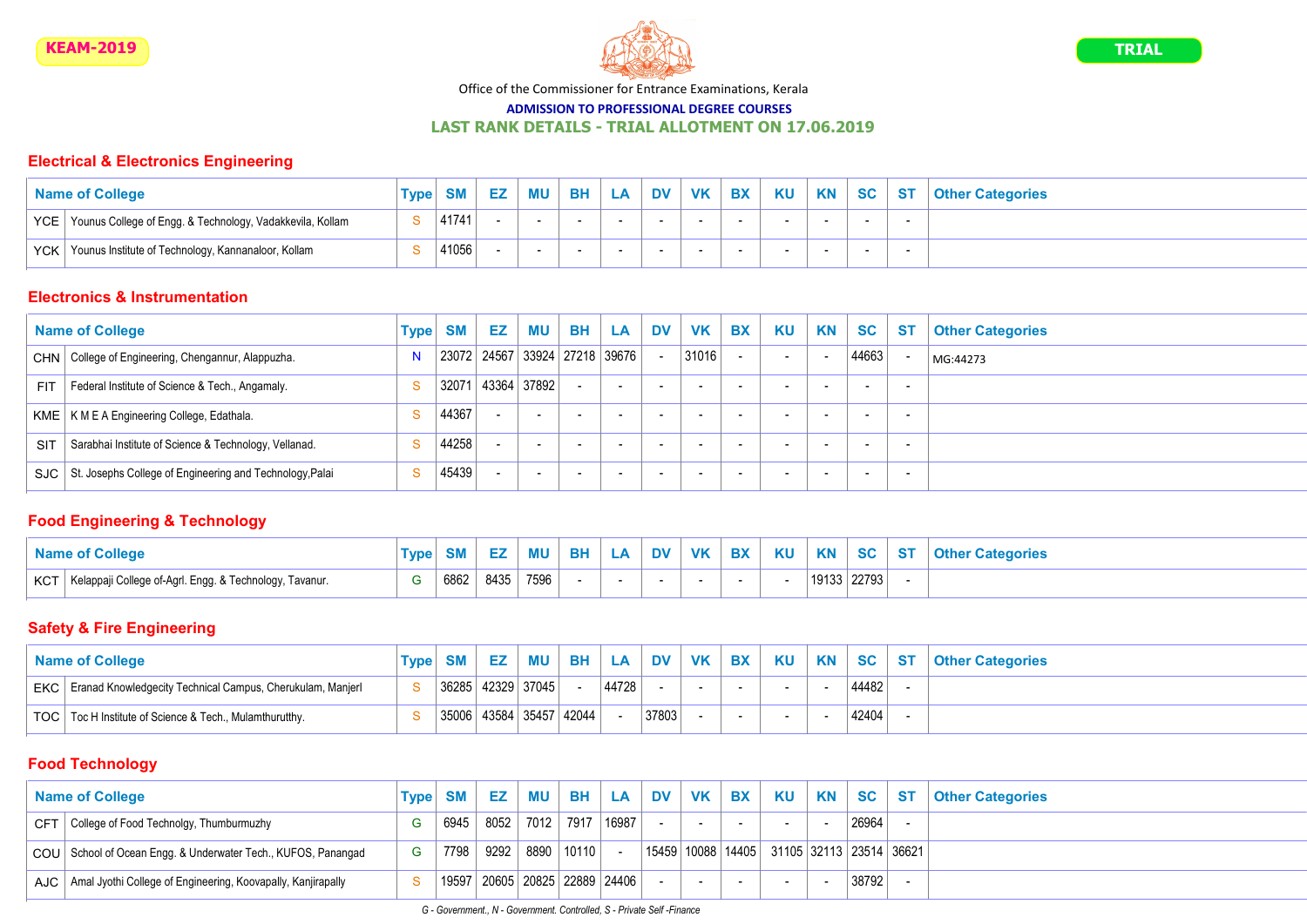KEAM-2019

TRIAL

Office of the Commissioner for Entrance Examinations, Kerala

ADMISSION TO PROFESSIONAL DEGREE COURSES

LAST RANK DETAILS - TRIAL ALLOTMENT ON 17.06.2019

## Electrical & Electronics Engineering

| Name of College | | Type | SM | EZ | MU | BH | LA | DV | VK | BX | KU | KN | SC | ST | Other Categories |
|---|---|---|---|---|---|---|---|---|---|---|---|---|---|---|---|
| YCE | Younus College of Engg. & Technology, Vadakkevila, Kollam | S | 41741 | - | - | - | - | - | - | - | - | - | - | - | |
| YCK | Younus Institute of Technology, Kannanaloor, Kollam | S | 41056 | - | - | - | - | - | - | - | - | - | - | - | |

## Electronics & Instrumentation

| Name of College | | Type | SM | EZ | MU | BH | LA | DV | VK | BX | KU | KN | SC | ST | Other Categories |
|---|---|---|---|---|---|---|---|---|---|---|---|---|---|---|---|
| CHN | College of Engineering, Chengannur, Alappuzha. | N | 23072 | 24567 | 33924 | 27218 | 39676 | - | 31016 | - | - | - | 44663 | - | MG:44273 |
| FIT | Federal Institute of Science & Tech., Angamaly. | S | 32071 | 43364 | 37892 | - | - | - | - | - | - | - | - | - | |
| KME | K M E A Engineering College, Edathala. | S | 44367 | - | - | - | - | - | - | - | - | - | - | - | |
| SIT | Sarabhai Institute of Science & Technology, Vellanad. | S | 44258 | - | - | - | - | - | - | - | - | - | - | - | |
| SJC | St. Josephs College of Engineering and Technology,Palai | S | 45439 | - | - | - | - | - | - | - | - | - | - | - | |

## Food Engineering & Technology

| Name of College | | Type | SM | EZ | MU | BH | LA | DV | VK | BX | KU | KN | SC | ST | Other Categories |
|---|---|---|---|---|---|---|---|---|---|---|---|---|---|---|---|
| KCT | Kelappaji College of-Agrl. Engg. & Technology, Tavanur. | G | 6862 | 8435 | 7596 | - | - | - | - | - | - | 19133 | 22793 | - | |

## Safety & Fire Engineering

| Name of College | | Type | SM | EZ | MU | BH | LA | DV | VK | BX | KU | KN | SC | ST | Other Categories |
|---|---|---|---|---|---|---|---|---|---|---|---|---|---|---|---|
| EKC | Eranad Knowledgecity Technical Campus, Cherukulam, Manjerl | S | 36285 | 42329 | 37045 | - | 44728 | - | - | - | - | - | 44482 | - | |
| TOC | Toc H Institute of Science & Tech., Mulamthurutthy. | S | 35006 | 43584 | 35457 | 42044 | - | 37803 | - | - | - | - | 42404 | - | |

## Food Technology

| Name of College | | Type | SM | EZ | MU | BH | LA | DV | VK | BX | KU | KN | SC | ST | Other Categories |
|---|---|---|---|---|---|---|---|---|---|---|---|---|---|---|---|
| CFT | College of Food Technolgy, Thumburmuzhy | G | 6945 | 8052 | 7012 | 7917 | 16987 | - | - | - | - | - | 26964 | - | |
| COU | School of Ocean Engg. & Underwater Tech., KUFOS, Panangad | G | 7798 | 9292 | 8890 | 10110 | - | 15459 | 10088 | 14405 | 31105 | 32113 | 23514 | 36621 | |
| AJC | Amal Jyothi College of Engineering, Koovapally, Kanjirapally | S | 19597 | 20605 | 20825 | 22889 | 24406 | - | - | - | - | - | 38792 | - | |

*G - Government., N - Government. Controlled, S - Private Self -Finance*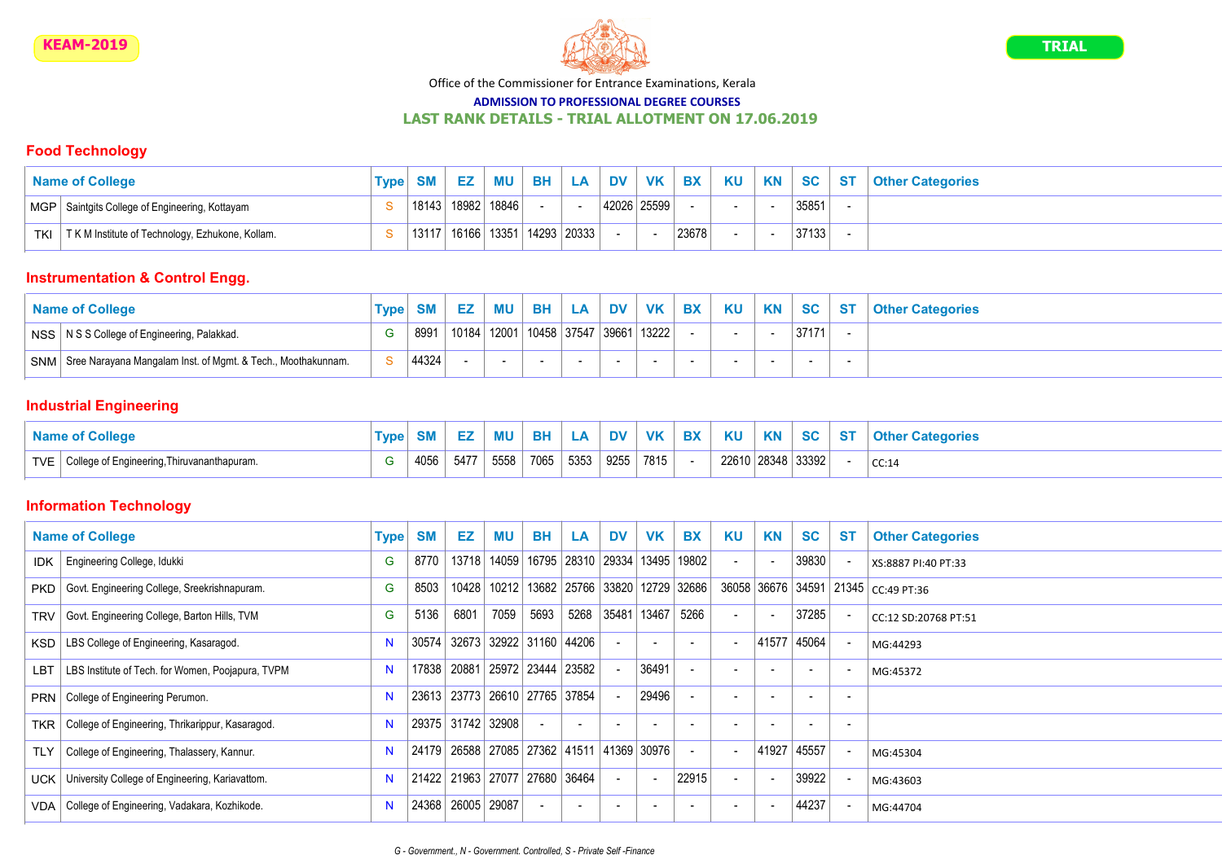KEAM-2019

TRIAL

Office of the Commissioner for Entrance Examinations, Kerala

ADMISSION TO PROFESSIONAL DEGREE COURSES

## LAST RANK DETAILS - TRIAL ALLOTMENT ON 17.06.2019

### Food Technology

| | Name of College | Type | SM | EZ | MU | BH | LA | DV | VK | BX | KU | KN | SC | ST | Other Categories |
|---|---|---|---|---|---|---|---|---|---|---|---|---|---|---|---|
| MGP | Saintgits College of Engineering, Kottayam | S | 18143 | 18982 | 18846 | - | - | 42026 | 25599 | - | - | - | 35851 | - | |
| TKI | T K M Institute of Technology, Ezhukone, Kollam. | S | 13117 | 16166 | 13351 | 14293 | 20333 | - | - | 23678 | - | - | 37133 | - | |

### Instrumentation & Control Engg.

| | Name of College | Type | SM | EZ | MU | BH | LA | DV | VK | BX | KU | KN | SC | ST | Other Categories |
|---|---|---|---|---|---|---|---|---|---|---|---|---|---|---|---|
| NSS | N S S College of Engineering, Palakkad. | G | 8991 | 10184 | 12001 | 10458 | 37547 | 39661 | 13222 | - | - | - | 37171 | - | |
| SNM | Sree Narayana Mangalam Inst. of Mgmt. & Tech., Moothakunnam. | S | 44324 | - | - | - | - | - | - | - | - | - | - | - | |

### Industrial Engineering

| | Name of College | Type | SM | EZ | MU | BH | LA | DV | VK | BX | KU | KN | SC | ST | Other Categories |
|---|---|---|---|---|---|---|---|---|---|---|---|---|---|---|---|
| TVE | College of Engineering,Thiruvananthapuram. | G | 4056 | 5477 | 5558 | 7065 | 5353 | 9255 | 7815 | - | 22610 | 28348 | 33392 | - | CC:14 |

### Information Technology

| | Name of College | Type | SM | EZ | MU | BH | LA | DV | VK | BX | KU | KN | SC | ST | Other Categories |
|---|---|---|---|---|---|---|---|---|---|---|---|---|---|---|---|
| IDK | Engineering College, Idukki | G | 8770 | 13718 | 14059 | 16795 | 28310 | 29334 | 13495 | 19802 | - | - | 39830 | - | XS:8887 PI:40 PT:33 |
| PKD | Govt. Engineering College, Sreekrishnapuram. | G | 8503 | 10428 | 10212 | 13682 | 25766 | 33820 | 12729 | 32686 | 36058 | 36676 | 34591 | 21345 | CC:49 PT:36 |
| TRV | Govt. Engineering College, Barton Hills, TVM | G | 5136 | 6801 | 7059 | 5693 | 5268 | 35481 | 13467 | 5266 | - | - | 37285 | - | CC:12 SD:20768 PT:51 |
| KSD | LBS College of Engineering, Kasaragod. | N | 30574 | 32673 | 32922 | 31160 | 44206 | - | - | - | - | 41577 | 45064 | - | MG:44293 |
| LBT | LBS Institute of Tech. for Women, Poojapura, TVPM | N | 17838 | 20881 | 25972 | 23444 | 23582 | - | 36491 | - | - | - | - | - | MG:45372 |
| PRN | College of Engineering Perumon. | N | 23613 | 23773 | 26610 | 27765 | 37854 | - | 29496 | - | - | - | - | - | |
| TKR | College of Engineering, Thrikarippur, Kasaragod. | N | 29375 | 31742 | 32908 | - | - | - | - | - | - | - | - | - | |
| TLY | College of Engineering, Thalassery, Kannur. | N | 24179 | 26588 | 27085 | 27362 | 41511 | 41369 | 30976 | - | - | 41927 | 45557 | - | MG:45304 |
| UCK | University College of Engineering, Kariavattom. | N | 21422 | 21963 | 27077 | 27680 | 36464 | - | - | 22915 | - | - | 39922 | - | MG:43603 |
| VDA | College of Engineering, Vadakara, Kozhikode. | N | 24368 | 26005 | 29087 | - | - | - | - | - | - | - | 44237 | - | MG:44704 |

*G - Government., N - Government. Controlled, S - Private Self -Finance*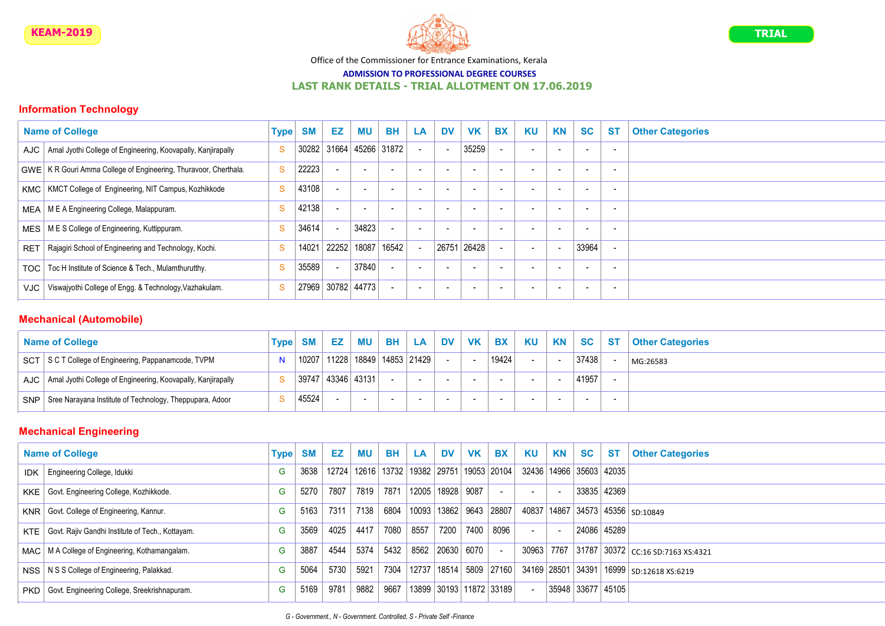KEAM-2019

TRIAL

Office of the Commissioner for Entrance Examinations, Kerala

ADMISSION TO PROFESSIONAL DEGREE COURSES

LAST RANK DETAILS - TRIAL ALLOTMENT ON 17.06.2019

## Information Technology

| Name of College | | Type | SM | EZ | MU | BH | LA | DV | VK | BX | KU | KN | SC | ST | Other Categories |
|---|---|---|---|---|---|---|---|---|---|---|---|---|---|---|---|
| AJC | Amal Jyothi College of Engineering, Koovapally, Kanjirapally | S | 30282 | 31664 | 45266 | 31872 | - | - | 35259 | - | - | - | - | - | |
| GWE | K R Gouri Amma College of Engineering, Thuravoor, Cherthala. | S | 22223 | - | - | - | - | - | - | - | - | - | - | - | |
| KMC | KMCT College of Engineering, NIT Campus, Kozhikkode | S | 43108 | - | - | - | - | - | - | - | - | - | - | - | |
| MEA | M E A Engineering College, Malappuram. | S | 42138 | - | - | - | - | - | - | - | - | - | - | - | |
| MES | M E S College of Engineering, Kuttippuram. | S | 34614 | - | 34823 | - | - | - | - | - | - | - | - | - | |
| RET | Rajagiri School of Engineering and Technology, Kochi. | S | 14021 | 22252 | 18087 | 16542 | - | 26751 | 26428 | - | - | - | 33964 | - | |
| TOC | Toc H Institute of Science & Tech., Mulamthurutthy. | S | 35589 | - | 37840 | - | - | - | - | - | - | - | - | - | |
| VJC | Viswajyothi College of Engg. & Technology,Vazhakulam. | S | 27969 | 30782 | 44773 | - | - | - | - | - | - | - | - | - | |

## Mechanical (Automobile)

| Name of College | | Type | SM | EZ | MU | BH | LA | DV | VK | BX | KU | KN | SC | ST | Other Categories |
|---|---|---|---|---|---|---|---|---|---|---|---|---|---|---|---|
| SCT | S C T College of Engineering, Pappanamcode, TVPM | N | 10207 | 11228 | 18849 | 14853 | 21429 | - | - | 19424 | - | - | 37438 | - | MG:26583 |
| AJC | Amal Jyothi College of Engineering, Koovapally, Kanjirapally | S | 39747 | 43346 | 43131 | - | - | - | - | - | - | - | 41957 | - | |
| SNP | Sree Narayana Institute of Technology, Theppupara, Adoor | S | 45524 | - | - | - | - | - | - | - | - | - | - | - | |

## Mechanical Engineering

| Name of College | | Type | SM | EZ | MU | BH | LA | DV | VK | BX | KU | KN | SC | ST | Other Categories |
|---|---|---|---|---|---|---|---|---|---|---|---|---|---|---|---|
| IDK | Engineering College, Idukki | G | 3638 | 12724 | 12616 | 13732 | 19382 | 29751 | 19053 | 20104 | 32436 | 14966 | 35603 | 42035 | |
| KKE | Govt. Engineering College, Kozhikkode. | G | 5270 | 7807 | 7819 | 7871 | 12005 | 18928 | 9087 | - | - | - | 33835 | 42369 | |
| KNR | Govt. College of Engineering, Kannur. | G | 5163 | 7311 | 7138 | 6804 | 10093 | 13862 | 9643 | 28807 | 40837 | 14867 | 34573 | 45356 | SD:10849 |
| KTE | Govt. Rajiv Gandhi Institute of Tech., Kottayam. | G | 3569 | 4025 | 4417 | 7080 | 8557 | 7200 | 7400 | 8096 | - | - | 24086 | 45289 | |
| MAC | M A College of Engineering, Kothamangalam. | G | 3887 | 4544 | 5374 | 5432 | 8562 | 20630 | 6070 | - | 30963 | 7767 | 31787 | 30372 | CC:16 SD:7163 XS:4321 |
| NSS | N S S College of Engineering, Palakkad. | G | 5064 | 5730 | 5921 | 7304 | 12737 | 18514 | 5809 | 27160 | 34169 | 28501 | 34391 | 16999 | SD:12618 XS:6219 |
| PKD | Govt. Engineering College, Sreekrishnapuram. | G | 5169 | 9781 | 9882 | 9667 | 13899 | 30193 | 11872 | 33189 | - | 35948 | 33677 | 45105 | |

*G - Government., N - Government. Controlled, S - Private Self -Finance*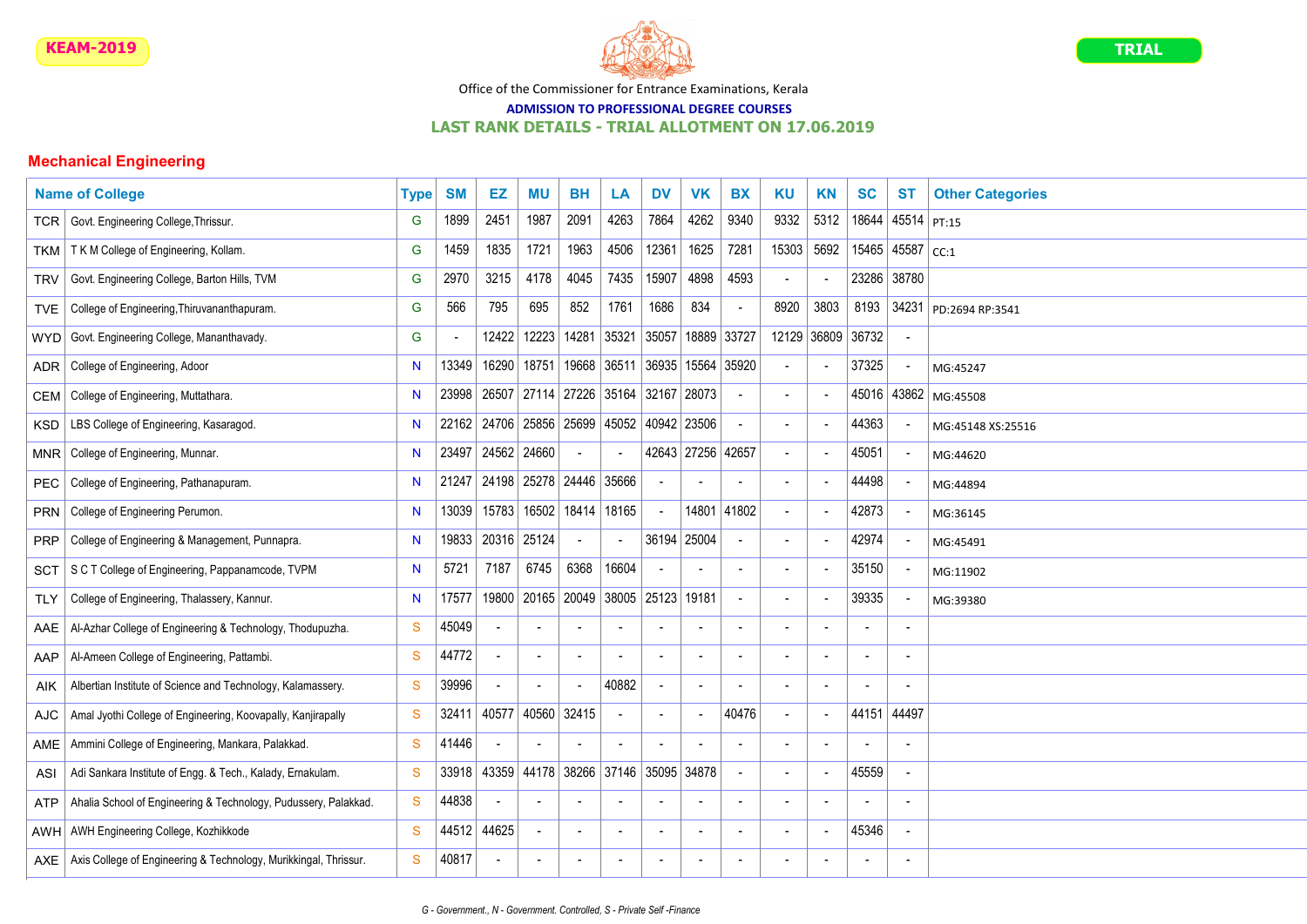KEAM-2019

TRIAL

Office of the Commissioner for Entrance Examinations, Kerala

ADMISSION TO PROFESSIONAL DEGREE COURSES

LAST RANK DETAILS - TRIAL ALLOTMENT ON 17.06.2019

## Mechanical Engineering

| Name of College | | Type | SM | EZ | MU | BH | LA | DV | VK | BX | KU | KN | SC | ST | Other Categories |
|---|---|---|---|---|---|---|---|---|---|---|---|---|---|---|---|
| TCR | Govt. Engineering College,Thrissur. | G | 1899 | 2451 | 1987 | 2091 | 4263 | 7864 | 4262 | 9340 | 9332 | 5312 | 18644 | 45514 | PT:15 |
| TKM | T K M College of Engineering, Kollam. | G | 1459 | 1835 | 1721 | 1963 | 4506 | 12361 | 1625 | 7281 | 15303 | 5692 | 15465 | 45587 | CC:1 |
| TRV | Govt. Engineering College, Barton Hills, TVM | G | 2970 | 3215 | 4178 | 4045 | 7435 | 15907 | 4898 | 4593 | - | - | 23286 | 38780 | |
| TVE | College of Engineering,Thiruvananthapuram. | G | 566 | 795 | 695 | 852 | 1761 | 1686 | 834 | - | 8920 | 3803 | 8193 | 34231 | PD:2694 RP:3541 |
| WYD | Govt. Engineering College, Mananthavady. | G | - | 12422 | 12223 | 14281 | 35321 | 35057 | 18889 | 33727 | 12129 | 36809 | 36732 | - | |
| ADR | College of Engineering, Adoor | N | 13349 | 16290 | 18751 | 19668 | 36511 | 36935 | 15564 | 35920 | - | - | 37325 | - | MG:45247 |
| CEM | College of Engineering, Muttathara. | N | 23998 | 26507 | 27114 | 27226 | 35164 | 32167 | 28073 | - | - | - | 45016 | 43862 | MG:45508 |
| KSD | LBS College of Engineering, Kasaragod. | N | 22162 | 24706 | 25856 | 25699 | 45052 | 40942 | 23506 | - | - | - | 44363 | - | MG:45148 XS:25516 |
| MNR | College of Engineering, Munnar. | N | 23497 | 24562 | 24660 | - | - | 42643 | 27256 | 42657 | - | - | 45051 | - | MG:44620 |
| PEC | College of Engineering, Pathanapuram. | N | 21247 | 24198 | 25278 | 24446 | 35666 | - | - | - | - | - | 44498 | - | MG:44894 |
| PRN | College of Engineering Perumon. | N | 13039 | 15783 | 16502 | 18414 | 18165 | - | 14801 | 41802 | - | - | 42873 | - | MG:36145 |
| PRP | College of Engineering & Management, Punnapra. | N | 19833 | 20316 | 25124 | - | - | 36194 | 25004 | - | - | - | 42974 | - | MG:45491 |
| SCT | S C T College of Engineering, Pappanamcode, TVPM | N | 5721 | 7187 | 6745 | 6368 | 16604 | - | - | - | - | - | 35150 | - | MG:11902 |
| TLY | College of Engineering, Thalassery, Kannur. | N | 17577 | 19800 | 20165 | 20049 | 38005 | 25123 | 19181 | - | - | - | 39335 | - | MG:39380 |
| AAE | Al-Azhar College of Engineering & Technology, Thodupuzha. | S | 45049 | - | - | - | - | - | - | - | - | - | - | - | |
| AAP | Al-Ameen College of Engineering, Pattambi. | S | 44772 | - | - | - | - | - | - | - | - | - | - | - | |
| AIK | Albertian Institute of Science and Technology, Kalamassery. | S | 39996 | - | - | - | 40882 | - | - | - | - | - | - | - | |
| AJC | Amal Jyothi College of Engineering, Koovapally, Kanjirapally | S | 32411 | 40577 | 40560 | 32415 | - | - | - | 40476 | - | - | 44151 | 44497 | |
| AME | Ammini College of Engineering, Mankara, Palakkad. | S | 41446 | - | - | - | - | - | - | - | - | - | - | - | |
| ASI | Adi Sankara Institute of Engg. & Tech., Kalady, Ernakulam. | S | 33918 | 43359 | 44178 | 38266 | 37146 | 35095 | 34878 | - | - | - | 45559 | - | |
| ATP | Ahalia School of Engineering & Technology, Pudussery, Palakkad. | S | 44838 | - | - | - | - | - | - | - | - | - | - | - | |
| AWH | AWH Engineering College, Kozhikkode | S | 44512 | 44625 | - | - | - | - | - | - | - | - | 45346 | - | |
| AXE | Axis College of Engineering & Technology, Murikkingal, Thrissur. | S | 40817 | - | - | - | - | - | - | - | - | - | - | - | |

*G - Government., N - Government. Controlled, S - Private Self -Finance*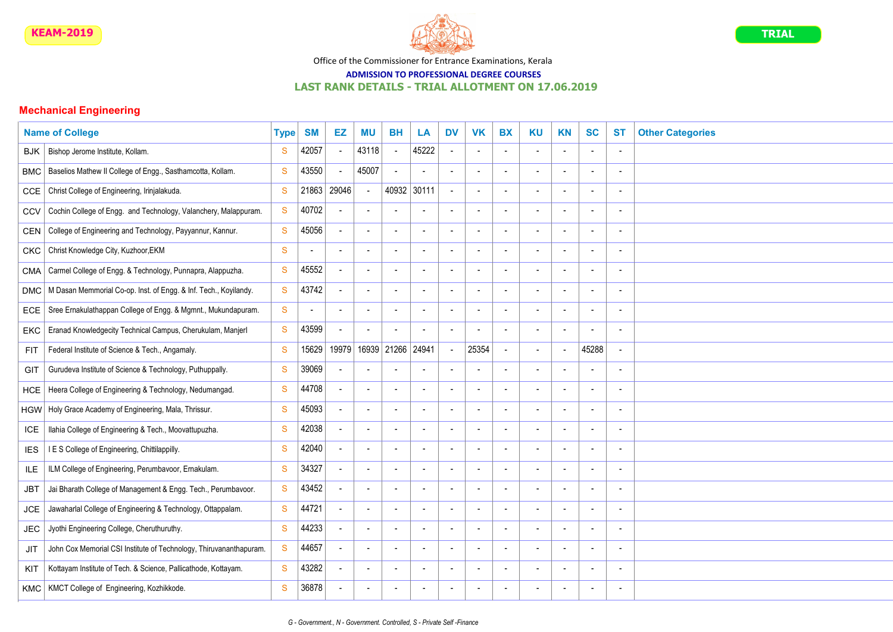KEAM-2019

TRIAL

Office of the Commissioner for Entrance Examinations, Kerala

ADMISSION TO PROFESSIONAL DEGREE COURSES

## LAST RANK DETAILS - TRIAL ALLOTMENT ON 17.06.2019

### Mechanical Engineering

| | Name of College | Type | SM | EZ | MU | BH | LA | DV | VK | BX | KU | KN | SC | ST | Other Categories |
|---|---|---|---|---|---|---|---|---|---|---|---|---|---|---|---|
| BJK | Bishop Jerome Institute, Kollam. | S | 42057 | - | 43118 | - | 45222 | - | - | - | - | - | - | - | |
| BMC | Baselios Mathew II College of Engg., Sasthamcotta, Kollam. | S | 43550 | - | 45007 | - | - | - | - | - | - | - | - | - | |
| CCE | Christ College of Engineering, Irinjalakuda. | S | 21863 | 29046 | - | 40932 | 30111 | - | - | - | - | - | - | - | |
| CCV | Cochin College of Engg. and Technology, Valanchery, Malappuram. | S | 40702 | - | - | - | - | - | - | - | - | - | - | - | |
| CEN | College of Engineering and Technology, Payyannur, Kannur. | S | 45056 | - | - | - | - | - | - | - | - | - | - | - | |
| CKC | Christ Knowledge City, Kuzhoor,EKM | S | - | - | - | - | - | - | - | - | - | - | - | - | |
| CMA | Carmel College of Engg. & Technology, Punnapra, Alappuzha. | S | 45552 | - | - | - | - | - | - | - | - | - | - | - | |
| DMC | M Dasan Memmorial Co-op. Inst. of Engg. & Inf. Tech., Koyilandy. | S | 43742 | - | - | - | - | - | - | - | - | - | - | - | |
| ECE | Sree Ernakulathappan College of Engg. & Mgmnt., Mukundapuram. | S | - | - | - | - | - | - | - | - | - | - | - | - | |
| EKC | Eranad Knowledgecity Technical Campus, Cherukulam, Manjerl | S | 43599 | - | - | - | - | - | - | - | - | - | - | - | |
| FIT | Federal Institute of Science & Tech., Angamaly. | S | 15629 | 19979 | 16939 | 21266 | 24941 | - | 25354 | - | - | - | 45288 | - | |
| GIT | Gurudeva Institute of Science & Technology, Puthuppally. | S | 39069 | - | - | - | - | - | - | - | - | - | - | - | |
| HCE | Heera College of Engineering & Technology, Nedumangad. | S | 44708 | - | - | - | - | - | - | - | - | - | - | - | |
| HGW | Holy Grace Academy of Engineering, Mala, Thrissur. | S | 45093 | - | - | - | - | - | - | - | - | - | - | - | |
| ICE | Ilahia College of Engineering & Tech., Moovattupuzha. | S | 42038 | - | - | - | - | - | - | - | - | - | - | - | |
| IES | I E S College of Engineering, Chittilappilly. | S | 42040 | - | - | - | - | - | - | - | - | - | - | - | |
| ILE | ILM College of Engineering, Perumbavoor, Ernakulam. | S | 34327 | - | - | - | - | - | - | - | - | - | - | - | |
| JBT | Jai Bharath College of Management & Engg. Tech., Perumbavoor. | S | 43452 | - | - | - | - | - | - | - | - | - | - | - | |
| JCE | Jawaharlal College of Engineering & Technology, Ottappalam. | S | 44721 | - | - | - | - | - | - | - | - | - | - | - | |
| JEC | Jyothi Engineering College, Cheruthuruthy. | S | 44233 | - | - | - | - | - | - | - | - | - | - | - | |
| JIT | John Cox Memorial CSI Institute of Technology, Thiruvananthapuram. | S | 44657 | - | - | - | - | - | - | - | - | - | - | - | |
| KIT | Kottayam Institute of Tech. & Science, Pallicathode, Kottayam. | S | 43282 | - | - | - | - | - | - | - | - | - | - | - | |
| KMC | KMCT College of Engineering, Kozhikkode. | S | 36878 | - | - | - | - | - | - | - | - | - | - | - | |

*G - Government., N - Government. Controlled, S - Private Self -Finance*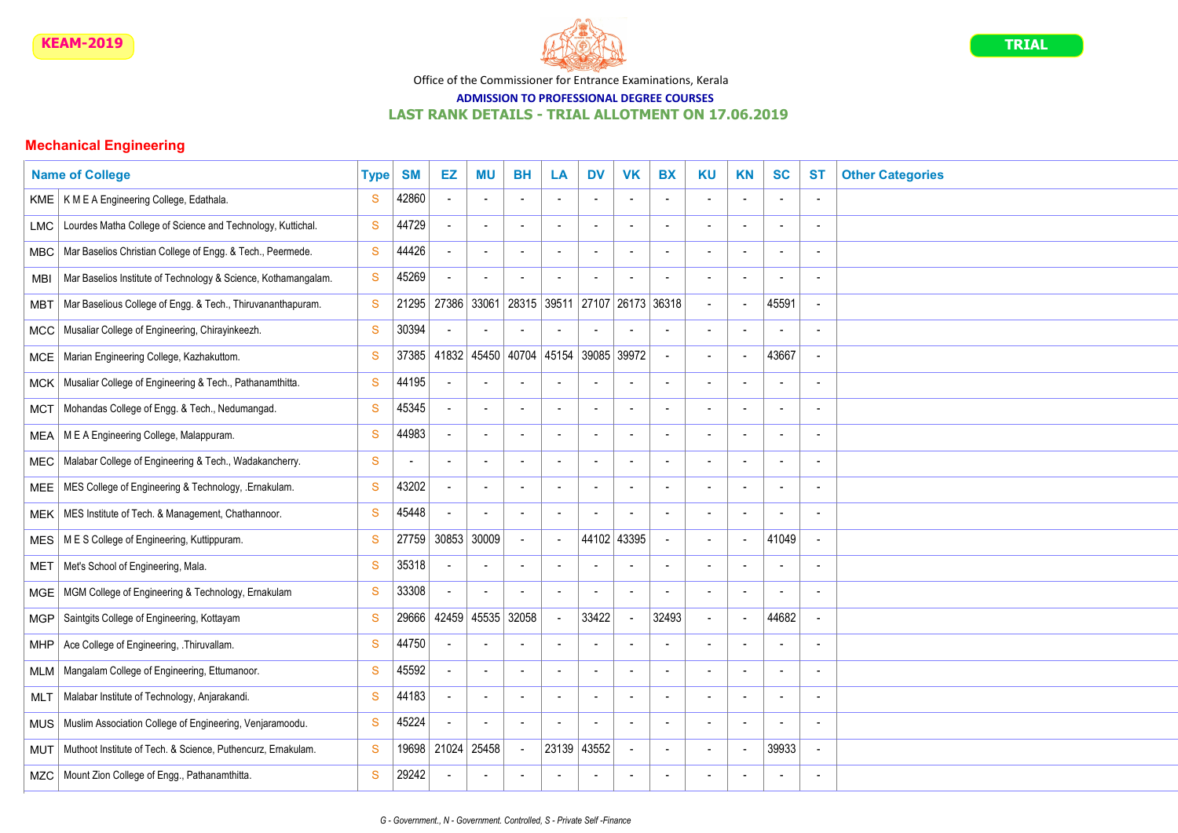KEAM-2019

TRIAL

Office of the Commissioner for Entrance Examinations, Kerala

**ADMISSION TO PROFESSIONAL DEGREE COURSES**

**LAST RANK DETAILS - TRIAL ALLOTMENT ON 17.06.2019**

## Mechanical Engineering

| | Name of College | Type | SM | EZ | MU | BH | LA | DV | VK | BX | KU | KN | SC | ST | Other Categories |
|---|---|---|---|---|---|---|---|---|---|---|---|---|---|---|---|
| KME | K M E A Engineering College, Edathala. | S | 42860 | - | - | - | - | - | - | - | - | - | - | - | |
| LMC | Lourdes Matha College of Science and Technology, Kuttichal. | S | 44729 | - | - | - | - | - | - | - | - | - | - | - | |
| MBC | Mar Baselios Christian College of Engg. & Tech., Peermede. | S | 44426 | - | - | - | - | - | - | - | - | - | - | - | |
| MBI | Mar Baselios Institute of Technology & Science, Kothamangalam. | S | 45269 | - | - | - | - | - | - | - | - | - | - | - | |
| MBT | Mar Baselious College of Engg. & Tech., Thiruvananthapuram. | S | 21295 | 27386 | 33061 | 28315 | 39511 | 27107 | 26173 | 36318 | - | - | 45591 | - | |
| MCC | Musaliar College of Engineering, Chirayinkeezh. | S | 30394 | - | - | - | - | - | - | - | - | - | - | - | |
| MCE | Marian Engineering College, Kazhakuttom. | S | 37385 | 41832 | 45450 | 40704 | 45154 | 39085 | 39972 | - | - | - | 43667 | - | |
| MCK | Musaliar College of Engineering & Tech., Pathanamthitta. | S | 44195 | - | - | - | - | - | - | - | - | - | - | - | |
| MCT | Mohandas College of Engg. & Tech., Nedumangad. | S | 45345 | - | - | - | - | - | - | - | - | - | - | - | |
| MEA | M E A Engineering College, Malappuram. | S | 44983 | - | - | - | - | - | - | - | - | - | - | - | |
| MEC | Malabar College of Engineering & Tech., Wadakancherry. | S | - | - | - | - | - | - | - | - | - | - | - | - | |
| MEE | MES College of Engineering & Technology, .Ernakulam. | S | 43202 | - | - | - | - | - | - | - | - | - | - | - | |
| MEK | MES Institute of Tech. & Management, Chathannoor. | S | 45448 | - | - | - | - | - | - | - | - | - | - | - | |
| MES | M E S College of Engineering, Kuttippuram. | S | 27759 | 30853 | 30009 | - | - | 44102 | 43395 | - | - | - | 41049 | - | |
| MET | Met's School of Engineering, Mala. | S | 35318 | - | - | - | - | - | - | - | - | - | - | - | |
| MGE | MGM College of Engineering & Technology, Ernakulam | S | 33308 | - | - | - | - | - | - | - | - | - | - | - | |
| MGP | Saintgits College of Engineering, Kottayam | S | 29666 | 42459 | 45535 | 32058 | - | 33422 | - | 32493 | - | - | 44682 | - | |
| MHP | Ace College of Engineering, .Thiruvallam. | S | 44750 | - | - | - | - | - | - | - | - | - | - | - | |
| MLM | Mangalam College of Engineering, Ettumanoor. | S | 45592 | - | - | - | - | - | - | - | - | - | - | - | |
| MLT | Malabar Institute of Technology, Anjarakandi. | S | 44183 | - | - | - | - | - | - | - | - | - | - | - | |
| MUS | Muslim Association College of Engineering, Venjaramoodu. | S | 45224 | - | - | - | - | - | - | - | - | - | - | - | |
| MUT | Muthoot Institute of Tech. & Science, Puthencurz, Ernakulam. | S | 19698 | 21024 | 25458 | - | 23139 | 43552 | - | - | - | - | 39933 | - | |
| MZC | Mount Zion College of Engg., Pathanamthitta. | S | 29242 | - | - | - | - | - | - | - | - | - | - | - | |

*G - Government., N - Government. Controlled, S - Private Self -Finance*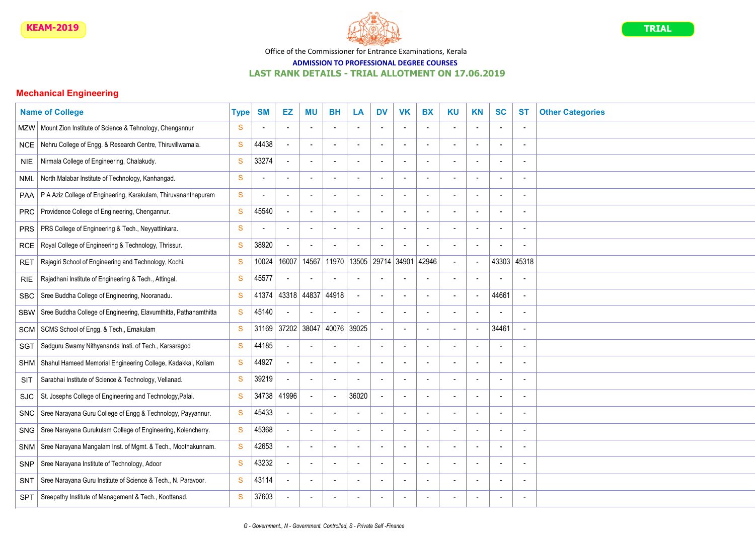KEAM-2019

TRIAL

Office of the Commissioner for Entrance Examinations, Kerala

ADMISSION TO PROFESSIONAL DEGREE COURSES

LAST RANK DETAILS - TRIAL ALLOTMENT ON 17.06.2019

## Mechanical Engineering

| Name of College | | Type | SM | EZ | MU | BH | LA | DV | VK | BX | KU | KN | SC | ST | Other Categories |
|---|---|---|---|---|---|---|---|---|---|---|---|---|---|---|---|
| MZW | Mount Zion Institute of Science & Tehnology, Chengannur | S | - | - | - | - | - | - | - | - | - | - | - | - | |
| NCE | Nehru College of Engg. & Research Centre, Thiruvillwamala. | S | 44438 | - | - | - | - | - | - | - | - | - | - | - | |
| NIE | Nirmala College of Engineering, Chalakudy. | S | 33274 | - | - | - | - | - | - | - | - | - | - | - | |
| NML | North Malabar Institute of Technology, Kanhangad. | S | - | - | - | - | - | - | - | - | - | - | - | - | |
| PAA | P A Aziz College of Engineering, Karakulam, Thiruvananthapuram | S | - | - | - | - | - | - | - | - | - | - | - | - | |
| PRC | Providence College of Engineering, Chengannur. | S | 45540 | - | - | - | - | - | - | - | - | - | - | - | |
| PRS | PRS College of Engineering & Tech., Neyyattinkara. | S | - | - | - | - | - | - | - | - | - | - | - | - | |
| RCE | Royal College of Engineering & Technology, Thrissur. | S | 38920 | - | - | - | - | - | - | - | - | - | - | - | |
| RET | Rajagiri School of Engineering and Technology, Kochi. | S | 10024 | 16007 | 14567 | 11970 | 13505 | 29714 | 34901 | 42946 | - | - | 43303 | 45318 | |
| RIE | Rajadhani Institute of Engineering & Tech., Attingal. | S | 45577 | - | - | - | - | - | - | - | - | - | - | - | |
| SBC | Sree Buddha College of Engineering, Nooranadu. | S | 41374 | 43318 | 44837 | 44918 | - | - | - | - | - | - | 44661 | - | |
| SBW | Sree Buddha College of Engineering, Elavumthitta, Pathanamthitta | S | 45140 | - | - | - | - | - | - | - | - | - | - | - | |
| SCM | SCMS School of Engg. & Tech., Ernakulam | S | 31169 | 37202 | 38047 | 40076 | 39025 | - | - | - | - | - | 34461 | - | |
| SGT | Sadguru Swamy Nithyananda Insti. of Tech., Karsaragod | S | 44185 | - | - | - | - | - | - | - | - | - | - | - | |
| SHM | Shahul Hameed Memorial Engineering College, Kadakkal, Kollam | S | 44927 | - | - | - | - | - | - | - | - | - | - | - | |
| SIT | Sarabhai Institute of Science & Technology, Vellanad. | S | 39219 | - | - | - | - | - | - | - | - | - | - | - | |
| SJC | St. Josephs College of Engineering and Technology,Palai. | S | 34738 | 41996 | - | - | 36020 | - | - | - | - | - | - | - | |
| SNC | Sree Narayana Guru College of Engg & Technology, Payyannur. | S | 45433 | - | - | - | - | - | - | - | - | - | - | - | |
| SNG | Sree Narayana Gurukulam College of Engineering, Kolencherry. | S | 45368 | - | - | - | - | - | - | - | - | - | - | - | |
| SNM | Sree Narayana Mangalam Inst. of Mgmt. & Tech., Moothakunnam. | S | 42653 | - | - | - | - | - | - | - | - | - | - | - | |
| SNP | Sree Narayana Institute of Technology, Adoor | S | 43232 | - | - | - | - | - | - | - | - | - | - | - | |
| SNT | Sree Narayana Guru Institute of Science & Tech., N. Paravoor. | S | 43114 | - | - | - | - | - | - | - | - | - | - | - | |
| SPT | Sreepathy Institute of Management & Tech., Koottanad. | S | 37603 | - | - | - | - | - | - | - | - | - | - | - | |

*G - Government., N - Government. Controlled, S - Private Self -Finance*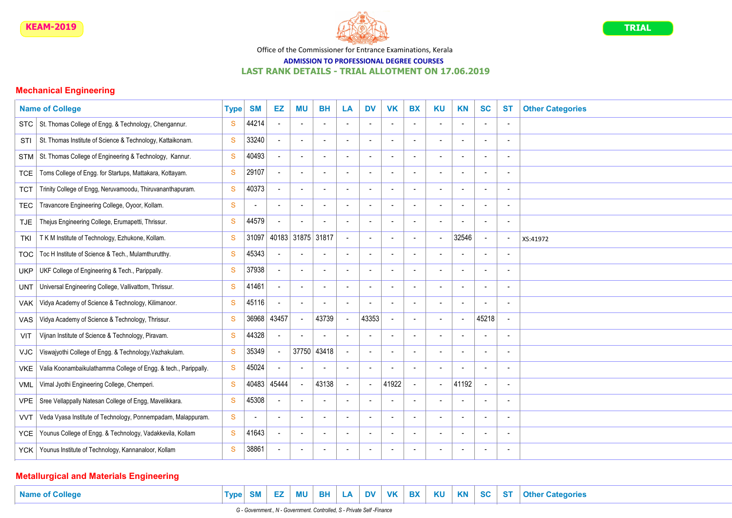KEAM-2019

TRIAL

Office of the Commissioner for Entrance Examinations, Kerala

ADMISSION TO PROFESSIONAL DEGREE COURSES

LAST RANK DETAILS - TRIAL ALLOTMENT ON 17.06.2019

## Mechanical Engineering

| Name of College | | Type | SM | EZ | MU | BH | LA | DV | VK | BX | KU | KN | SC | ST | Other Categories |
|---|---|---|---|---|---|---|---|---|---|---|---|---|---|---|---|
| STC | St. Thomas College of Engg. & Technology, Chengannur. | S | 44214 | - | - | - | - | - | - | - | - | - | - | - | |
| STI | St. Thomas Institute of Science & Technology, Kattaikonam. | S | 33240 | - | - | - | - | - | - | - | - | - | - | - | |
| STM | St. Thomas College of Engineering & Technology, Kannur. | S | 40493 | - | - | - | - | - | - | - | - | - | - | - | |
| TCE | Toms College of Engg. for Startups, Mattakara, Kottayam. | S | 29107 | - | - | - | - | - | - | - | - | - | - | - | |
| TCT | Trinity College of Engg, Neruvamoodu, Thiruvananthapuram. | S | 40373 | - | - | - | - | - | - | - | - | - | - | - | |
| TEC | Travancore Engineering College, Oyoor, Kollam. | S | - | - | - | - | - | - | - | - | - | - | - | - | |
| TJE | Thejus Engineering College, Erumapetti, Thrissur. | S | 44579 | - | - | - | - | - | - | - | - | - | - | - | |
| TKI | T K M Institute of Technology, Ezhukone, Kollam. | S | 31097 | 40183 | 31875 | 31817 | - | - | - | - | - | 32546 | - | - | XS:41972 |
| TOC | Toc H Institute of Science & Tech., Mulamthurutthy. | S | 45343 | - | - | - | - | - | - | - | - | - | - | - | |
| UKP | UKF College of Engineering & Tech., Parippally. | S | 37938 | - | - | - | - | - | - | - | - | - | - | - | |
| UNT | Universal Engineering College, Vallivattom, Thrissur. | S | 41461 | - | - | - | - | - | - | - | - | - | - | - | |
| VAK | Vidya Academy of Science & Technology, Kilimanoor. | S | 45116 | - | - | - | - | - | - | - | - | - | - | - | |
| VAS | Vidya Academy of Science & Technology, Thrissur. | S | 36968 | 43457 | - | 43739 | - | 43353 | - | - | - | - | 45218 | - | |
| VIT | Vijnan Institute of Science & Technology, Piravam. | S | 44328 | - | - | - | - | - | - | - | - | - | - | - | |
| VJC | Viswajyothi College of Engg. & Technology,Vazhakulam. | S | 35349 | - | 37750 | 43418 | - | - | - | - | - | - | - | - | |
| VKE | Valia Koonambaikulathamma College of Engg. & tech., Parippally. | S | 45024 | - | - | - | - | - | - | - | - | - | - | - | |
| VML | Vimal Jyothi Engineering College, Chemperi. | S | 40483 | 45444 | - | 43138 | - | - | 41922 | - | - | 41192 | - | - | |
| VPE | Sree Vellappally Natesan College of Engg, Mavelikkara. | S | 45308 | - | - | - | - | - | - | - | - | - | - | - | |
| VVT | Veda Vyasa Institute of Technology, Ponnempadam, Malappuram. | S | - | - | - | - | - | - | - | - | - | - | - | - | |
| YCE | Younus College of Engg. & Technology, Vadakkevila, Kollam | S | 41643 | - | - | - | - | - | - | - | - | - | - | - | |
| YCK | Younus Institute of Technology, Kannanaloor, Kollam | S | 38861 | - | - | - | - | - | - | - | - | - | - | - | |

## Metallurgical and Materials Engineering

| Name of College | Type | SM | EZ | MU | BH | LA | DV | VK | BX | KU | KN | SC | ST | Other Categories |
|---|---|---|---|---|---|---|---|---|---|---|---|---|---|---|

G - Government., N - Government. Controlled, S - Private Self -Finance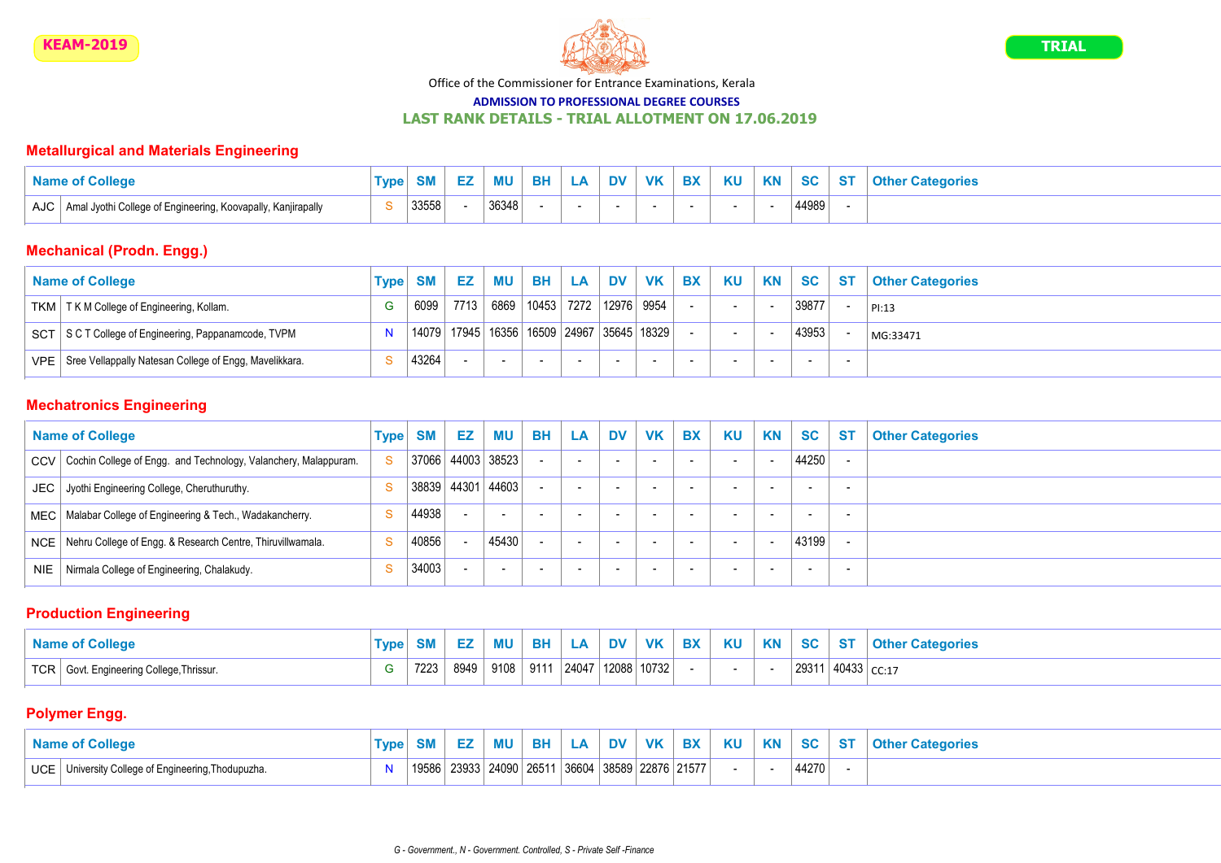KEAM-2019

TRIAL

Office of the Commissioner for Entrance Examinations, Kerala

ADMISSION TO PROFESSIONAL DEGREE COURSES

LAST RANK DETAILS - TRIAL ALLOTMENT ON 17.06.2019

## Metallurgical and Materials Engineering

| | Name of College | Type | SM | EZ | MU | BH | LA | DV | VK | BX | KU | KN | SC | ST | Other Categories |
|---|---|---|---|---|---|---|---|---|---|---|---|---|---|---|---|
| AJC | Amal Jyothi College of Engineering, Koovapally, Kanjirapally | S | 33558 | - | 36348 | - | - | - | - | - | - | - | 44989 | - | |

## Mechanical (Prodn. Engg.)

| | Name of College | Type | SM | EZ | MU | BH | LA | DV | VK | BX | KU | KN | SC | ST | Other Categories |
|---|---|---|---|---|---|---|---|---|---|---|---|---|---|---|---|
| TKM | T K M College of Engineering, Kollam. | G | 6099 | 7713 | 6869 | 10453 | 7272 | 12976 | 9954 | - | - | - | 39877 | - | PI:13 |
| SCT | S C T College of Engineering, Pappanamcode, TVPM | N | 14079 | 17945 | 16356 | 16509 | 24967 | 35645 | 18329 | - | - | - | 43953 | - | MG:33471 |
| VPE | Sree Vellappally Natesan College of Engg, Mavelikkara. | S | 43264 | - | - | - | - | - | - | - | - | - | - | - | |

## Mechatronics Engineering

| | Name of College | Type | SM | EZ | MU | BH | LA | DV | VK | BX | KU | KN | SC | ST | Other Categories |
|---|---|---|---|---|---|---|---|---|---|---|---|---|---|---|---|
| CCV | Cochin College of Engg. and Technology, Valanchery, Malappuram. | S | 37066 | 44003 | 38523 | - | - | - | - | - | - | - | 44250 | - | |
| JEC | Jyothi Engineering College, Cheruthuruthy. | S | 38839 | 44301 | 44603 | - | - | - | - | - | - | - | - | - | |
| MEC | Malabar College of Engineering & Tech., Wadakancherry. | S | 44938 | - | - | - | - | - | - | - | - | - | - | - | |
| NCE | Nehru College of Engg. & Research Centre, Thiruvillwamala. | S | 40856 | - | 45430 | - | - | - | - | - | - | - | 43199 | - | |
| NIE | Nirmala College of Engineering, Chalakudy. | S | 34003 | - | - | - | - | - | - | - | - | - | - | - | |

## Production Engineering

| | Name of College | Type | SM | EZ | MU | BH | LA | DV | VK | BX | KU | KN | SC | ST | Other Categories |
|---|---|---|---|---|---|---|---|---|---|---|---|---|---|---|---|
| TCR | Govt. Engineering College,Thrissur. | G | 7223 | 8949 | 9108 | 9111 | 24047 | 12088 | 10732 | - | - | - | 29311 | 40433 | CC:17 |

## Polymer Engg.

| | Name of College | Type | SM | EZ | MU | BH | LA | DV | VK | BX | KU | KN | SC | ST | Other Categories |
|---|---|---|---|---|---|---|---|---|---|---|---|---|---|---|---|
| UCE | University College of Engineering,Thodupuzha. | N | 19586 | 23933 | 24090 | 26511 | 36604 | 38589 | 22876 | 21577 | - | - | 44270 | - | |

*G - Government., N - Government. Controlled, S - Private Self -Finance*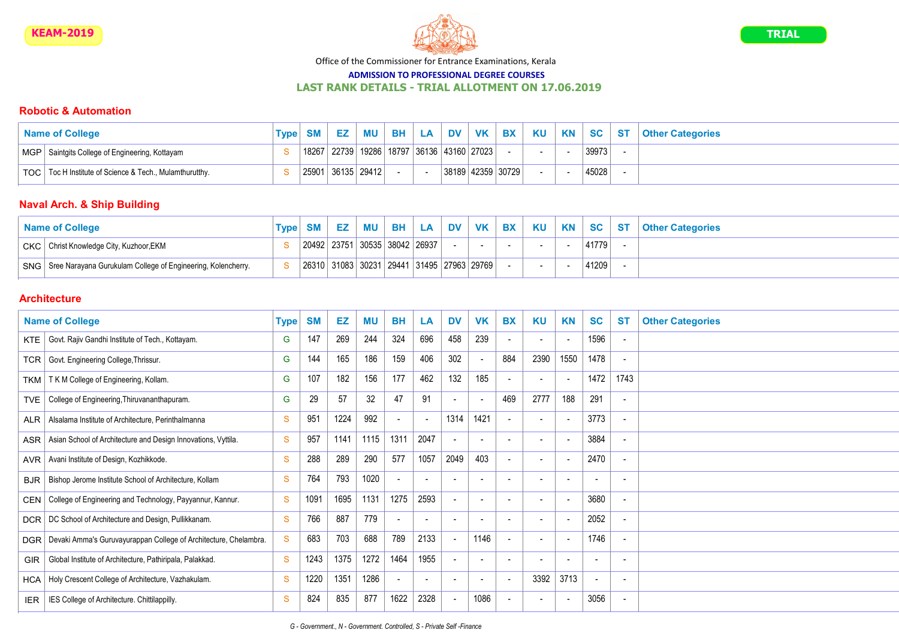KEAM-2019

TRIAL

Office of the Commissioner for Entrance Examinations, Kerala

ADMISSION TO PROFESSIONAL DEGREE COURSES

## LAST RANK DETAILS - TRIAL ALLOTMENT ON 17.06.2019

### Robotic & Automation

| Name of College | | Type | SM | EZ | MU | BH | LA | DV | VK | BX | KU | KN | SC | ST | Other Categories |
|---|---|---|---|---|---|---|---|---|---|---|---|---|---|---|---|
| MGP | Saintgits College of Engineering, Kottayam | S | 18267 | 22739 | 19286 | 18797 | 36136 | 43160 | 27023 | - | - | - | 39973 | - | |
| TOC | Toc H Institute of Science & Tech., Mulamthurutthy. | S | 25901 | 36135 | 29412 | - | - | 38189 | 42359 | 30729 | - | - | 45028 | - | |

### Naval Arch. & Ship Building

| Name of College | | Type | SM | EZ | MU | BH | LA | DV | VK | BX | KU | KN | SC | ST | Other Categories |
|---|---|---|---|---|---|---|---|---|---|---|---|---|---|---|---|
| CKC | Christ Knowledge City, Kuzhoor,EKM | S | 20492 | 23751 | 30535 | 38042 | 26937 | - | - | - | - | - | 41779 | - | |
| SNG | Sree Narayana Gurukulam College of Engineering, Kolencherry. | S | 26310 | 31083 | 30231 | 29441 | 31495 | 27963 | 29769 | - | - | - | 41209 | - | |

### Architecture

| Name of College | | Type | SM | EZ | MU | BH | LA | DV | VK | BX | KU | KN | SC | ST | Other Categories |
|---|---|---|---|---|---|---|---|---|---|---|---|---|---|---|---|
| KTE | Govt. Rajiv Gandhi Institute of Tech., Kottayam. | G | 147 | 269 | 244 | 324 | 696 | 458 | 239 | - | - | - | 1596 | - | |
| TCR | Govt. Engineering College,Thrissur. | G | 144 | 165 | 186 | 159 | 406 | 302 | - | 884 | 2390 | 1550 | 1478 | - | |
| TKM | T K M College of Engineering, Kollam. | G | 107 | 182 | 156 | 177 | 462 | 132 | 185 | - | - | - | 1472 | 1743 | |
| TVE | College of Engineering,Thiruvananthapuram. | G | 29 | 57 | 32 | 47 | 91 | - | - | 469 | 2777 | 188 | 291 | - | |
| ALR | Alsalama Institute of Architecture, Perinthalmanna | S | 951 | 1224 | 992 | - | - | 1314 | 1421 | - | - | - | 3773 | - | |
| ASR | Asian School of Architecture and Design Innovations, Vyttila. | S | 957 | 1141 | 1115 | 1311 | 2047 | - | - | - | - | - | 3884 | - | |
| AVR | Avani Institute of Design, Kozhikkode. | S | 288 | 289 | 290 | 577 | 1057 | 2049 | 403 | - | - | - | 2470 | - | |
| BJR | Bishop Jerome Institute School of Architecture, Kollam | S | 764 | 793 | 1020 | - | - | - | - | - | - | - | - | - | |
| CEN | College of Engineering and Technology, Payyannur, Kannur. | S | 1091 | 1695 | 1131 | 1275 | 2593 | - | - | - | - | - | 3680 | - | |
| DCR | DC School of Architecture and Design, Pullikkanam. | S | 766 | 887 | 779 | - | - | - | - | - | - | - | 2052 | - | |
| DGR | Devaki Amma's Guruvayurappan College of Architecture, Chelambra. | S | 683 | 703 | 688 | 789 | 2133 | - | 1146 | - | - | - | 1746 | - | |
| GIR | Global Institute of Architecture, Pathiripala, Palakkad. | S | 1243 | 1375 | 1272 | 1464 | 1955 | - | - | - | - | - | - | - | |
| HCA | Holy Crescent College of Architecture, Vazhakulam. | S | 1220 | 1351 | 1286 | - | - | - | - | - | 3392 | 3713 | - | - | |
| IER | IES College of Architecture. Chittilappilly. | S | 824 | 835 | 877 | 1622 | 2328 | - | 1086 | - | - | - | 3056 | - | |

*G - Government., N - Government. Controlled, S - Private Self -Finance*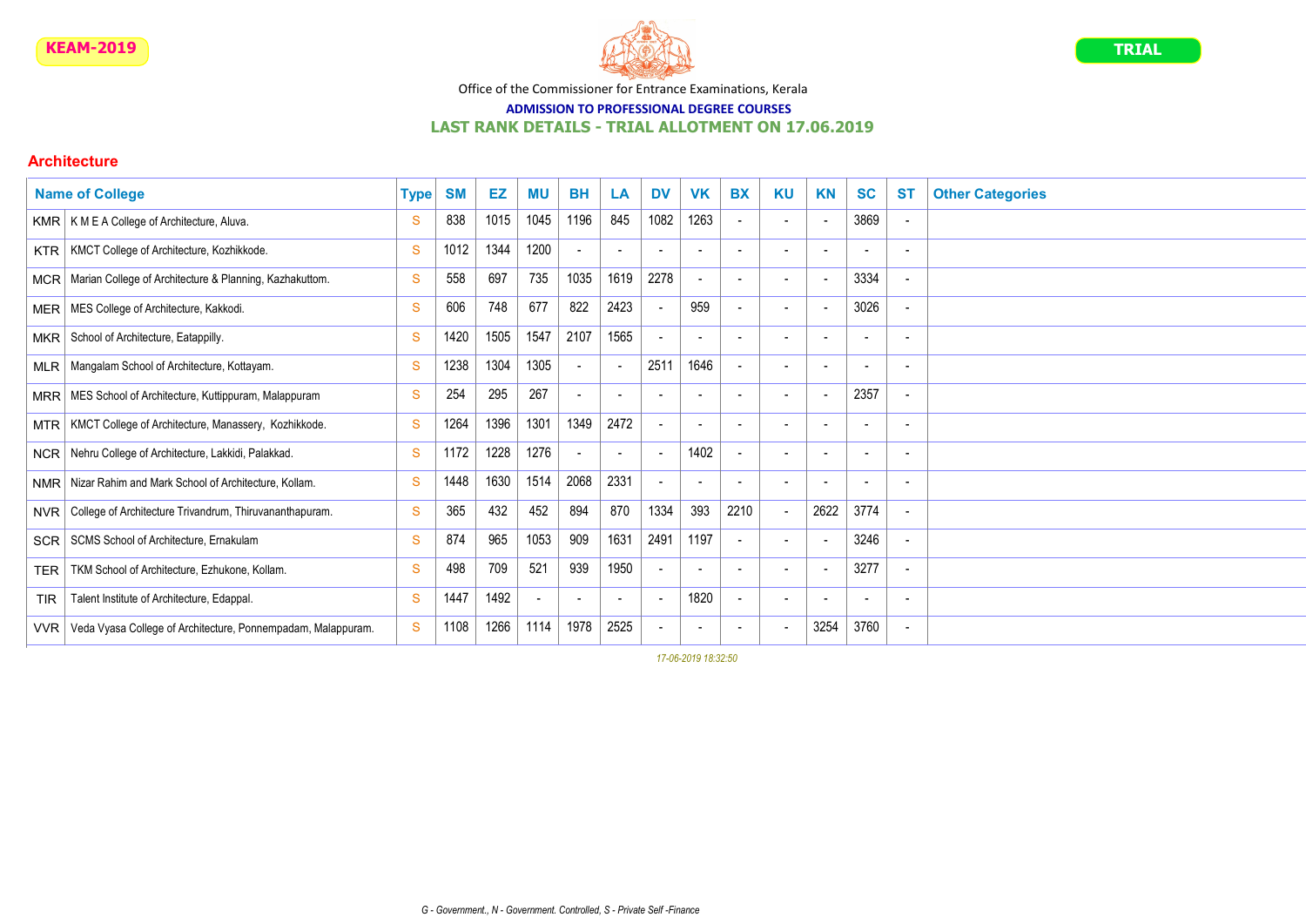KEAM-2019

TRIAL

Office of the Commissioner for Entrance Examinations, Kerala

**ADMISSION TO PROFESSIONAL DEGREE COURSES**

## LAST RANK DETAILS - TRIAL ALLOTMENT ON 17.06.2019

### Architecture

| | Name of College | Type | SM | EZ | MU | BH | LA | DV | VK | BX | KU | KN | SC | ST | Other Categories |
|---|---|---|---|---|---|---|---|---|---|---|---|---|---|---|---|
| KMR | K M E A College of Architecture, Aluva. | S | 838 | 1015 | 1045 | 1196 | 845 | 1082 | 1263 | - | - | - | 3869 | - | |
| KTR | KMCT College of Architecture, Kozhikkode. | S | 1012 | 1344 | 1200 | - | - | - | - | - | - | - | - | - | |
| MCR | Marian College of Architecture & Planning, Kazhakuttom. | S | 558 | 697 | 735 | 1035 | 1619 | 2278 | - | - | - | - | 3334 | - | |
| MER | MES College of Architecture, Kakkodi. | S | 606 | 748 | 677 | 822 | 2423 | - | 959 | - | - | - | 3026 | - | |
| MKR | School of Architecture, Eatappilly. | S | 1420 | 1505 | 1547 | 2107 | 1565 | - | - | - | - | - | - | - | |
| MLR | Mangalam School of Architecture, Kottayam. | S | 1238 | 1304 | 1305 | - | - | 2511 | 1646 | - | - | - | - | - | |
| MRR | MES School of Architecture, Kuttippuram, Malappuram | S | 254 | 295 | 267 | - | - | - | - | - | - | - | 2357 | - | |
| MTR | KMCT College of Architecture, Manassery, Kozhikkode. | S | 1264 | 1396 | 1301 | 1349 | 2472 | - | - | - | - | - | - | - | |
| NCR | Nehru College of Architecture, Lakkidi, Palakkad. | S | 1172 | 1228 | 1276 | - | - | - | 1402 | - | - | - | - | - | |
| NMR | Nizar Rahim and Mark School of Architecture, Kollam. | S | 1448 | 1630 | 1514 | 2068 | 2331 | - | - | - | - | - | - | - | |
| NVR | College of Architecture Trivandrum, Thiruvananthapuram. | S | 365 | 432 | 452 | 894 | 870 | 1334 | 393 | 2210 | - | 2622 | 3774 | - | |
| SCR | SCMS School of Architecture, Ernakulam | S | 874 | 965 | 1053 | 909 | 1631 | 2491 | 1197 | - | - | - | 3246 | - | |
| TER | TKM School of Architecture, Ezhukone, Kollam. | S | 498 | 709 | 521 | 939 | 1950 | - | - | - | - | - | 3277 | - | |
| TIR | Talent Institute of Architecture, Edappal. | S | 1447 | 1492 | - | - | - | - | 1820 | - | - | - | - | - | |
| VVR | Veda Vyasa College of Architecture, Ponnempadam, Malappuram. | S | 1108 | 1266 | 1114 | 1978 | 2525 | - | - | - | - | 3254 | 3760 | - | |

*17-06-2019 18:32:50*

*G - Government., N - Government. Controlled, S - Private Self -Finance*